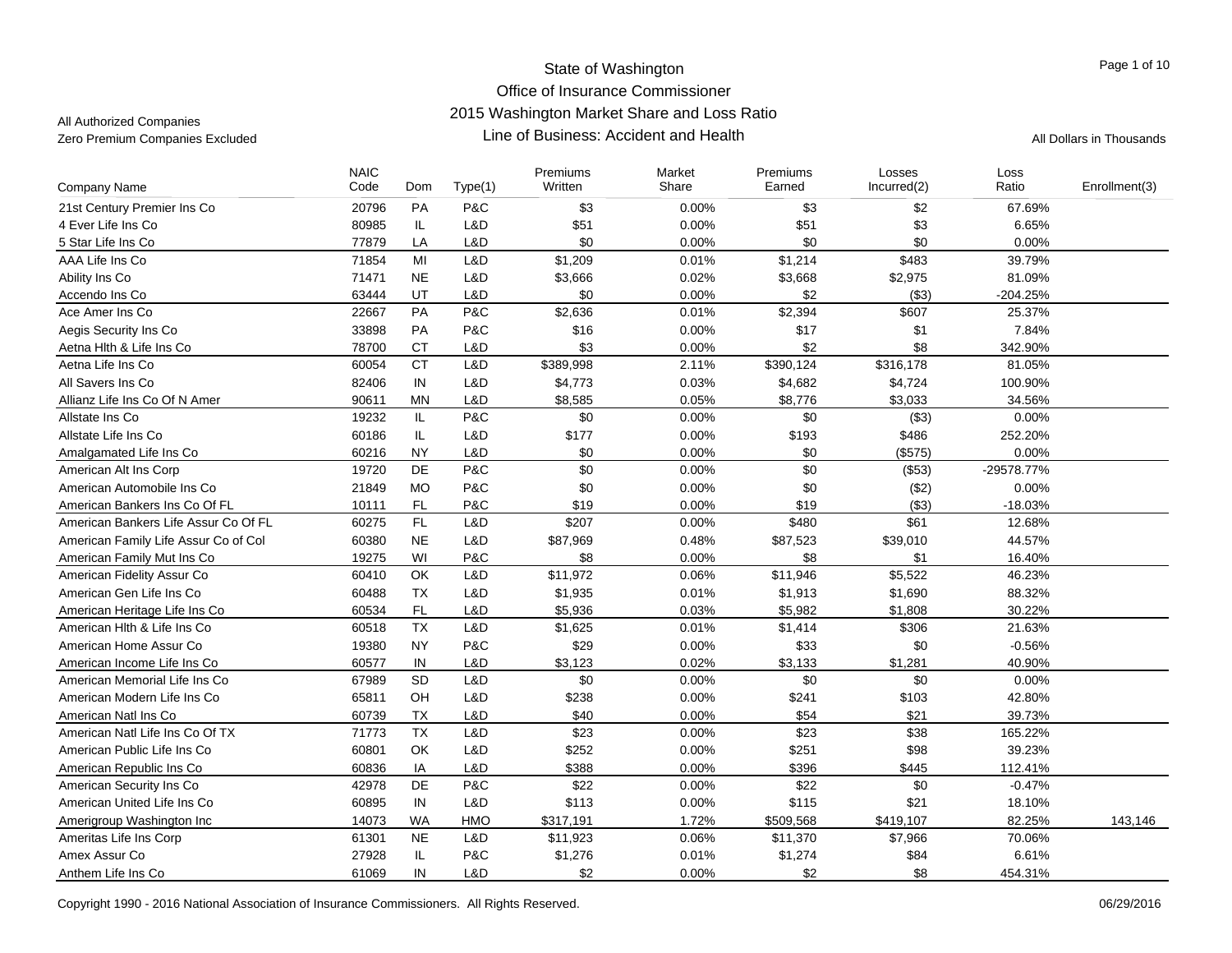# State of Washington
## Office of Insurance Commissioner
## 2015 Washington Market Share and Loss Ratio
## Line of Business: Accident and Health

All Authorized Companies
Zero Premium Companies Excluded

All Dollars in Thousands

| Company Name | NAIC Code | Dom | Type(1) | Premiums Written | Market Share | Premiums Earned | Losses Incurred(2) | Loss Ratio | Enrollment(3) |
|---|---|---|---|---|---|---|---|---|---|
| 21st Century Premier Ins Co | 20796 | PA | P&C | $3 | 0.00% | $3 | $2 | 67.69% | |
| 4 Ever Life Ins Co | 80985 | IL | L&D | $51 | 0.00% | $51 | $3 | 6.65% | |
| 5 Star Life Ins Co | 77879 | LA | L&D | $0 | 0.00% | $0 | $0 | 0.00% | |
| AAA Life Ins Co | 71854 | MI | L&D | $1,209 | 0.01% | $1,214 | $483 | 39.79% | |
| Ability Ins Co | 71471 | NE | L&D | $3,666 | 0.02% | $3,668 | $2,975 | 81.09% | |
| Accendo Ins Co | 63444 | UT | L&D | $0 | 0.00% | $2 | ($3) | -204.25% | |
| Ace Amer Ins Co | 22667 | PA | P&C | $2,636 | 0.01% | $2,394 | $607 | 25.37% | |
| Aegis Security Ins Co | 33898 | PA | P&C | $16 | 0.00% | $17 | $1 | 7.84% | |
| Aetna Hlth & Life Ins Co | 78700 | CT | L&D | $3 | 0.00% | $2 | $8 | 342.90% | |
| Aetna Life Ins Co | 60054 | CT | L&D | $389,998 | 2.11% | $390,124 | $316,178 | 81.05% | |
| All Savers Ins Co | 82406 | IN | L&D | $4,773 | 0.03% | $4,682 | $4,724 | 100.90% | |
| Allianz Life Ins Co Of N Amer | 90611 | MN | L&D | $8,585 | 0.05% | $8,776 | $3,033 | 34.56% | |
| Allstate Ins Co | 19232 | IL | P&C | $0 | 0.00% | $0 | ($3) | 0.00% | |
| Allstate Life Ins Co | 60186 | IL | L&D | $177 | 0.00% | $193 | $486 | 252.20% | |
| Amalgamated Life Ins Co | 60216 | NY | L&D | $0 | 0.00% | $0 | ($575) | 0.00% | |
| American Alt Ins Corp | 19720 | DE | P&C | $0 | 0.00% | $0 | ($53) | -29578.77% | |
| American Automobile Ins Co | 21849 | MO | P&C | $0 | 0.00% | $0 | ($2) | 0.00% | |
| American Bankers Ins Co Of FL | 10111 | FL | P&C | $19 | 0.00% | $19 | ($3) | -18.03% | |
| American Bankers Life Assur Co Of FL | 60275 | FL | L&D | $207 | 0.00% | $480 | $61 | 12.68% | |
| American Family Life Assur Co of Col | 60380 | NE | L&D | $87,969 | 0.48% | $87,523 | $39,010 | 44.57% | |
| American Family Mut Ins Co | 19275 | WI | P&C | $8 | 0.00% | $8 | $1 | 16.40% | |
| American Fidelity Assur Co | 60410 | OK | L&D | $11,972 | 0.06% | $11,946 | $5,522 | 46.23% | |
| American Gen Life Ins Co | 60488 | TX | L&D | $1,935 | 0.01% | $1,913 | $1,690 | 88.32% | |
| American Heritage Life Ins Co | 60534 | FL | L&D | $5,936 | 0.03% | $5,982 | $1,808 | 30.22% | |
| American Hlth & Life Ins Co | 60518 | TX | L&D | $1,625 | 0.01% | $1,414 | $306 | 21.63% | |
| American Home Assur Co | 19380 | NY | P&C | $29 | 0.00% | $33 | $0 | -0.56% | |
| American Income Life Ins Co | 60577 | IN | L&D | $3,123 | 0.02% | $3,133 | $1,281 | 40.90% | |
| American Memorial Life Ins Co | 67989 | SD | L&D | $0 | 0.00% | $0 | $0 | 0.00% | |
| American Modern Life Ins Co | 65811 | OH | L&D | $238 | 0.00% | $241 | $103 | 42.80% | |
| American Natl Ins Co | 60739 | TX | L&D | $40 | 0.00% | $54 | $21 | 39.73% | |
| American Natl Life Ins Co Of TX | 71773 | TX | L&D | $23 | 0.00% | $23 | $38 | 165.22% | |
| American Public Life Ins Co | 60801 | OK | L&D | $252 | 0.00% | $251 | $98 | 39.23% | |
| American Republic Ins Co | 60836 | IA | L&D | $388 | 0.00% | $396 | $445 | 112.41% | |
| American Security Ins Co | 42978 | DE | P&C | $22 | 0.00% | $22 | $0 | -0.47% | |
| American United Life Ins Co | 60895 | IN | L&D | $113 | 0.00% | $115 | $21 | 18.10% | |
| Amerigroup Washington Inc | 14073 | WA | HMO | $317,191 | 1.72% | $509,568 | $419,107 | 82.25% | 143,146 |
| Ameritas Life Ins Corp | 61301 | NE | L&D | $11,923 | 0.06% | $11,370 | $7,966 | 70.06% | |
| Amex Assur Co | 27928 | IL | P&C | $1,276 | 0.01% | $1,274 | $84 | 6.61% | |
| Anthem Life Ins Co | 61069 | IN | L&D | $2 | 0.00% | $2 | $8 | 454.31% | |

Copyright 1990 - 2016 National Association of Insurance Commissioners. All Rights Reserved. 06/29/2016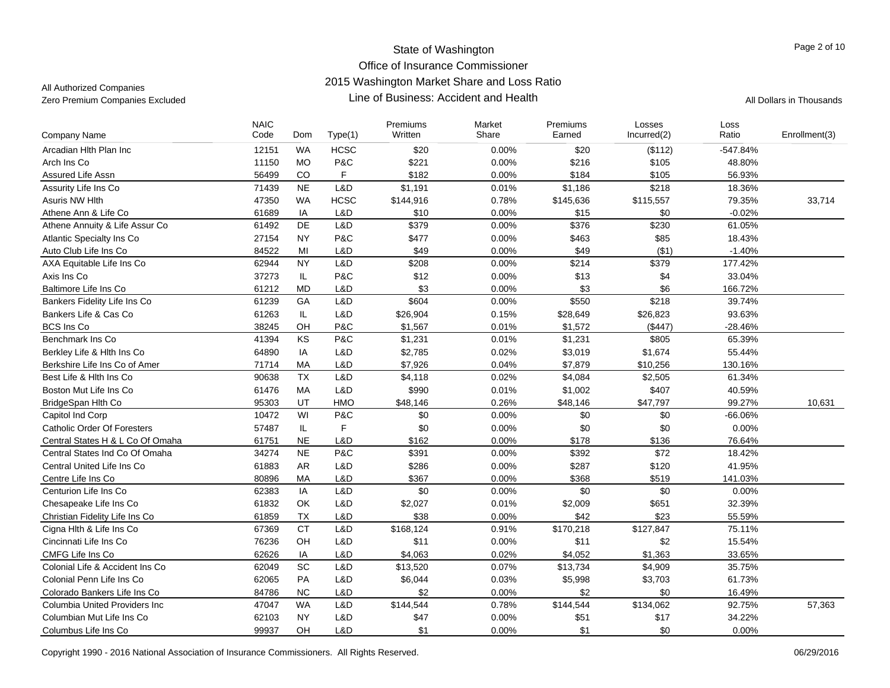State of Washington
Office of Insurance Commissioner
2015 Washington Market Share and Loss Ratio
Line of Business: Accident and Health

All Authorized Companies
Zero Premium Companies Excluded

All Dollars in Thousands

| Company Name | NAIC Code | Dom | Type(1) | Premiums Written | Market Share | Premiums Earned | Losses Incurred(2) | Loss Ratio | Enrollment(3) |
|---|---|---|---|---|---|---|---|---|---|
| Arcadian Hlth Plan Inc | 12151 | WA | HCSC | $20 | 0.00% | $20 | ($112) | -547.84% | |
| Arch Ins Co | 11150 | MO | P&C | $221 | 0.00% | $216 | $105 | 48.80% | |
| Assured Life Assn | 56499 | CO | F | $182 | 0.00% | $184 | $105 | 56.93% | |
| Assurity Life Ins Co | 71439 | NE | L&D | $1,191 | 0.01% | $1,186 | $218 | 18.36% | |
| Asuris NW Hlth | 47350 | WA | HCSC | $144,916 | 0.78% | $145,636 | $115,557 | 79.35% | 33,714 |
| Athene Ann & Life Co | 61689 | IA | L&D | $10 | 0.00% | $15 | $0 | -0.02% | |
| Athene Annuity & Life Assur Co | 61492 | DE | L&D | $379 | 0.00% | $376 | $230 | 61.05% | |
| Atlantic Specialty Ins Co | 27154 | NY | P&C | $477 | 0.00% | $463 | $85 | 18.43% | |
| Auto Club Life Ins Co | 84522 | MI | L&D | $49 | 0.00% | $49 | ($1) | -1.40% | |
| AXA Equitable Life Ins Co | 62944 | NY | L&D | $208 | 0.00% | $214 | $379 | 177.42% | |
| Axis Ins Co | 37273 | IL | P&C | $12 | 0.00% | $13 | $4 | 33.04% | |
| Baltimore Life Ins Co | 61212 | MD | L&D | $3 | 0.00% | $3 | $6 | 166.72% | |
| Bankers Fidelity Life Ins Co | 61239 | GA | L&D | $604 | 0.00% | $550 | $218 | 39.74% | |
| Bankers Life & Cas Co | 61263 | IL | L&D | $26,904 | 0.15% | $28,649 | $26,823 | 93.63% | |
| BCS Ins Co | 38245 | OH | P&C | $1,567 | 0.01% | $1,572 | ($447) | -28.46% | |
| Benchmark Ins Co | 41394 | KS | P&C | $1,231 | 0.01% | $1,231 | $805 | 65.39% | |
| Berkley Life & Hlth Ins Co | 64890 | IA | L&D | $2,785 | 0.02% | $3,019 | $1,674 | 55.44% | |
| Berkshire Life Ins Co of Amer | 71714 | MA | L&D | $7,926 | 0.04% | $7,879 | $10,256 | 130.16% | |
| Best Life & Hlth Ins Co | 90638 | TX | L&D | $4,118 | 0.02% | $4,084 | $2,505 | 61.34% | |
| Boston Mut Life Ins Co | 61476 | MA | L&D | $990 | 0.01% | $1,002 | $407 | 40.59% | |
| BridgeSpan Hlth Co | 95303 | UT | HMO | $48,146 | 0.26% | $48,146 | $47,797 | 99.27% | 10,631 |
| Capitol Ind Corp | 10472 | WI | P&C | $0 | 0.00% | $0 | $0 | -66.06% | |
| Catholic Order Of Foresters | 57487 | IL | F | $0 | 0.00% | $0 | $0 | 0.00% | |
| Central States H & L Co Of Omaha | 61751 | NE | L&D | $162 | 0.00% | $178 | $136 | 76.64% | |
| Central States Ind Co Of Omaha | 34274 | NE | P&C | $391 | 0.00% | $392 | $72 | 18.42% | |
| Central United Life Ins Co | 61883 | AR | L&D | $286 | 0.00% | $287 | $120 | 41.95% | |
| Centre Life Ins Co | 80896 | MA | L&D | $367 | 0.00% | $368 | $519 | 141.03% | |
| Centurion Life Ins Co | 62383 | IA | L&D | $0 | 0.00% | $0 | $0 | 0.00% | |
| Chesapeake Life Ins Co | 61832 | OK | L&D | $2,027 | 0.01% | $2,009 | $651 | 32.39% | |
| Christian Fidelity Life Ins Co | 61859 | TX | L&D | $38 | 0.00% | $42 | $23 | 55.59% | |
| Cigna Hlth & Life Ins Co | 67369 | CT | L&D | $168,124 | 0.91% | $170,218 | $127,847 | 75.11% | |
| Cincinnati Life Ins Co | 76236 | OH | L&D | $11 | 0.00% | $11 | $2 | 15.54% | |
| CMFG Life Ins Co | 62626 | IA | L&D | $4,063 | 0.02% | $4,052 | $1,363 | 33.65% | |
| Colonial Life & Accident Ins Co | 62049 | SC | L&D | $13,520 | 0.07% | $13,734 | $4,909 | 35.75% | |
| Colonial Penn Life Ins Co | 62065 | PA | L&D | $6,044 | 0.03% | $5,998 | $3,703 | 61.73% | |
| Colorado Bankers Life Ins Co | 84786 | NC | L&D | $2 | 0.00% | $2 | $0 | 16.49% | |
| Columbia United Providers Inc | 47047 | WA | L&D | $144,544 | 0.78% | $144,544 | $134,062 | 92.75% | 57,363 |
| Columbian Mut Life Ins Co | 62103 | NY | L&D | $47 | 0.00% | $51 | $17 | 34.22% | |
| Columbus Life Ins Co | 99937 | OH | L&D | $1 | 0.00% | $1 | $0 | 0.00% | |

Copyright 1990 - 2016 National Association of Insurance Commissioners. All Rights Reserved. 06/29/2016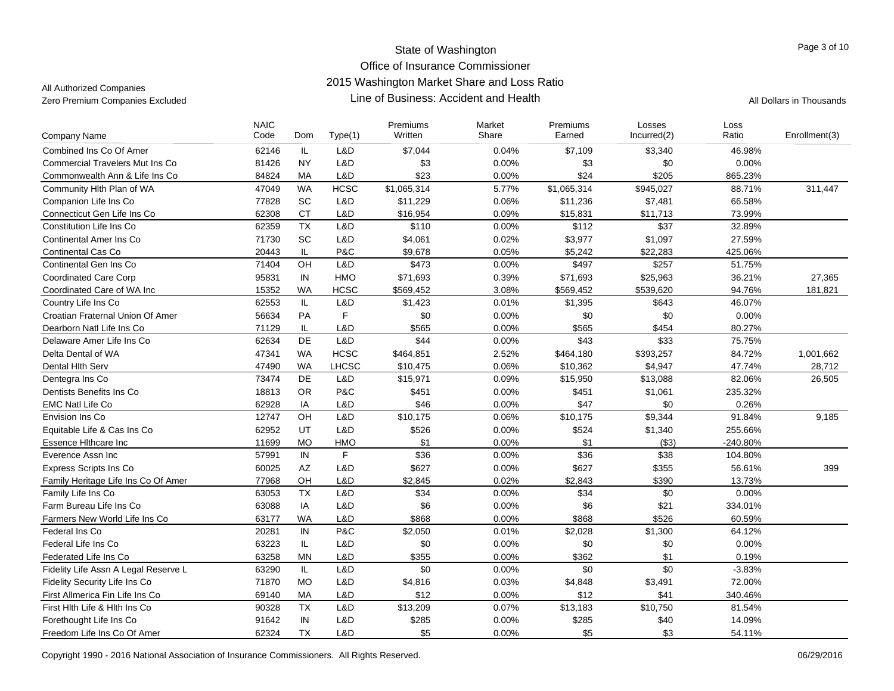State of Washington
Office of Insurance Commissioner
2015 Washington Market Share and Loss Ratio
Line of Business: Accident and Health

All Authorized Companies
Zero Premium Companies Excluded

All Dollars in Thousands

| Company Name | NAIC Code | Dom | Type(1) | Premiums Written | Market Share | Premiums Earned | Losses Incurred(2) | Loss Ratio | Enrollment(3) |
|---|---|---|---|---|---|---|---|---|---|
| Combined Ins Co Of Amer | 62146 | IL | L&D | $7,044 | 0.04% | $7,109 | $3,340 | 46.98% | |
| Commercial Travelers Mut Ins Co | 81426 | NY | L&D | $3 | 0.00% | $3 | $0 | 0.00% | |
| Commonwealth Ann & Life Ins Co | 84824 | MA | L&D | $23 | 0.00% | $24 | $205 | 865.23% | |
| Community Hlth Plan of WA | 47049 | WA | HCSC | $1,065,314 | 5.77% | $1,065,314 | $945,027 | 88.71% | 311,447 |
| Companion Life Ins Co | 77828 | SC | L&D | $11,229 | 0.06% | $11,236 | $7,481 | 66.58% | |
| Connecticut Gen Life Ins Co | 62308 | CT | L&D | $16,954 | 0.09% | $15,831 | $11,713 | 73.99% | |
| Constitution Life Ins Co | 62359 | TX | L&D | $110 | 0.00% | $112 | $37 | 32.89% | |
| Continental Amer Ins Co | 71730 | SC | L&D | $4,061 | 0.02% | $3,977 | $1,097 | 27.59% | |
| Continental Cas Co | 20443 | IL | P&C | $9,678 | 0.05% | $5,242 | $22,283 | 425.06% | |
| Continental Gen Ins Co | 71404 | OH | L&D | $473 | 0.00% | $497 | $257 | 51.75% | |
| Coordinated Care Corp | 95831 | IN | HMO | $71,693 | 0.39% | $71,693 | $25,963 | 36.21% | 27,365 |
| Coordinated Care of WA Inc | 15352 | WA | HCSC | $569,452 | 3.08% | $569,452 | $539,620 | 94.76% | 181,821 |
| Country Life Ins Co | 62553 | IL | L&D | $1,423 | 0.01% | $1,395 | $643 | 46.07% | |
| Croatian Fraternal Union Of Amer | 56634 | PA | F | $0 | 0.00% | $0 | $0 | 0.00% | |
| Dearborn Natl Life Ins Co | 71129 | IL | L&D | $565 | 0.00% | $565 | $454 | 80.27% | |
| Delaware Amer Life Ins Co | 62634 | DE | L&D | $44 | 0.00% | $43 | $33 | 75.75% | |
| Delta Dental of WA | 47341 | WA | HCSC | $464,851 | 2.52% | $464,180 | $393,257 | 84.72% | 1,001,662 |
| Dental Hlth Serv | 47490 | WA | LHCSC | $10,475 | 0.06% | $10,362 | $4,947 | 47.74% | 28,712 |
| Dentegra Ins Co | 73474 | DE | L&D | $15,971 | 0.09% | $15,950 | $13,088 | 82.06% | 26,505 |
| Dentists Benefits Ins Co | 18813 | OR | P&C | $451 | 0.00% | $451 | $1,061 | 235.32% | |
| EMC Natl Life Co | 62928 | IA | L&D | $46 | 0.00% | $47 | $0 | 0.26% | |
| Envision Ins Co | 12747 | OH | L&D | $10,175 | 0.06% | $10,175 | $9,344 | 91.84% | 9,185 |
| Equitable Life & Cas Ins Co | 62952 | UT | L&D | $526 | 0.00% | $524 | $1,340 | 255.66% | |
| Essence Hlthcare Inc | 11699 | MO | HMO | $1 | 0.00% | $1 | ($3) | -240.80% | |
| Everence Assn Inc | 57991 | IN | F | $36 | 0.00% | $36 | $38 | 104.80% | |
| Express Scripts Ins Co | 60025 | AZ | L&D | $627 | 0.00% | $627 | $355 | 56.61% | 399 |
| Family Heritage Life Ins Co Of Amer | 77968 | OH | L&D | $2,845 | 0.02% | $2,843 | $390 | 13.73% | |
| Family Life Ins Co | 63053 | TX | L&D | $34 | 0.00% | $34 | $0 | 0.00% | |
| Farm Bureau Life Ins Co | 63088 | IA | L&D | $6 | 0.00% | $6 | $21 | 334.01% | |
| Farmers New World Life Ins Co | 63177 | WA | L&D | $868 | 0.00% | $868 | $526 | 60.59% | |
| Federal Ins Co | 20281 | IN | P&C | $2,050 | 0.01% | $2,028 | $1,300 | 64.12% | |
| Federal Life Ins Co | 63223 | IL | L&D | $0 | 0.00% | $0 | $0 | 0.00% | |
| Federated Life Ins Co | 63258 | MN | L&D | $355 | 0.00% | $362 | $1 | 0.19% | |
| Fidelity Life Assn A Legal Reserve L | 63290 | IL | L&D | $0 | 0.00% | $0 | $0 | -3.83% | |
| Fidelity Security Life Ins Co | 71870 | MO | L&D | $4,816 | 0.03% | $4,848 | $3,491 | 72.00% | |
| First Allmerica Fin Life Ins Co | 69140 | MA | L&D | $12 | 0.00% | $12 | $41 | 340.46% | |
| First Hlth Life & Hlth Ins Co | 90328 | TX | L&D | $13,209 | 0.07% | $13,183 | $10,750 | 81.54% | |
| Forethought Life Ins Co | 91642 | IN | L&D | $285 | 0.00% | $285 | $40 | 14.09% | |
| Freedom Life Ins Co Of Amer | 62324 | TX | L&D | $5 | 0.00% | $5 | $3 | 54.11% | |

Copyright 1990 - 2016 National Association of Insurance Commissioners. All Rights Reserved.

06/29/2016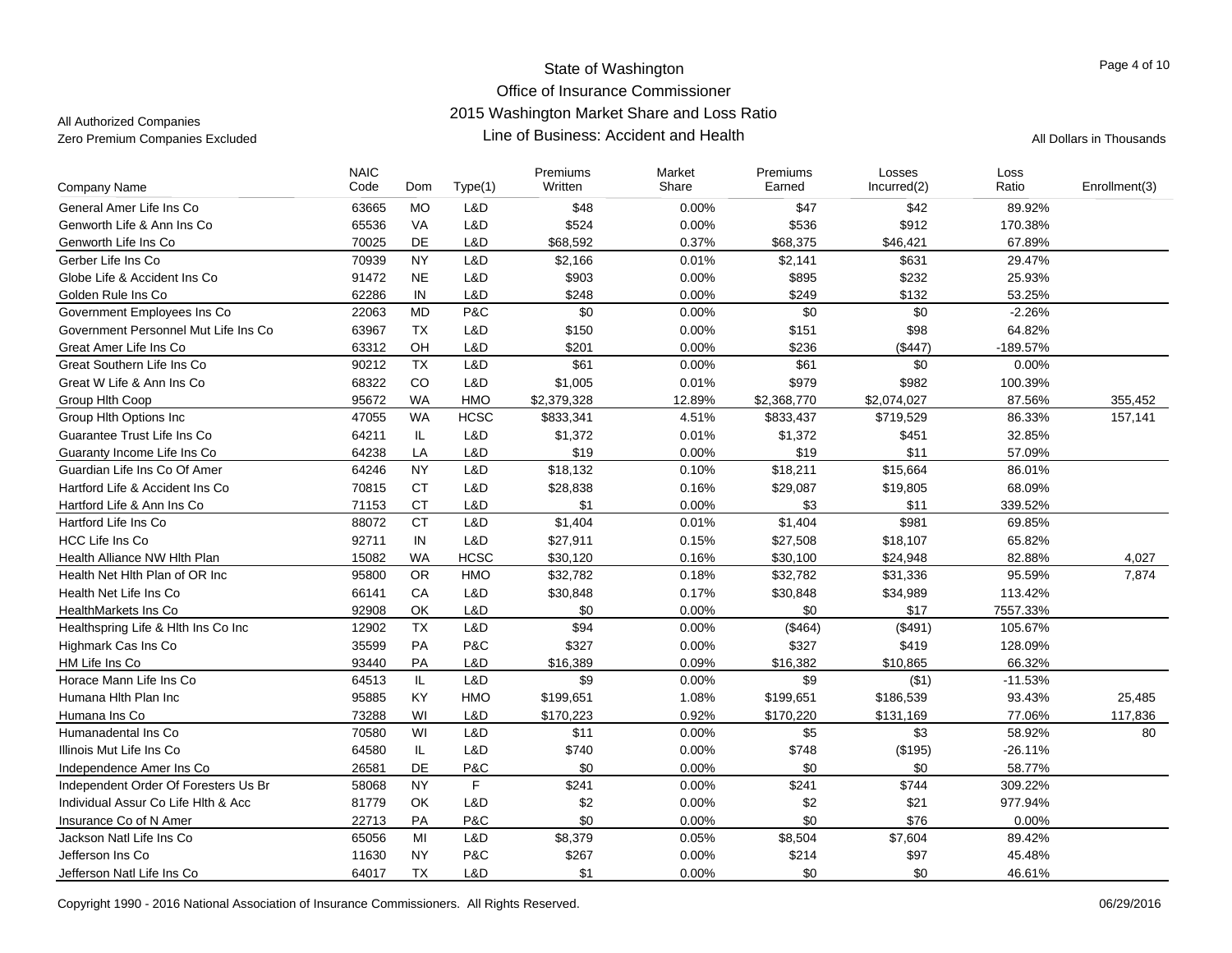State of Washington
Office of Insurance Commissioner
2015 Washington Market Share and Loss Ratio
Line of Business: Accident and Health

All Authorized Companies
Zero Premium Companies Excluded

All Dollars in Thousands

| Company Name | NAIC Code | Dom | Type(1) | Premiums Written | Market Share | Premiums Earned | Losses Incurred(2) | Loss Ratio | Enrollment(3) |
|---|---|---|---|---|---|---|---|---|---|
| General Amer Life Ins Co | 63665 | MO | L&D | $48 | 0.00% | $47 | $42 | 89.92% | |
| Genworth Life & Ann Ins Co | 65536 | VA | L&D | $524 | 0.00% | $536 | $912 | 170.38% | |
| Genworth Life Ins Co | 70025 | DE | L&D | $68,592 | 0.37% | $68,375 | $46,421 | 67.89% | |
| Gerber Life Ins Co | 70939 | NY | L&D | $2,166 | 0.01% | $2,141 | $631 | 29.47% | |
| Globe Life & Accident Ins Co | 91472 | NE | L&D | $903 | 0.00% | $895 | $232 | 25.93% | |
| Golden Rule Ins Co | 62286 | IN | L&D | $248 | 0.00% | $249 | $132 | 53.25% | |
| Government Employees Ins Co | 22063 | MD | P&C | $0 | 0.00% | $0 | $0 | -2.26% | |
| Government Personnel Mut Life Ins Co | 63967 | TX | L&D | $150 | 0.00% | $151 | $98 | 64.82% | |
| Great Amer Life Ins Co | 63312 | OH | L&D | $201 | 0.00% | $236 | ($447) | -189.57% | |
| Great Southern Life Ins Co | 90212 | TX | L&D | $61 | 0.00% | $61 | $0 | 0.00% | |
| Great W Life & Ann Ins Co | 68322 | CO | L&D | $1,005 | 0.01% | $979 | $982 | 100.39% | |
| Group Hlth Coop | 95672 | WA | HMO | $2,379,328 | 12.89% | $2,368,770 | $2,074,027 | 87.56% | 355,452 |
| Group Hlth Options Inc | 47055 | WA | HCSC | $833,341 | 4.51% | $833,437 | $719,529 | 86.33% | 157,141 |
| Guarantee Trust Life Ins Co | 64211 | IL | L&D | $1,372 | 0.01% | $1,372 | $451 | 32.85% | |
| Guaranty Income Life Ins Co | 64238 | LA | L&D | $19 | 0.00% | $19 | $11 | 57.09% | |
| Guardian Life Ins Co Of Amer | 64246 | NY | L&D | $18,132 | 0.10% | $18,211 | $15,664 | 86.01% | |
| Hartford Life & Accident Ins Co | 70815 | CT | L&D | $28,838 | 0.16% | $29,087 | $19,805 | 68.09% | |
| Hartford Life & Ann Ins Co | 71153 | CT | L&D | $1 | 0.00% | $3 | $11 | 339.52% | |
| Hartford Life Ins Co | 88072 | CT | L&D | $1,404 | 0.01% | $1,404 | $981 | 69.85% | |
| HCC Life Ins Co | 92711 | IN | L&D | $27,911 | 0.15% | $27,508 | $18,107 | 65.82% | |
| Health Alliance NW Hlth Plan | 15082 | WA | HCSC | $30,120 | 0.16% | $30,100 | $24,948 | 82.88% | 4,027 |
| Health Net Hlth Plan of OR Inc | 95800 | OR | HMO | $32,782 | 0.18% | $32,782 | $31,336 | 95.59% | 7,874 |
| Health Net Life Ins Co | 66141 | CA | L&D | $30,848 | 0.17% | $30,848 | $34,989 | 113.42% | |
| HealthMarkets Ins Co | 92908 | OK | L&D | $0 | 0.00% | $0 | $17 | 7557.33% | |
| Healthspring Life & Hlth Ins Co Inc | 12902 | TX | L&D | $94 | 0.00% | ($464) | ($491) | 105.67% | |
| Highmark Cas Ins Co | 35599 | PA | P&C | $327 | 0.00% | $327 | $419 | 128.09% | |
| HM Life Ins Co | 93440 | PA | L&D | $16,389 | 0.09% | $16,382 | $10,865 | 66.32% | |
| Horace Mann Life Ins Co | 64513 | IL | L&D | $9 | 0.00% | $9 | ($1) | -11.53% | |
| Humana Hlth Plan Inc | 95885 | KY | HMO | $199,651 | 1.08% | $199,651 | $186,539 | 93.43% | 25,485 |
| Humana Ins Co | 73288 | WI | L&D | $170,223 | 0.92% | $170,220 | $131,169 | 77.06% | 117,836 |
| Humanadental Ins Co | 70580 | WI | L&D | $11 | 0.00% | $5 | $3 | 58.92% | 80 |
| Illinois Mut Life Ins Co | 64580 | IL | L&D | $740 | 0.00% | $748 | ($195) | -26.11% | |
| Independence Amer Ins Co | 26581 | DE | P&C | $0 | 0.00% | $0 | $0 | 58.77% | |
| Independent Order Of Foresters Us Br | 58068 | NY | F | $241 | 0.00% | $241 | $744 | 309.22% | |
| Individual Assur Co Life Hlth & Acc | 81779 | OK | L&D | $2 | 0.00% | $2 | $21 | 977.94% | |
| Insurance Co of N Amer | 22713 | PA | P&C | $0 | 0.00% | $0 | $76 | 0.00% | |
| Jackson Natl Life Ins Co | 65056 | MI | L&D | $8,379 | 0.05% | $8,504 | $7,604 | 89.42% | |
| Jefferson Ins Co | 11630 | NY | P&C | $267 | 0.00% | $214 | $97 | 45.48% | |
| Jefferson Natl Life Ins Co | 64017 | TX | L&D | $1 | 0.00% | $0 | $0 | 46.61% | |

Copyright 1990 - 2016 National Association of Insurance Commissioners. All Rights Reserved. 06/29/2016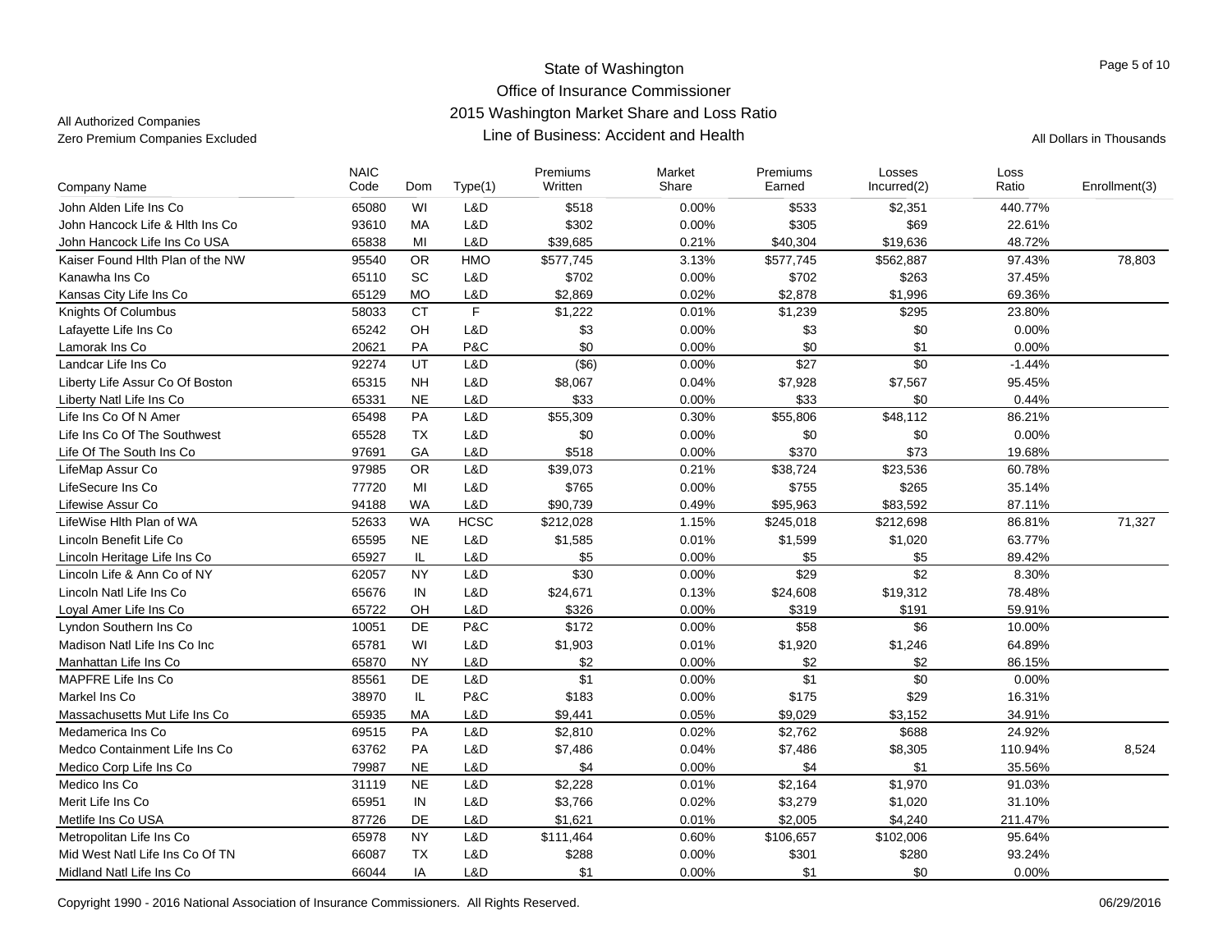All Authorized Companies
Zero Premium Companies Excluded

# State of Washington
## Office of Insurance Commissioner
## 2015 Washington Market Share and Loss Ratio
## Line of Business: Accident and Health

All Dollars in Thousands

| Company Name | NAIC Code | Dom | Type(1) | Premiums Written | Market Share | Premiums Earned | Losses Incurred(2) | Loss Ratio | Enrollment(3) |
|---|---|---|---|---|---|---|---|---|---|
| John Alden Life Ins Co | 65080 | WI | L&D | $518 | 0.00% | $533 | $2,351 | 440.77% | |
| John Hancock Life & Hlth Ins Co | 93610 | MA | L&D | $302 | 0.00% | $305 | $69 | 22.61% | |
| John Hancock Life Ins Co USA | 65838 | MI | L&D | $39,685 | 0.21% | $40,304 | $19,636 | 48.72% | |
| Kaiser Found Hlth Plan of the NW | 95540 | OR | HMO | $577,745 | 3.13% | $577,745 | $562,887 | 97.43% | 78,803 |
| Kanawha Ins Co | 65110 | SC | L&D | $702 | 0.00% | $702 | $263 | 37.45% | |
| Kansas City Life Ins Co | 65129 | MO | L&D | $2,869 | 0.02% | $2,878 | $1,996 | 69.36% | |
| Knights Of Columbus | 58033 | CT | F | $1,222 | 0.01% | $1,239 | $295 | 23.80% | |
| Lafayette Life Ins Co | 65242 | OH | L&D | $3 | 0.00% | $3 | $0 | 0.00% | |
| Lamorak Ins Co | 20621 | PA | P&C | $0 | 0.00% | $0 | $1 | 0.00% | |
| Landcar Life Ins Co | 92274 | UT | L&D | ($6) | 0.00% | $27 | $0 | -1.44% | |
| Liberty Life Assur Co Of Boston | 65315 | NH | L&D | $8,067 | 0.04% | $7,928 | $7,567 | 95.45% | |
| Liberty Natl Life Ins Co | 65331 | NE | L&D | $33 | 0.00% | $33 | $0 | 0.44% | |
| Life Ins Co Of N Amer | 65498 | PA | L&D | $55,309 | 0.30% | $55,806 | $48,112 | 86.21% | |
| Life Ins Co Of The Southwest | 65528 | TX | L&D | $0 | 0.00% | $0 | $0 | 0.00% | |
| Life Of The South Ins Co | 97691 | GA | L&D | $518 | 0.00% | $370 | $73 | 19.68% | |
| LifeMap Assur Co | 97985 | OR | L&D | $39,073 | 0.21% | $38,724 | $23,536 | 60.78% | |
| LifeSecure Ins Co | 77720 | MI | L&D | $765 | 0.00% | $755 | $265 | 35.14% | |
| Lifewise Assur Co | 94188 | WA | L&D | $90,739 | 0.49% | $95,963 | $83,592 | 87.11% | |
| LifeWise Hlth Plan of WA | 52633 | WA | HCSC | $212,028 | 1.15% | $245,018 | $212,698 | 86.81% | 71,327 |
| Lincoln Benefit Life Co | 65595 | NE | L&D | $1,585 | 0.01% | $1,599 | $1,020 | 63.77% | |
| Lincoln Heritage Life Ins Co | 65927 | IL | L&D | $5 | 0.00% | $5 | $5 | 89.42% | |
| Lincoln Life & Ann Co of NY | 62057 | NY | L&D | $30 | 0.00% | $29 | $2 | 8.30% | |
| Lincoln Natl Life Ins Co | 65676 | IN | L&D | $24,671 | 0.13% | $24,608 | $19,312 | 78.48% | |
| Loyal Amer Life Ins Co | 65722 | OH | L&D | $326 | 0.00% | $319 | $191 | 59.91% | |
| Lyndon Southern Ins Co | 10051 | DE | P&C | $172 | 0.00% | $58 | $6 | 10.00% | |
| Madison Natl Life Ins Co Inc | 65781 | WI | L&D | $1,903 | 0.01% | $1,920 | $1,246 | 64.89% | |
| Manhattan Life Ins Co | 65870 | NY | L&D | $2 | 0.00% | $2 | $2 | 86.15% | |
| MAPFRE Life Ins Co | 85561 | DE | L&D | $1 | 0.00% | $1 | $0 | 0.00% | |
| Markel Ins Co | 38970 | IL | P&C | $183 | 0.00% | $175 | $29 | 16.31% | |
| Massachusetts Mut Life Ins Co | 65935 | MA | L&D | $9,441 | 0.05% | $9,029 | $3,152 | 34.91% | |
| Medamerica Ins Co | 69515 | PA | L&D | $2,810 | 0.02% | $2,762 | $688 | 24.92% | |
| Medco Containment Life Ins Co | 63762 | PA | L&D | $7,486 | 0.04% | $7,486 | $8,305 | 110.94% | 8,524 |
| Medico Corp Life Ins Co | 79987 | NE | L&D | $4 | 0.00% | $4 | $1 | 35.56% | |
| Medico Ins Co | 31119 | NE | L&D | $2,228 | 0.01% | $2,164 | $1,970 | 91.03% | |
| Merit Life Ins Co | 65951 | IN | L&D | $3,766 | 0.02% | $3,279 | $1,020 | 31.10% | |
| Metlife Ins Co USA | 87726 | DE | L&D | $1,621 | 0.01% | $2,005 | $4,240 | 211.47% | |
| Metropolitan Life Ins Co | 65978 | NY | L&D | $111,464 | 0.60% | $106,657 | $102,006 | 95.64% | |
| Mid West Natl Life Ins Co Of TN | 66087 | TX | L&D | $288 | 0.00% | $301 | $280 | 93.24% | |
| Midland Natl Life Ins Co | 66044 | IA | L&D | $1 | 0.00% | $1 | $0 | 0.00% | |

Copyright 1990 - 2016 National Association of Insurance Commissioners. All Rights Reserved. 06/29/2016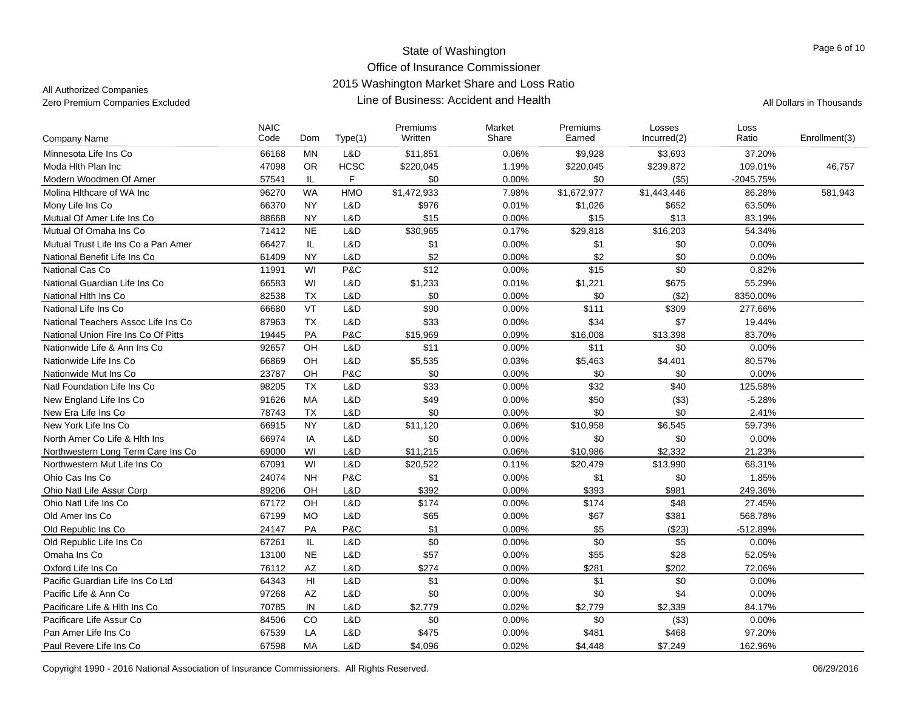State of Washington
Office of Insurance Commissioner
2015 Washington Market Share and Loss Ratio
Line of Business: Accident and Health

All Authorized Companies
Zero Premium Companies Excluded

All Dollars in Thousands

| Company Name | NAIC Code | Dom | Type(1) | Premiums Written | Market Share | Premiums Earned | Losses Incurred(2) | Loss Ratio | Enrollment(3) |
|---|---|---|---|---|---|---|---|---|---|
| Minnesota Life Ins Co | 66168 | MN | L&D | $11,851 | 0.06% | $9,928 | $3,693 | 37.20% | |
| Moda Hlth Plan Inc | 47098 | OR | HCSC | $220,045 | 1.19% | $220,045 | $239,872 | 109.01% | 46,757 |
| Modern Woodmen Of Amer | 57541 | IL | F | $0 | 0.00% | $0 | ($5) | -2045.75% | |
| Molina Hlthcare of WA Inc | 96270 | WA | HMO | $1,472,933 | 7.98% | $1,672,977 | $1,443,446 | 86.28% | 581,943 |
| Mony Life Ins Co | 66370 | NY | L&D | $976 | 0.01% | $1,026 | $652 | 63.50% | |
| Mutual Of Amer Life Ins Co | 88668 | NY | L&D | $15 | 0.00% | $15 | $13 | 83.19% | |
| Mutual Of Omaha Ins Co | 71412 | NE | L&D | $30,965 | 0.17% | $29,818 | $16,203 | 54.34% | |
| Mutual Trust Life Ins Co a Pan Amer | 66427 | IL | L&D | $1 | 0.00% | $1 | $0 | 0.00% | |
| National Benefit Life Ins Co | 61409 | NY | L&D | $2 | 0.00% | $2 | $0 | 0.00% | |
| National Cas Co | 11991 | WI | P&C | $12 | 0.00% | $15 | $0 | 0.82% | |
| National Guardian Life Ins Co | 66583 | WI | L&D | $1,233 | 0.01% | $1,221 | $675 | 55.29% | |
| National Hlth Ins Co | 82538 | TX | L&D | $0 | 0.00% | $0 | ($2) | 8350.00% | |
| National Life Ins Co | 66680 | VT | L&D | $90 | 0.00% | $111 | $309 | 277.66% | |
| National Teachers Assoc Life Ins Co | 87963 | TX | L&D | $33 | 0.00% | $34 | $7 | 19.44% | |
| National Union Fire Ins Co Of Pitts | 19445 | PA | P&C | $15,969 | 0.09% | $16,008 | $13,398 | 83.70% | |
| Nationwide Life & Ann Ins Co | 92657 | OH | L&D | $11 | 0.00% | $11 | $0 | 0.00% | |
| Nationwide Life Ins Co | 66869 | OH | L&D | $5,535 | 0.03% | $5,463 | $4,401 | 80.57% | |
| Nationwide Mut Ins Co | 23787 | OH | P&C | $0 | 0.00% | $0 | $0 | 0.00% | |
| Natl Foundation Life Ins Co | 98205 | TX | L&D | $33 | 0.00% | $32 | $40 | 125.58% | |
| New England Life Ins Co | 91626 | MA | L&D | $49 | 0.00% | $50 | ($3) | -5.28% | |
| New Era Life Ins Co | 78743 | TX | L&D | $0 | 0.00% | $0 | $0 | 2.41% | |
| New York Life Ins Co | 66915 | NY | L&D | $11,120 | 0.06% | $10,958 | $6,545 | 59.73% | |
| North Amer Co Life & Hlth Ins | 66974 | IA | L&D | $0 | 0.00% | $0 | $0 | 0.00% | |
| Northwestern Long Term Care Ins Co | 69000 | WI | L&D | $11,215 | 0.06% | $10,986 | $2,332 | 21.23% | |
| Northwestern Mut Life Ins Co | 67091 | WI | L&D | $20,522 | 0.11% | $20,479 | $13,990 | 68.31% | |
| Ohio Cas Ins Co | 24074 | NH | P&C | $1 | 0.00% | $1 | $0 | 1.85% | |
| Ohio Natl Life Assur Corp | 89206 | OH | L&D | $392 | 0.00% | $393 | $981 | 249.36% | |
| Ohio Natl Life Ins Co | 67172 | OH | L&D | $174 | 0.00% | $174 | $48 | 27.45% | |
| Old Amer Ins Co | 67199 | MO | L&D | $65 | 0.00% | $67 | $381 | 568.78% | |
| Old Republic Ins Co | 24147 | PA | P&C | $1 | 0.00% | $5 | ($23) | -512.89% | |
| Old Republic Life Ins Co | 67261 | IL | L&D | $0 | 0.00% | $0 | $5 | 0.00% | |
| Omaha Ins Co | 13100 | NE | L&D | $57 | 0.00% | $55 | $28 | 52.05% | |
| Oxford Life Ins Co | 76112 | AZ | L&D | $274 | 0.00% | $281 | $202 | 72.06% | |
| Pacific Guardian Life Ins Co Ltd | 64343 | HI | L&D | $1 | 0.00% | $1 | $0 | 0.00% | |
| Pacific Life & Ann Co | 97268 | AZ | L&D | $0 | 0.00% | $0 | $4 | 0.00% | |
| Pacificare Life & Hlth Ins Co | 70785 | IN | L&D | $2,779 | 0.02% | $2,779 | $2,339 | 84.17% | |
| Pacificare Life Assur Co | 84506 | CO | L&D | $0 | 0.00% | $0 | ($3) | 0.00% | |
| Pan Amer Life Ins Co | 67539 | LA | L&D | $475 | 0.00% | $481 | $468 | 97.20% | |
| Paul Revere Life Ins Co | 67598 | MA | L&D | $4,096 | 0.02% | $4,448 | $7,249 | 162.96% | |

Copyright 1990 - 2016 National Association of Insurance Commissioners. All Rights Reserved. 06/29/2016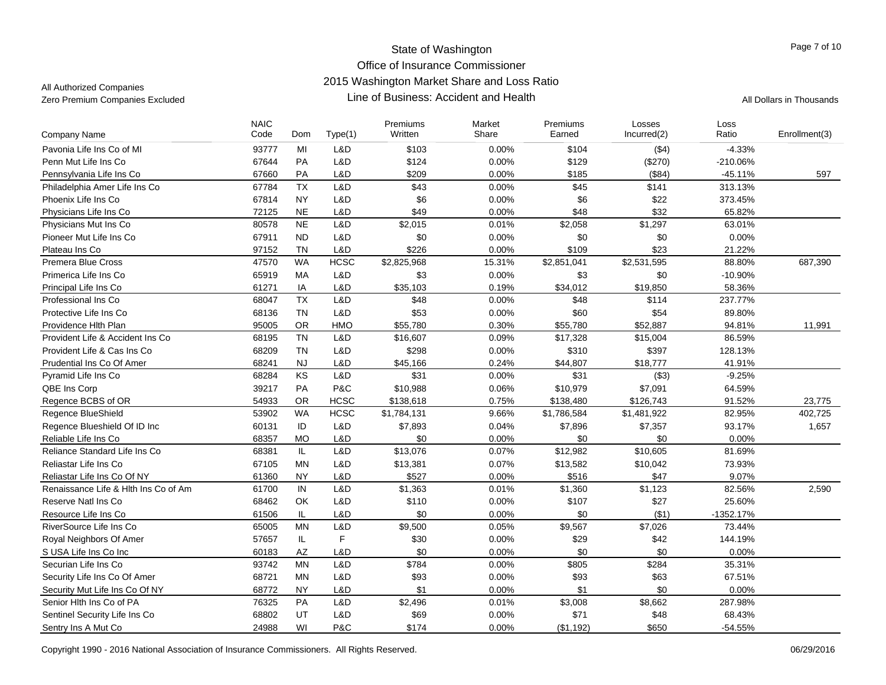State of Washington
Office of Insurance Commissioner
2015 Washington Market Share and Loss Ratio
Line of Business: Accident and Health

All Authorized Companies
Zero Premium Companies Excluded

All Dollars in Thousands

| Company Name | NAIC Code | Dom | Type(1) | Premiums Written | Market Share | Premiums Earned | Losses Incurred(2) | Loss Ratio | Enrollment(3) |
|---|---|---|---|---|---|---|---|---|---|
| Pavonia Life Ins Co of MI | 93777 | MI | L&D | $103 | 0.00% | $104 | ($4) | -4.33% | |
| Penn Mut Life Ins Co | 67644 | PA | L&D | $124 | 0.00% | $129 | ($270) | -210.06% | |
| Pennsylvania Life Ins Co | 67660 | PA | L&D | $209 | 0.00% | $185 | ($84) | -45.11% | 597 |
| Philadelphia Amer Life Ins Co | 67784 | TX | L&D | $43 | 0.00% | $45 | $141 | 313.13% | |
| Phoenix Life Ins Co | 67814 | NY | L&D | $6 | 0.00% | $6 | $22 | 373.45% | |
| Physicians Life Ins Co | 72125 | NE | L&D | $49 | 0.00% | $48 | $32 | 65.82% | |
| Physicians Mut Ins Co | 80578 | NE | L&D | $2,015 | 0.01% | $2,058 | $1,297 | 63.01% | |
| Pioneer Mut Life Ins Co | 67911 | ND | L&D | $0 | 0.00% | $0 | $0 | 0.00% | |
| Plateau Ins Co | 97152 | TN | L&D | $226 | 0.00% | $109 | $23 | 21.22% | |
| Premera Blue Cross | 47570 | WA | HCSC | $2,825,968 | 15.31% | $2,851,041 | $2,531,595 | 88.80% | 687,390 |
| Primerica Life Ins Co | 65919 | MA | L&D | $3 | 0.00% | $3 | $0 | -10.90% | |
| Principal Life Ins Co | 61271 | IA | L&D | $35,103 | 0.19% | $34,012 | $19,850 | 58.36% | |
| Professional Ins Co | 68047 | TX | L&D | $48 | 0.00% | $48 | $114 | 237.77% | |
| Protective Life Ins Co | 68136 | TN | L&D | $53 | 0.00% | $60 | $54 | 89.80% | |
| Providence Hlth Plan | 95005 | OR | HMO | $55,780 | 0.30% | $55,780 | $52,887 | 94.81% | 11,991 |
| Provident Life & Accident Ins Co | 68195 | TN | L&D | $16,607 | 0.09% | $17,328 | $15,004 | 86.59% | |
| Provident Life & Cas Ins Co | 68209 | TN | L&D | $298 | 0.00% | $310 | $397 | 128.13% | |
| Prudential Ins Co Of Amer | 68241 | NJ | L&D | $45,166 | 0.24% | $44,807 | $18,777 | 41.91% | |
| Pyramid Life Ins Co | 68284 | KS | L&D | $31 | 0.00% | $31 | ($3) | -9.25% | |
| QBE Ins Corp | 39217 | PA | P&C | $10,988 | 0.06% | $10,979 | $7,091 | 64.59% | |
| Regence BCBS of OR | 54933 | OR | HCSC | $138,618 | 0.75% | $138,480 | $126,743 | 91.52% | 23,775 |
| Regence BlueShield | 53902 | WA | HCSC | $1,784,131 | 9.66% | $1,786,584 | $1,481,922 | 82.95% | 402,725 |
| Regence Blueshield Of ID Inc | 60131 | ID | L&D | $7,893 | 0.04% | $7,896 | $7,357 | 93.17% | 1,657 |
| Reliable Life Ins Co | 68357 | MO | L&D | $0 | 0.00% | $0 | $0 | 0.00% | |
| Reliance Standard Life Ins Co | 68381 | IL | L&D | $13,076 | 0.07% | $12,982 | $10,605 | 81.69% | |
| Reliastar Life Ins Co | 67105 | MN | L&D | $13,381 | 0.07% | $13,582 | $10,042 | 73.93% | |
| Reliastar Life Ins Co Of NY | 61360 | NY | L&D | $527 | 0.00% | $516 | $47 | 9.07% | |
| Renaissance Life & Hlth Ins Co of Am | 61700 | IN | L&D | $1,363 | 0.01% | $1,360 | $1,123 | 82.56% | 2,590 |
| Reserve Natl Ins Co | 68462 | OK | L&D | $110 | 0.00% | $107 | $27 | 25.60% | |
| Resource Life Ins Co | 61506 | IL | L&D | $0 | 0.00% | $0 | ($1) | -1352.17% | |
| RiverSource Life Ins Co | 65005 | MN | L&D | $9,500 | 0.05% | $9,567 | $7,026 | 73.44% | |
| Royal Neighbors Of Amer | 57657 | IL | F | $30 | 0.00% | $29 | $42 | 144.19% | |
| S USA Life Ins Co Inc | 60183 | AZ | L&D | $0 | 0.00% | $0 | $0 | 0.00% | |
| Securian Life Ins Co | 93742 | MN | L&D | $784 | 0.00% | $805 | $284 | 35.31% | |
| Security Life Ins Co Of Amer | 68721 | MN | L&D | $93 | 0.00% | $93 | $63 | 67.51% | |
| Security Mut Life Ins Co Of NY | 68772 | NY | L&D | $1 | 0.00% | $1 | $0 | 0.00% | |
| Senior Hlth Ins Co of PA | 76325 | PA | L&D | $2,496 | 0.01% | $3,008 | $8,662 | 287.98% | |
| Sentinel Security Life Ins Co | 68802 | UT | L&D | $69 | 0.00% | $71 | $48 | 68.43% | |
| Sentry Ins A Mut Co | 24988 | WI | P&C | $174 | 0.00% | ($1,192) | $650 | -54.55% | |

Copyright 1990 - 2016 National Association of Insurance Commissioners. All Rights Reserved. 06/29/2016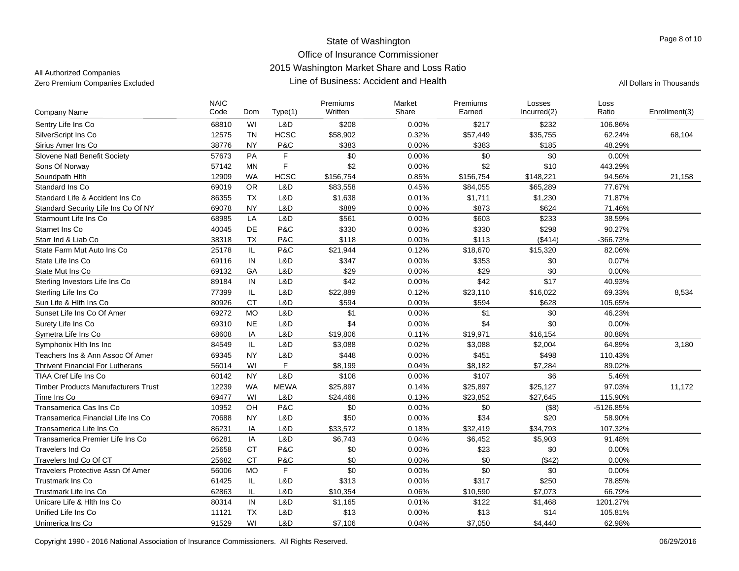# State of Washington
## Office of Insurance Commissioner
## 2015 Washington Market Share and Loss Ratio
## Line of Business: Accident and Health

All Authorized Companies
Zero Premium Companies Excluded

All Dollars in Thousands

| Company Name | NAIC Code | Dom | Type(1) | Premiums Written | Market Share | Premiums Earned | Losses Incurred(2) | Loss Ratio | Enrollment(3) |
|---|---|---|---|---|---|---|---|---|---|
| Sentry Life Ins Co | 68810 | WI | L&D | $208 | 0.00% | $217 | $232 | 106.86% | |
| SilverScript Ins Co | 12575 | TN | HCSC | $58,902 | 0.32% | $57,449 | $35,755 | 62.24% | 68,104 |
| Sirius Amer Ins Co | 38776 | NY | P&C | $383 | 0.00% | $383 | $185 | 48.29% | |
| Slovene Natl Benefit Society | 57673 | PA | F | $0 | 0.00% | $0 | $0 | 0.00% | |
| Sons Of Norway | 57142 | MN | F | $2 | 0.00% | $2 | $10 | 443.29% | |
| Soundpath Hlth | 12909 | WA | HCSC | $156,754 | 0.85% | $156,754 | $148,221 | 94.56% | 21,158 |
| Standard Ins Co | 69019 | OR | L&D | $83,558 | 0.45% | $84,055 | $65,289 | 77.67% | |
| Standard Life & Accident Ins Co | 86355 | TX | L&D | $1,638 | 0.01% | $1,711 | $1,230 | 71.87% | |
| Standard Security Life Ins Co Of NY | 69078 | NY | L&D | $889 | 0.00% | $873 | $624 | 71.46% | |
| Starmount Life Ins Co | 68985 | LA | L&D | $561 | 0.00% | $603 | $233 | 38.59% | |
| Starnet Ins Co | 40045 | DE | P&C | $330 | 0.00% | $330 | $298 | 90.27% | |
| Starr Ind & Liab Co | 38318 | TX | P&C | $118 | 0.00% | $113 | ($414) | -366.73% | |
| State Farm Mut Auto Ins Co | 25178 | IL | P&C | $21,944 | 0.12% | $18,670 | $15,320 | 82.06% | |
| State Life Ins Co | 69116 | IN | L&D | $347 | 0.00% | $353 | $0 | 0.07% | |
| State Mut Ins Co | 69132 | GA | L&D | $29 | 0.00% | $29 | $0 | 0.00% | |
| Sterling Investors Life Ins Co | 89184 | IN | L&D | $42 | 0.00% | $42 | $17 | 40.93% | |
| Sterling Life Ins Co | 77399 | IL | L&D | $22,889 | 0.12% | $23,110 | $16,022 | 69.33% | 8,534 |
| Sun Life & Hlth Ins Co | 80926 | CT | L&D | $594 | 0.00% | $594 | $628 | 105.65% | |
| Sunset Life Ins Co Of Amer | 69272 | MO | L&D | $1 | 0.00% | $1 | $0 | 46.23% | |
| Surety Life Ins Co | 69310 | NE | L&D | $4 | 0.00% | $4 | $0 | 0.00% | |
| Symetra Life Ins Co | 68608 | IA | L&D | $19,806 | 0.11% | $19,971 | $16,154 | 80.88% | |
| Symphonix Hlth Ins Inc | 84549 | IL | L&D | $3,088 | 0.02% | $3,088 | $2,004 | 64.89% | 3,180 |
| Teachers Ins & Ann Assoc Of Amer | 69345 | NY | L&D | $448 | 0.00% | $451 | $498 | 110.43% | |
| Thrivent Financial For Lutherans | 56014 | WI | F | $8,199 | 0.04% | $8,182 | $7,284 | 89.02% | |
| TIAA Cref Life Ins Co | 60142 | NY | L&D | $108 | 0.00% | $107 | $6 | 5.46% | |
| Timber Products Manufacturers Trust | 12239 | WA | MEWA | $25,897 | 0.14% | $25,897 | $25,127 | 97.03% | 11,172 |
| Time Ins Co | 69477 | WI | L&D | $24,466 | 0.13% | $23,852 | $27,645 | 115.90% | |
| Transamerica Cas Ins Co | 10952 | OH | P&C | $0 | 0.00% | $0 | ($8) | -5126.85% | |
| Transamerica Financial Life Ins Co | 70688 | NY | L&D | $50 | 0.00% | $34 | $20 | 58.90% | |
| Transamerica Life Ins Co | 86231 | IA | L&D | $33,572 | 0.18% | $32,419 | $34,793 | 107.32% | |
| Transamerica Premier Life Ins Co | 66281 | IA | L&D | $6,743 | 0.04% | $6,452 | $5,903 | 91.48% | |
| Travelers Ind Co | 25658 | CT | P&C | $0 | 0.00% | $23 | $0 | 0.00% | |
| Travelers Ind Co Of CT | 25682 | CT | P&C | $0 | 0.00% | $0 | ($42) | 0.00% | |
| Travelers Protective Assn Of Amer | 56006 | MO | F | $0 | 0.00% | $0 | $0 | 0.00% | |
| Trustmark Ins Co | 61425 | IL | L&D | $313 | 0.00% | $317 | $250 | 78.85% | |
| Trustmark Life Ins Co | 62863 | IL | L&D | $10,354 | 0.06% | $10,590 | $7,073 | 66.79% | |
| Unicare Life & Hlth Ins Co | 80314 | IN | L&D | $1,165 | 0.01% | $122 | $1,468 | 1201.27% | |
| Unified Life Ins Co | 11121 | TX | L&D | $13 | 0.00% | $13 | $14 | 105.81% | |
| Unimerica Ins Co | 91529 | WI | L&D | $7,106 | 0.04% | $7,050 | $4,440 | 62.98% | |

Copyright 1990 - 2016 National Association of Insurance Commissioners. All Rights Reserved. 06/29/2016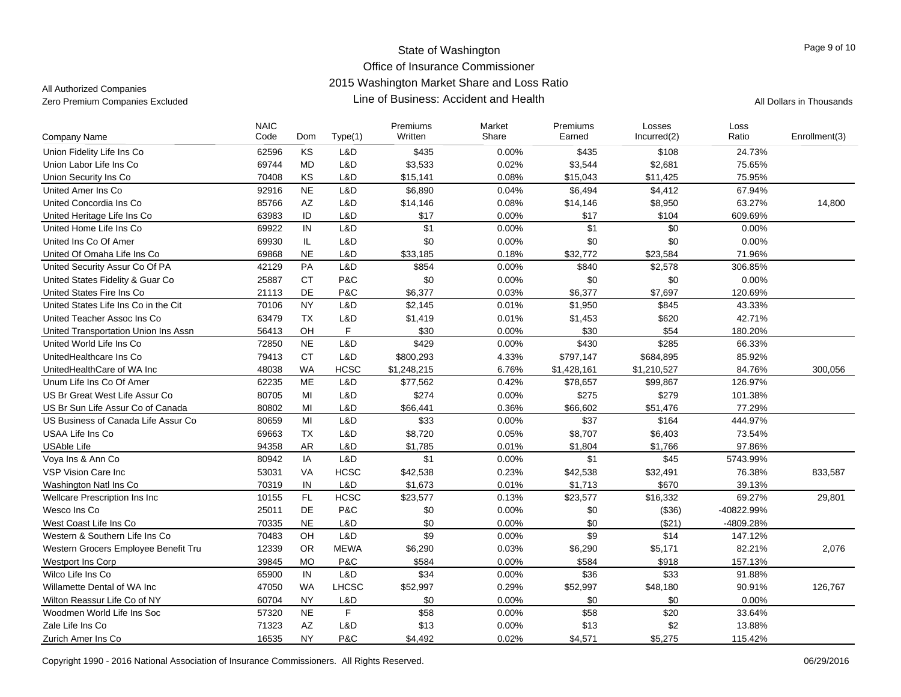State of Washington
Office of Insurance Commissioner
2015 Washington Market Share and Loss Ratio
Line of Business: Accident and Health

All Authorized Companies
Zero Premium Companies Excluded

All Dollars in Thousands

| Company Name | NAIC Code | Dom | Type(1) | Premiums Written | Market Share | Premiums Earned | Losses Incurred(2) | Loss Ratio | Enrollment(3) |
|---|---|---|---|---|---|---|---|---|---|
| Union Fidelity Life Ins Co | 62596 | KS | L&D | $435 | 0.00% | $435 | $108 | 24.73% | |
| Union Labor Life Ins Co | 69744 | MD | L&D | $3,533 | 0.02% | $3,544 | $2,681 | 75.65% | |
| Union Security Ins Co | 70408 | KS | L&D | $15,141 | 0.08% | $15,043 | $11,425 | 75.95% | |
| United Amer Ins Co | 92916 | NE | L&D | $6,890 | 0.04% | $6,494 | $4,412 | 67.94% | |
| United Concordia Ins Co | 85766 | AZ | L&D | $14,146 | 0.08% | $14,146 | $8,950 | 63.27% | 14,800 |
| United Heritage Life Ins Co | 63983 | ID | L&D | $17 | 0.00% | $17 | $104 | 609.69% | |
| United Home Life Ins Co | 69922 | IN | L&D | $1 | 0.00% | $1 | $0 | 0.00% | |
| United Ins Co Of Amer | 69930 | IL | L&D | $0 | 0.00% | $0 | $0 | 0.00% | |
| United Of Omaha Life Ins Co | 69868 | NE | L&D | $33,185 | 0.18% | $32,772 | $23,584 | 71.96% | |
| United Security Assur Co Of PA | 42129 | PA | L&D | $854 | 0.00% | $840 | $2,578 | 306.85% | |
| United States Fidelity & Guar Co | 25887 | CT | P&C | $0 | 0.00% | $0 | $0 | 0.00% | |
| United States Fire Ins Co | 21113 | DE | P&C | $6,377 | 0.03% | $6,377 | $7,697 | 120.69% | |
| United States Life Ins Co in the Cit | 70106 | NY | L&D | $2,145 | 0.01% | $1,950 | $845 | 43.33% | |
| United Teacher Assoc Ins Co | 63479 | TX | L&D | $1,419 | 0.01% | $1,453 | $620 | 42.71% | |
| United Transportation Union Ins Assn | 56413 | OH | F | $30 | 0.00% | $30 | $54 | 180.20% | |
| United World Life Ins Co | 72850 | NE | L&D | $429 | 0.00% | $430 | $285 | 66.33% | |
| UnitedHealthcare Ins Co | 79413 | CT | L&D | $800,293 | 4.33% | $797,147 | $684,895 | 85.92% | |
| UnitedHealthCare of WA Inc | 48038 | WA | HCSC | $1,248,215 | 6.76% | $1,428,161 | $1,210,527 | 84.76% | 300,056 |
| Unum Life Ins Co Of Amer | 62235 | ME | L&D | $77,562 | 0.42% | $78,657 | $99,867 | 126.97% | |
| US Br Great West Life Assur Co | 80705 | MI | L&D | $274 | 0.00% | $275 | $279 | 101.38% | |
| US Br Sun Life Assur Co of Canada | 80802 | MI | L&D | $66,441 | 0.36% | $66,602 | $51,476 | 77.29% | |
| US Business of Canada Life Assur Co | 80659 | MI | L&D | $33 | 0.00% | $37 | $164 | 444.97% | |
| USAA Life Ins Co | 69663 | TX | L&D | $8,720 | 0.05% | $8,707 | $6,403 | 73.54% | |
| USAble Life | 94358 | AR | L&D | $1,785 | 0.01% | $1,804 | $1,766 | 97.86% | |
| Voya Ins & Ann Co | 80942 | IA | L&D | $1 | 0.00% | $1 | $45 | 5743.99% | |
| VSP Vision Care Inc | 53031 | VA | HCSC | $42,538 | 0.23% | $42,538 | $32,491 | 76.38% | 833,587 |
| Washington Natl Ins Co | 70319 | IN | L&D | $1,673 | 0.01% | $1,713 | $670 | 39.13% | |
| Wellcare Prescription Ins Inc | 10155 | FL | HCSC | $23,577 | 0.13% | $23,577 | $16,332 | 69.27% | 29,801 |
| Wesco Ins Co | 25011 | DE | P&C | $0 | 0.00% | $0 | ($36) | -40822.99% | |
| West Coast Life Ins Co | 70335 | NE | L&D | $0 | 0.00% | $0 | ($21) | -4809.28% | |
| Western & Southern Life Ins Co | 70483 | OH | L&D | $9 | 0.00% | $9 | $14 | 147.12% | |
| Western Grocers Employee Benefit Tru | 12339 | OR | MEWA | $6,290 | 0.03% | $6,290 | $5,171 | 82.21% | 2,076 |
| Westport Ins Corp | 39845 | MO | P&C | $584 | 0.00% | $584 | $918 | 157.13% | |
| Wilco Life Ins Co | 65900 | IN | L&D | $34 | 0.00% | $36 | $33 | 91.88% | |
| Willamette Dental of WA Inc | 47050 | WA | LHCSC | $52,997 | 0.29% | $52,997 | $48,180 | 90.91% | 126,767 |
| Wilton Reassur Life Co of NY | 60704 | NY | L&D | $0 | 0.00% | $0 | $0 | 0.00% | |
| Woodmen World Life Ins Soc | 57320 | NE | F | $58 | 0.00% | $58 | $20 | 33.64% | |
| Zale Life Ins Co | 71323 | AZ | L&D | $13 | 0.00% | $13 | $2 | 13.88% | |
| Zurich Amer Ins Co | 16535 | NY | P&C | $4,492 | 0.02% | $4,571 | $5,275 | 115.42% | |

Copyright 1990 - 2016 National Association of Insurance Commissioners. All Rights Reserved. 06/29/2016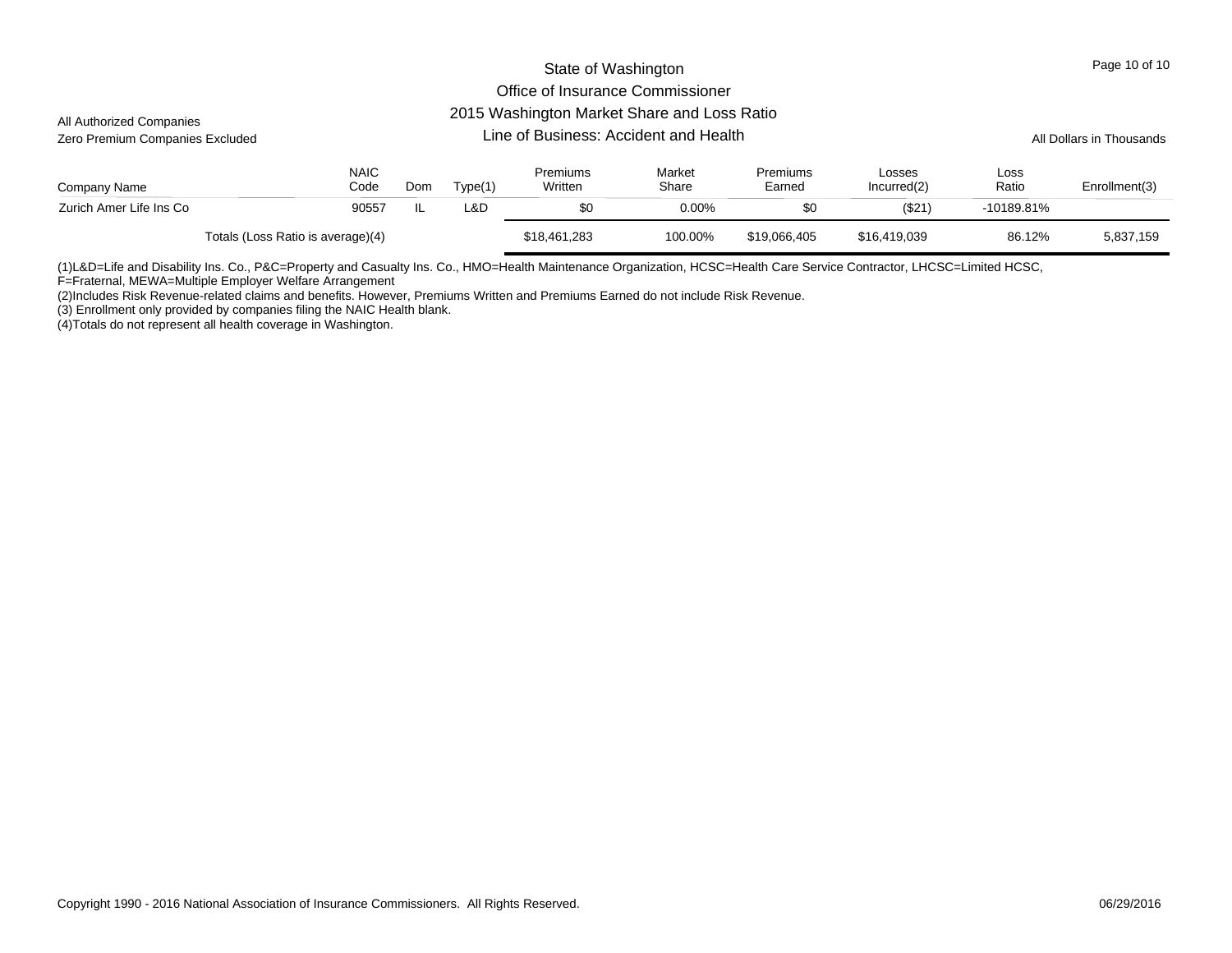State of Washington
Office of Insurance Commissioner
2015 Washington Market Share and Loss Ratio
Line of Business: Accident and Health

All Authorized Companies
Zero Premium Companies Excluded

All Dollars in Thousands

| Company Name | NAIC Code | Dom | Type(1) | Premiums Written | Market Share | Premiums Earned | Losses Incurred(2) | Loss Ratio | Enrollment(3) |
|---|---|---|---|---|---|---|---|---|---|
| Zurich Amer Life Ins Co | 90557 | IL | L&D | $0 | 0.00% | $0 | ($21) | -10189.81% | |
| Totals (Loss Ratio is average)(4) | | | | $18,461,283 | 100.00% | $19,066,405 | $16,419,039 | 86.12% | 5,837,159 |

(1)L&D=Life and Disability Ins. Co., P&C=Property and Casualty Ins. Co., HMO=Health Maintenance Organization, HCSC=Health Care Service Contractor, LHCSC=Limited HCSC, F=Fraternal, MEWA=Multiple Employer Welfare Arrangement

(2)Includes Risk Revenue-related claims and benefits. However, Premiums Written and Premiums Earned do not include Risk Revenue.

(3) Enrollment only provided by companies filing the NAIC Health blank.

(4)Totals do not represent all health coverage in Washington.

Copyright 1990 - 2016 National Association of Insurance Commissioners. All Rights Reserved.

06/29/2016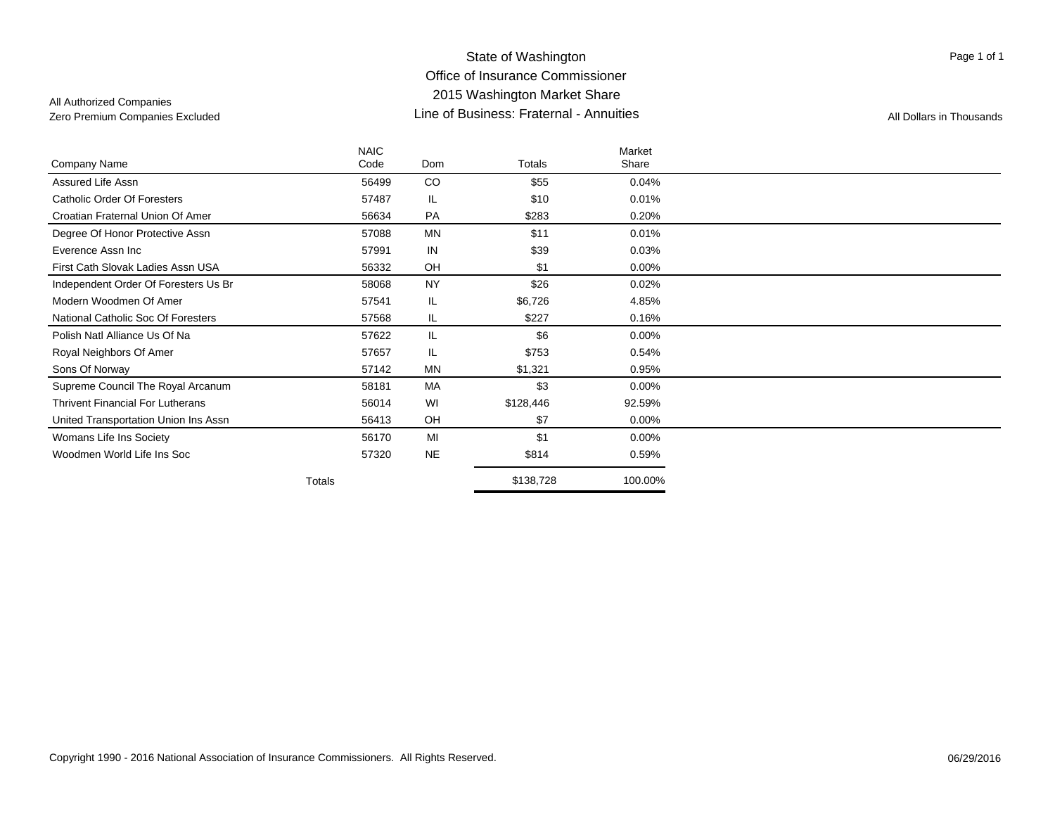All Authorized Companies
Zero Premium Companies Excluded

# State of Washington
## Office of Insurance Commissioner
## 2015 Washington Market Share
## Line of Business: Fraternal - Annuities

All Dollars in Thousands

| Company Name | NAIC Code | Dom | Totals | Market Share |
|---|---|---|---|---|
| Assured Life Assn | 56499 | CO | $55 | 0.04% |
| Catholic Order Of Foresters | 57487 | IL | $10 | 0.01% |
| Croatian Fraternal Union Of Amer | 56634 | PA | $283 | 0.20% |
| Degree Of Honor Protective Assn | 57088 | MN | $11 | 0.01% |
| Everence Assn Inc | 57991 | IN | $39 | 0.03% |
| First Cath Slovak Ladies Assn USA | 56332 | OH | $1 | 0.00% |
| Independent Order Of Foresters Us Br | 58068 | NY | $26 | 0.02% |
| Modern Woodmen Of Amer | 57541 | IL | $6,726 | 4.85% |
| National Catholic Soc Of Foresters | 57568 | IL | $227 | 0.16% |
| Polish Natl Alliance Us Of Na | 57622 | IL | $6 | 0.00% |
| Royal Neighbors Of Amer | 57657 | IL | $753 | 0.54% |
| Sons Of Norway | 57142 | MN | $1,321 | 0.95% |
| Supreme Council The Royal Arcanum | 58181 | MA | $3 | 0.00% |
| Thrivent Financial For Lutherans | 56014 | WI | $128,446 | 92.59% |
| United Transportation Union Ins Assn | 56413 | OH | $7 | 0.00% |
| Womans Life Ins Society | 56170 | MI | $1 | 0.00% |
| Woodmen World Life Ins Soc | 57320 | NE | $814 | 0.59% |
| Totals | | | $138,728 | 100.00% |

Copyright 1990 - 2016 National Association of Insurance Commissioners. All Rights Reserved.

06/29/2016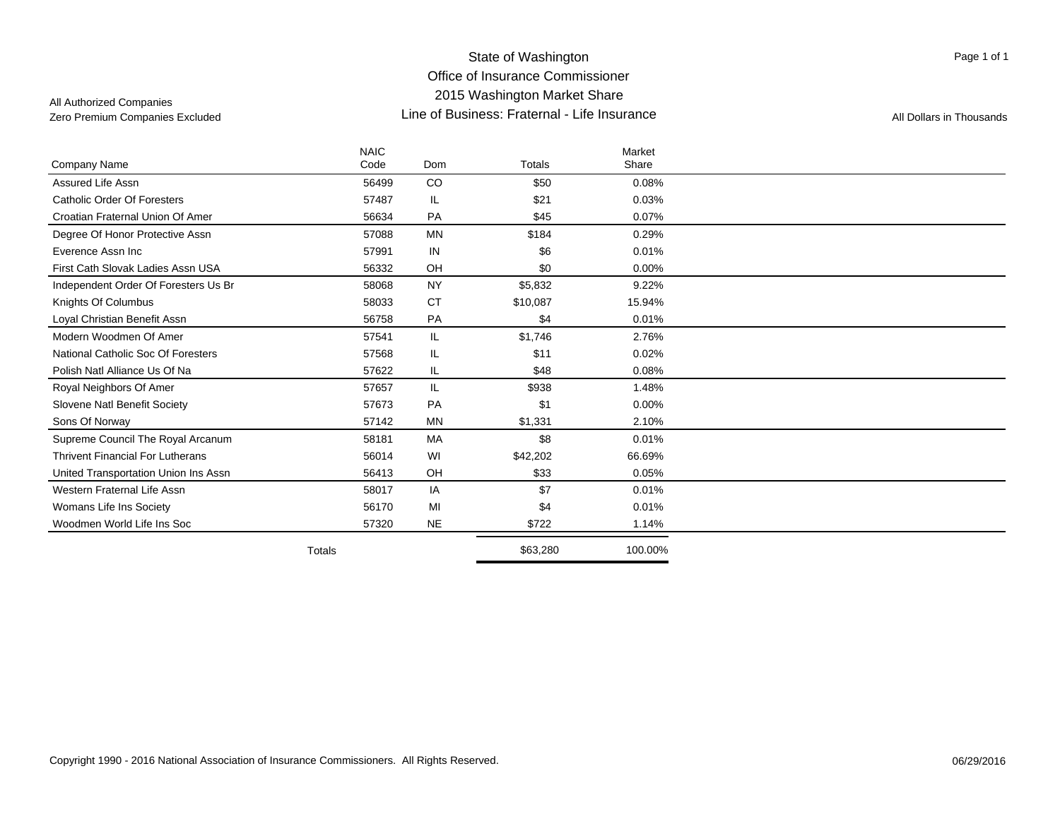All Authorized Companies
Zero Premium Companies Excluded

# State of Washington
## Office of Insurance Commissioner
## 2015 Washington Market Share
## Line of Business: Fraternal - Life Insurance

All Dollars in Thousands

| Company Name | NAIC Code | Dom | Totals | Market Share |
|---|---|---|---|---|
| Assured Life Assn | 56499 | CO | $50 | 0.08% |
| Catholic Order Of Foresters | 57487 | IL | $21 | 0.03% |
| Croatian Fraternal Union Of Amer | 56634 | PA | $45 | 0.07% |
| Degree Of Honor Protective Assn | 57088 | MN | $184 | 0.29% |
| Everence Assn Inc | 57991 | IN | $6 | 0.01% |
| First Cath Slovak Ladies Assn USA | 56332 | OH | $0 | 0.00% |
| Independent Order Of Foresters Us Br | 58068 | NY | $5,832 | 9.22% |
| Knights Of Columbus | 58033 | CT | $10,087 | 15.94% |
| Loyal Christian Benefit Assn | 56758 | PA | $4 | 0.01% |
| Modern Woodmen Of Amer | 57541 | IL | $1,746 | 2.76% |
| National Catholic Soc Of Foresters | 57568 | IL | $11 | 0.02% |
| Polish Natl Alliance Us Of Na | 57622 | IL | $48 | 0.08% |
| Royal Neighbors Of Amer | 57657 | IL | $938 | 1.48% |
| Slovene Natl Benefit Society | 57673 | PA | $1 | 0.00% |
| Sons Of Norway | 57142 | MN | $1,331 | 2.10% |
| Supreme Council The Royal Arcanum | 58181 | MA | $8 | 0.01% |
| Thrivent Financial For Lutherans | 56014 | WI | $42,202 | 66.69% |
| United Transportation Union Ins Assn | 56413 | OH | $33 | 0.05% |
| Western Fraternal Life Assn | 58017 | IA | $7 | 0.01% |
| Womans Life Ins Society | 56170 | MI | $4 | 0.01% |
| Woodmen World Life Ins Soc | 57320 | NE | $722 | 1.14% |
| Totals | | | $63,280 | 100.00% |

Copyright 1990 - 2016 National Association of Insurance Commissioners. All Rights Reserved.

06/29/2016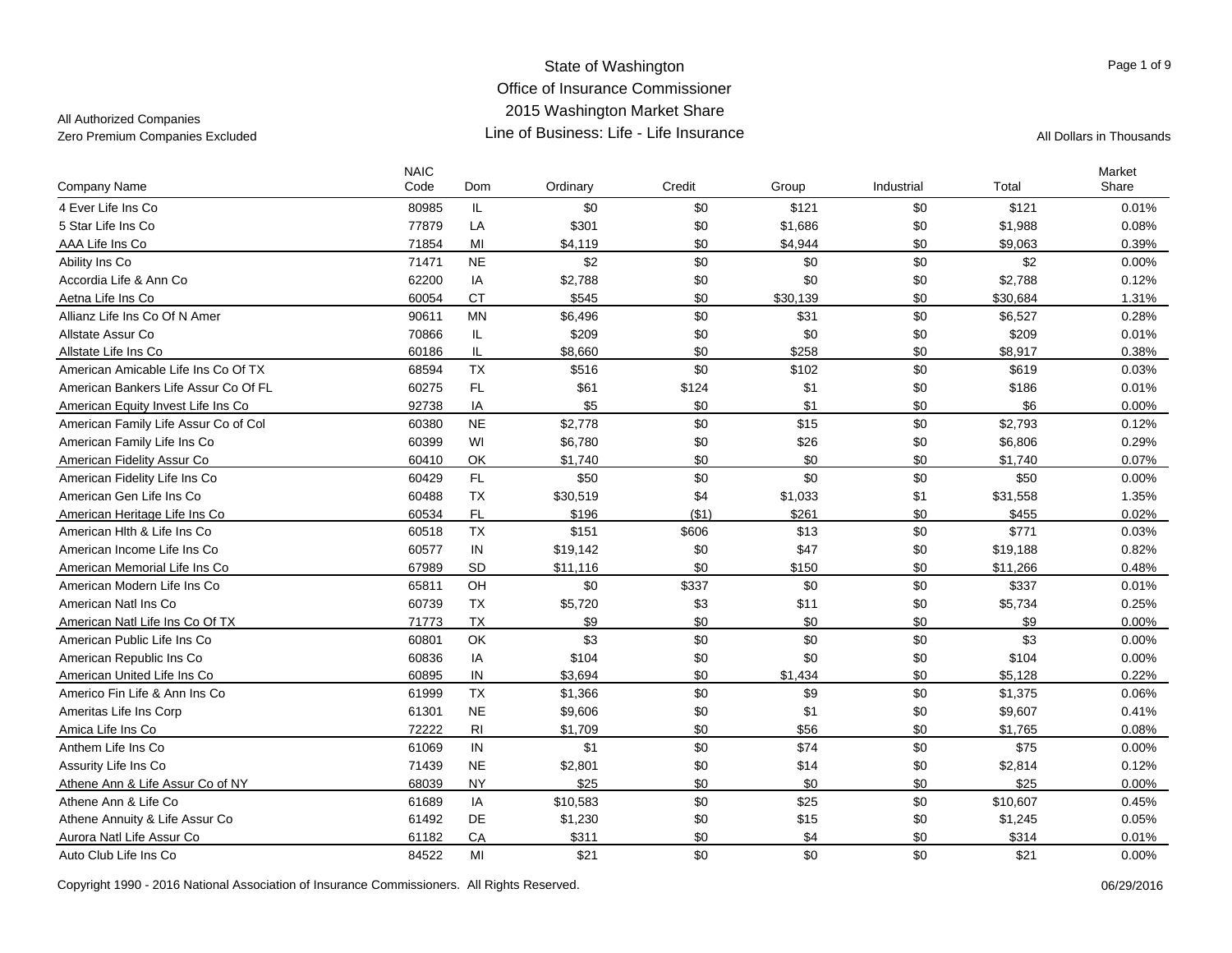# State of Washington
## Office of Insurance Commissioner
## 2015 Washington Market Share
## Line of Business: Life - Life Insurance

All Authorized Companies
Zero Premium Companies Excluded

All Dollars in Thousands

| Company Name | NAIC Code | Dom | Ordinary | Credit | Group | Industrial | Total | Market Share |
|---|---|---|---|---|---|---|---|---|
| 4 Ever Life Ins Co | 80985 | IL | $0 | $0 | $121 | $0 | $121 | 0.01% |
| 5 Star Life Ins Co | 77879 | LA | $301 | $0 | $1,686 | $0 | $1,988 | 0.08% |
| AAA Life Ins Co | 71854 | MI | $4,119 | $0 | $4,944 | $0 | $9,063 | 0.39% |
| Ability Ins Co | 71471 | NE | $2 | $0 | $0 | $0 | $2 | 0.00% |
| Accordia Life & Ann Co | 62200 | IA | $2,788 | $0 | $0 | $0 | $2,788 | 0.12% |
| Aetna Life Ins Co | 60054 | CT | $545 | $0 | $30,139 | $0 | $30,684 | 1.31% |
| Allianz Life Ins Co Of N Amer | 90611 | MN | $6,496 | $0 | $31 | $0 | $6,527 | 0.28% |
| Allstate Assur Co | 70866 | IL | $209 | $0 | $0 | $0 | $209 | 0.01% |
| Allstate Life Ins Co | 60186 | IL | $8,660 | $0 | $258 | $0 | $8,917 | 0.38% |
| American Amicable Life Ins Co Of TX | 68594 | TX | $516 | $0 | $102 | $0 | $619 | 0.03% |
| American Bankers Life Assur Co Of FL | 60275 | FL | $61 | $124 | $1 | $0 | $186 | 0.01% |
| American Equity Invest Life Ins Co | 92738 | IA | $5 | $0 | $1 | $0 | $6 | 0.00% |
| American Family Life Assur Co of Col | 60380 | NE | $2,778 | $0 | $15 | $0 | $2,793 | 0.12% |
| American Family Life Ins Co | 60399 | WI | $6,780 | $0 | $26 | $0 | $6,806 | 0.29% |
| American Fidelity Assur Co | 60410 | OK | $1,740 | $0 | $0 | $0 | $1,740 | 0.07% |
| American Fidelity Life Ins Co | 60429 | FL | $50 | $0 | $0 | $0 | $50 | 0.00% |
| American Gen Life Ins Co | 60488 | TX | $30,519 | $4 | $1,033 | $1 | $31,558 | 1.35% |
| American Heritage Life Ins Co | 60534 | FL | $196 | ($1) | $261 | $0 | $455 | 0.02% |
| American Hlth & Life Ins Co | 60518 | TX | $151 | $606 | $13 | $0 | $771 | 0.03% |
| American Income Life Ins Co | 60577 | IN | $19,142 | $0 | $47 | $0 | $19,188 | 0.82% |
| American Memorial Life Ins Co | 67989 | SD | $11,116 | $0 | $150 | $0 | $11,266 | 0.48% |
| American Modern Life Ins Co | 65811 | OH | $0 | $337 | $0 | $0 | $337 | 0.01% |
| American Natl Ins Co | 60739 | TX | $5,720 | $3 | $11 | $0 | $5,734 | 0.25% |
| American Natl Life Ins Co Of TX | 71773 | TX | $9 | $0 | $0 | $0 | $9 | 0.00% |
| American Public Life Ins Co | 60801 | OK | $3 | $0 | $0 | $0 | $3 | 0.00% |
| American Republic Ins Co | 60836 | IA | $104 | $0 | $0 | $0 | $104 | 0.00% |
| American United Life Ins Co | 60895 | IN | $3,694 | $0 | $1,434 | $0 | $5,128 | 0.22% |
| Americo Fin Life & Ann Ins Co | 61999 | TX | $1,366 | $0 | $9 | $0 | $1,375 | 0.06% |
| Ameritas Life Ins Corp | 61301 | NE | $9,606 | $0 | $1 | $0 | $9,607 | 0.41% |
| Amica Life Ins Co | 72222 | RI | $1,709 | $0 | $56 | $0 | $1,765 | 0.08% |
| Anthem Life Ins Co | 61069 | IN | $1 | $0 | $74 | $0 | $75 | 0.00% |
| Assurity Life Ins Co | 71439 | NE | $2,801 | $0 | $14 | $0 | $2,814 | 0.12% |
| Athene Ann & Life Assur Co of NY | 68039 | NY | $25 | $0 | $0 | $0 | $25 | 0.00% |
| Athene Ann & Life Co | 61689 | IA | $10,583 | $0 | $25 | $0 | $10,607 | 0.45% |
| Athene Annuity & Life Assur Co | 61492 | DE | $1,230 | $0 | $15 | $0 | $1,245 | 0.05% |
| Aurora Natl Life Assur Co | 61182 | CA | $311 | $0 | $4 | $0 | $314 | 0.01% |
| Auto Club Life Ins Co | 84522 | MI | $21 | $0 | $0 | $0 | $21 | 0.00% |

Copyright 1990 - 2016 National Association of Insurance Commissioners. All Rights Reserved.

06/29/2016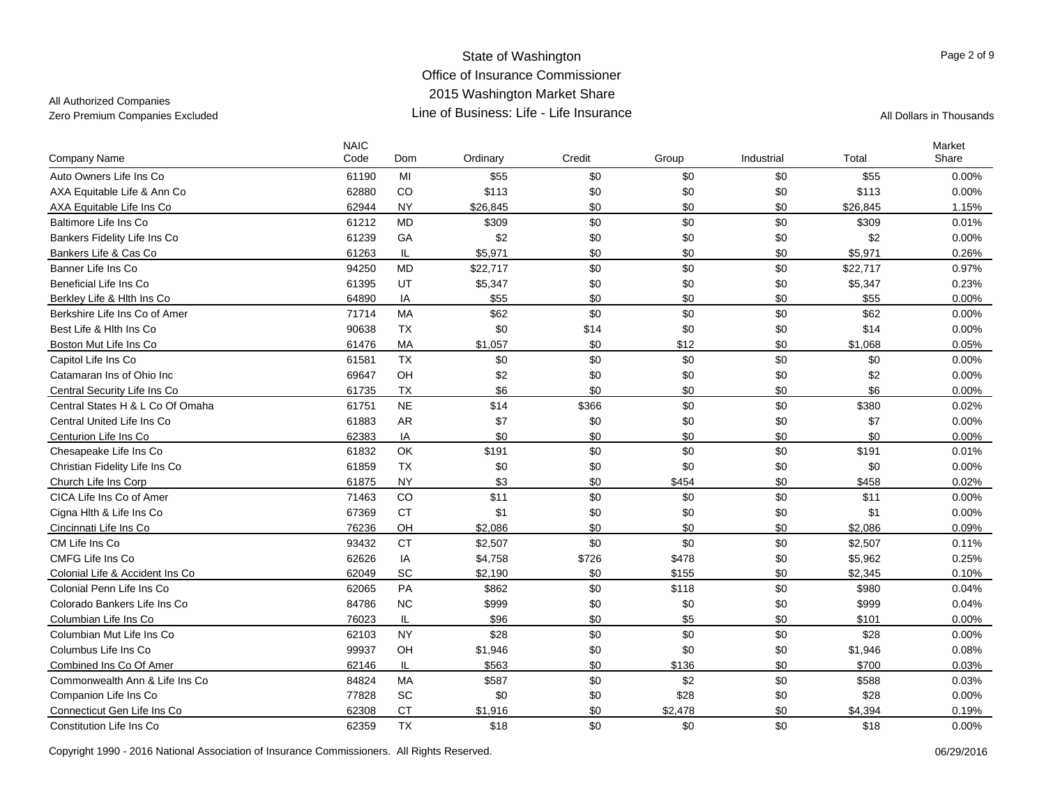State of Washington
Office of Insurance Commissioner
2015 Washington Market Share
Line of Business: Life - Life Insurance

All Authorized Companies
Zero Premium Companies Excluded

All Dollars in Thousands

| Company Name | NAIC Code | Dom | Ordinary | Credit | Group | Industrial | Total | Market Share |
|---|---|---|---|---|---|---|---|---|
| Auto Owners Life Ins Co | 61190 | MI | $55 | $0 | $0 | $0 | $55 | 0.00% |
| AXA Equitable Life & Ann Co | 62880 | CO | $113 | $0 | $0 | $0 | $113 | 0.00% |
| AXA Equitable Life Ins Co | 62944 | NY | $26,845 | $0 | $0 | $0 | $26,845 | 1.15% |
| Baltimore Life Ins Co | 61212 | MD | $309 | $0 | $0 | $0 | $309 | 0.01% |
| Bankers Fidelity Life Ins Co | 61239 | GA | $2 | $0 | $0 | $0 | $2 | 0.00% |
| Bankers Life & Cas Co | 61263 | IL | $5,971 | $0 | $0 | $0 | $5,971 | 0.26% |
| Banner Life Ins Co | 94250 | MD | $22,717 | $0 | $0 | $0 | $22,717 | 0.97% |
| Beneficial Life Ins Co | 61395 | UT | $5,347 | $0 | $0 | $0 | $5,347 | 0.23% |
| Berkley Life & Hlth Ins Co | 64890 | IA | $55 | $0 | $0 | $0 | $55 | 0.00% |
| Berkshire Life Ins Co of Amer | 71714 | MA | $62 | $0 | $0 | $0 | $62 | 0.00% |
| Best Life & Hlth Ins Co | 90638 | TX | $0 | $14 | $0 | $0 | $14 | 0.00% |
| Boston Mut Life Ins Co | 61476 | MA | $1,057 | $0 | $12 | $0 | $1,068 | 0.05% |
| Capitol Life Ins Co | 61581 | TX | $0 | $0 | $0 | $0 | $0 | 0.00% |
| Catamaran Ins of Ohio Inc | 69647 | OH | $2 | $0 | $0 | $0 | $2 | 0.00% |
| Central Security Life Ins Co | 61735 | TX | $6 | $0 | $0 | $0 | $6 | 0.00% |
| Central States H & L Co Of Omaha | 61751 | NE | $14 | $366 | $0 | $0 | $380 | 0.02% |
| Central United Life Ins Co | 61883 | AR | $7 | $0 | $0 | $0 | $7 | 0.00% |
| Centurion Life Ins Co | 62383 | IA | $0 | $0 | $0 | $0 | $0 | 0.00% |
| Chesapeake Life Ins Co | 61832 | OK | $191 | $0 | $0 | $0 | $191 | 0.01% |
| Christian Fidelity Life Ins Co | 61859 | TX | $0 | $0 | $0 | $0 | $0 | 0.00% |
| Church Life Ins Corp | 61875 | NY | $3 | $0 | $454 | $0 | $458 | 0.02% |
| CICA Life Ins Co of Amer | 71463 | CO | $11 | $0 | $0 | $0 | $11 | 0.00% |
| Cigna Hlth & Life Ins Co | 67369 | CT | $1 | $0 | $0 | $0 | $1 | 0.00% |
| Cincinnati Life Ins Co | 76236 | OH | $2,086 | $0 | $0 | $0 | $2,086 | 0.09% |
| CM Life Ins Co | 93432 | CT | $2,507 | $0 | $0 | $0 | $2,507 | 0.11% |
| CMFG Life Ins Co | 62626 | IA | $4,758 | $726 | $478 | $0 | $5,962 | 0.25% |
| Colonial Life & Accident Ins Co | 62049 | SC | $2,190 | $0 | $155 | $0 | $2,345 | 0.10% |
| Colonial Penn Life Ins Co | 62065 | PA | $862 | $0 | $118 | $0 | $980 | 0.04% |
| Colorado Bankers Life Ins Co | 84786 | NC | $999 | $0 | $0 | $0 | $999 | 0.04% |
| Columbian Life Ins Co | 76023 | IL | $96 | $0 | $5 | $0 | $101 | 0.00% |
| Columbian Mut Life Ins Co | 62103 | NY | $28 | $0 | $0 | $0 | $28 | 0.00% |
| Columbus Life Ins Co | 99937 | OH | $1,946 | $0 | $0 | $0 | $1,946 | 0.08% |
| Combined Ins Co Of Amer | 62146 | IL | $563 | $0 | $136 | $0 | $700 | 0.03% |
| Commonwealth Ann & Life Ins Co | 84824 | MA | $587 | $0 | $2 | $0 | $588 | 0.03% |
| Companion Life Ins Co | 77828 | SC | $0 | $0 | $28 | $0 | $28 | 0.00% |
| Connecticut Gen Life Ins Co | 62308 | CT | $1,916 | $0 | $2,478 | $0 | $4,394 | 0.19% |
| Constitution Life Ins Co | 62359 | TX | $18 | $0 | $0 | $0 | $18 | 0.00% |

Copyright 1990 - 2016 National Association of Insurance Commissioners. All Rights Reserved.

06/29/2016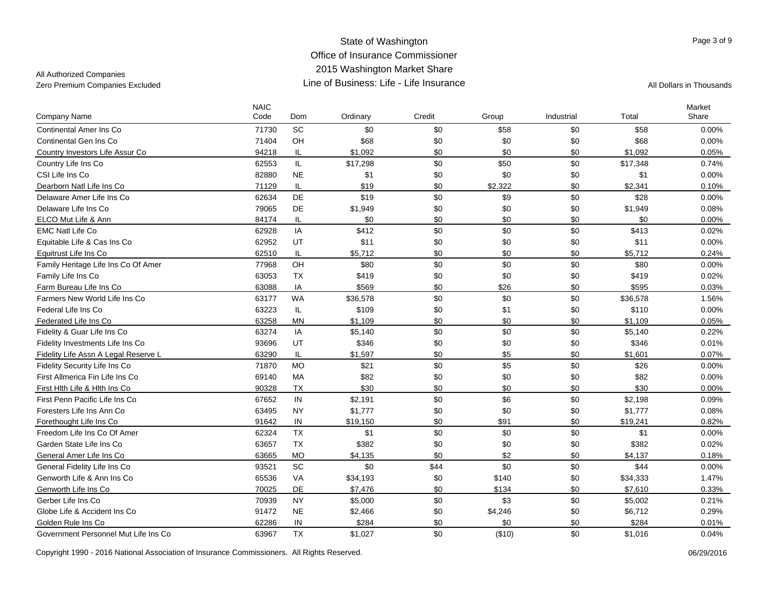State of Washington
Office of Insurance Commissioner
2015 Washington Market Share
Line of Business: Life - Life Insurance

All Authorized Companies
Zero Premium Companies Excluded

All Dollars in Thousands

| Company Name | NAIC Code | Dom | Ordinary | Credit | Group | Industrial | Total | Market Share |
|---|---|---|---|---|---|---|---|---|
| Continental Amer Ins Co | 71730 | SC | $0 | $0 | $58 | $0 | $58 | 0.00% |
| Continental Gen Ins Co | 71404 | OH | $68 | $0 | $0 | $0 | $68 | 0.00% |
| Country Investors Life Assur Co | 94218 | IL | $1,092 | $0 | $0 | $0 | $1,092 | 0.05% |
| Country Life Ins Co | 62553 | IL | $17,298 | $0 | $50 | $0 | $17,348 | 0.74% |
| CSI Life Ins Co | 82880 | NE | $1 | $0 | $0 | $0 | $1 | 0.00% |
| Dearborn Natl Life Ins Co | 71129 | IL | $19 | $0 | $2,322 | $0 | $2,341 | 0.10% |
| Delaware Amer Life Ins Co | 62634 | DE | $19 | $0 | $9 | $0 | $28 | 0.00% |
| Delaware Life Ins Co | 79065 | DE | $1,949 | $0 | $0 | $0 | $1,949 | 0.08% |
| ELCO Mut Life & Ann | 84174 | IL | $0 | $0 | $0 | $0 | $0 | 0.00% |
| EMC Natl Life Co | 62928 | IA | $412 | $0 | $0 | $0 | $413 | 0.02% |
| Equitable Life & Cas Ins Co | 62952 | UT | $11 | $0 | $0 | $0 | $11 | 0.00% |
| Equitrust Life Ins Co | 62510 | IL | $5,712 | $0 | $0 | $0 | $5,712 | 0.24% |
| Family Heritage Life Ins Co Of Amer | 77968 | OH | $80 | $0 | $0 | $0 | $80 | 0.00% |
| Family Life Ins Co | 63053 | TX | $419 | $0 | $0 | $0 | $419 | 0.02% |
| Farm Bureau Life Ins Co | 63088 | IA | $569 | $0 | $26 | $0 | $595 | 0.03% |
| Farmers New World Life Ins Co | 63177 | WA | $36,578 | $0 | $0 | $0 | $36,578 | 1.56% |
| Federal Life Ins Co | 63223 | IL | $109 | $0 | $1 | $0 | $110 | 0.00% |
| Federated Life Ins Co | 63258 | MN | $1,109 | $0 | $0 | $0 | $1,109 | 0.05% |
| Fidelity & Guar Life Ins Co | 63274 | IA | $5,140 | $0 | $0 | $0 | $5,140 | 0.22% |
| Fidelity Investments Life Ins Co | 93696 | UT | $346 | $0 | $0 | $0 | $346 | 0.01% |
| Fidelity Life Assn A Legal Reserve L | 63290 | IL | $1,597 | $0 | $5 | $0 | $1,601 | 0.07% |
| Fidelity Security Life Ins Co | 71870 | MO | $21 | $0 | $5 | $0 | $26 | 0.00% |
| First Allmerica Fin Life Ins Co | 69140 | MA | $82 | $0 | $0 | $0 | $82 | 0.00% |
| First Hlth Life & Hlth Ins Co | 90328 | TX | $30 | $0 | $0 | $0 | $30 | 0.00% |
| First Penn Pacific Life Ins Co | 67652 | IN | $2,191 | $0 | $6 | $0 | $2,198 | 0.09% |
| Foresters Life Ins Ann Co | 63495 | NY | $1,777 | $0 | $0 | $0 | $1,777 | 0.08% |
| Forethought Life Ins Co | 91642 | IN | $19,150 | $0 | $91 | $0 | $19,241 | 0.82% |
| Freedom Life Ins Co Of Amer | 62324 | TX | $1 | $0 | $0 | $0 | $1 | 0.00% |
| Garden State Life Ins Co | 63657 | TX | $382 | $0 | $0 | $0 | $382 | 0.02% |
| General Amer Life Ins Co | 63665 | MO | $4,135 | $0 | $2 | $0 | $4,137 | 0.18% |
| General Fidelity Life Ins Co | 93521 | SC | $0 | $44 | $0 | $0 | $44 | 0.00% |
| Genworth Life & Ann Ins Co | 65536 | VA | $34,193 | $0 | $140 | $0 | $34,333 | 1.47% |
| Genworth Life Ins Co | 70025 | DE | $7,476 | $0 | $134 | $0 | $7,610 | 0.33% |
| Gerber Life Ins Co | 70939 | NY | $5,000 | $0 | $3 | $0 | $5,002 | 0.21% |
| Globe Life & Accident Ins Co | 91472 | NE | $2,466 | $0 | $4,246 | $0 | $6,712 | 0.29% |
| Golden Rule Ins Co | 62286 | IN | $284 | $0 | $0 | $0 | $284 | 0.01% |
| Government Personnel Mut Life Ins Co | 63967 | TX | $1,027 | $0 | ($10) | $0 | $1,016 | 0.04% |

Copyright 1990 - 2016 National Association of Insurance Commissioners. All Rights Reserved.

06/29/2016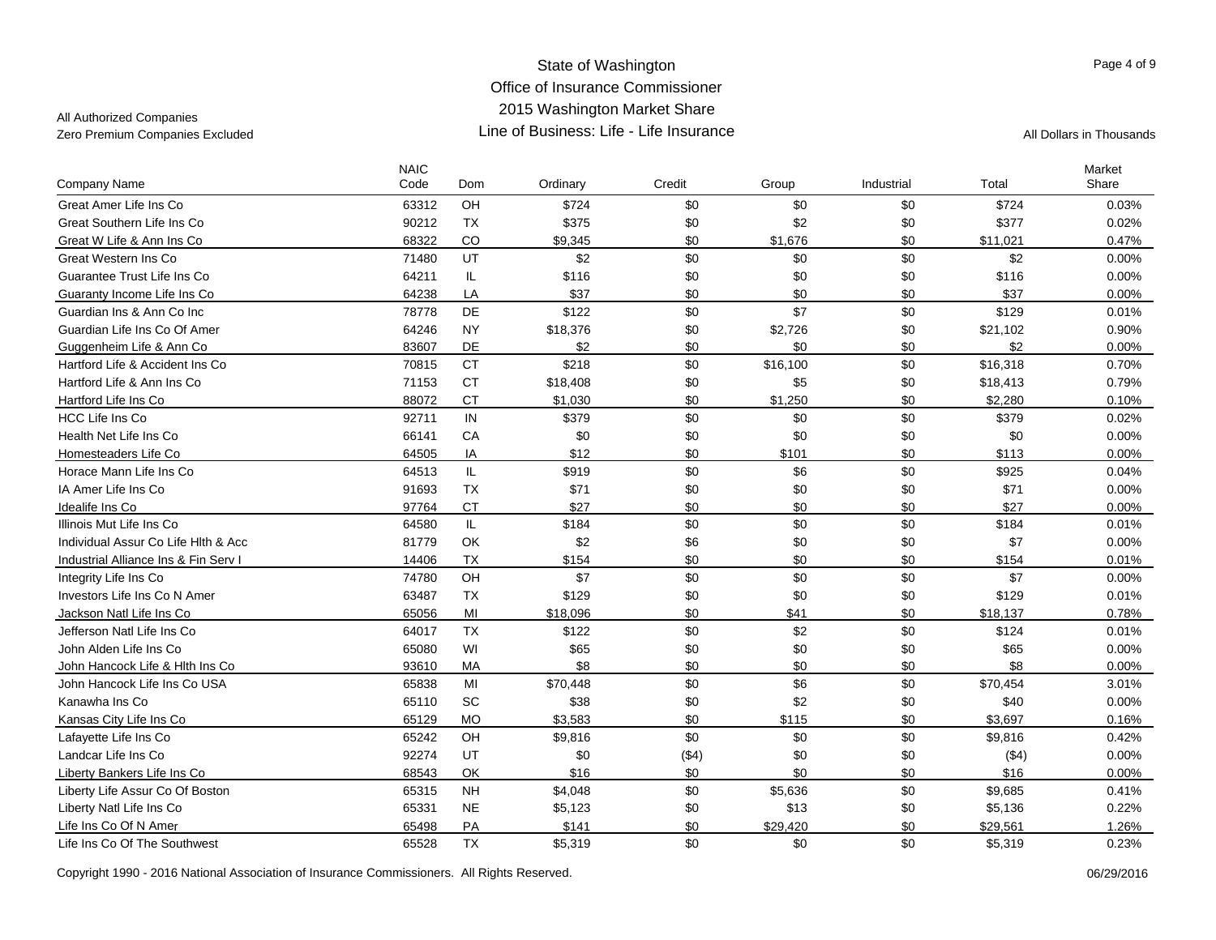# State of Washington
## Office of Insurance Commissioner
## 2015 Washington Market Share
## Line of Business: Life - Life Insurance

All Authorized Companies
Zero Premium Companies Excluded

All Dollars in Thousands

| Company Name | NAIC Code | Dom | Ordinary | Credit | Group | Industrial | Total | Market Share |
|---|---|---|---|---|---|---|---|---|
| Great Amer Life Ins Co | 63312 | OH | $724 | $0 | $0 | $0 | $724 | 0.03% |
| Great Southern Life Ins Co | 90212 | TX | $375 | $0 | $2 | $0 | $377 | 0.02% |
| Great W Life & Ann Ins Co | 68322 | CO | $9,345 | $0 | $1,676 | $0 | $11,021 | 0.47% |
| Great Western Ins Co | 71480 | UT | $2 | $0 | $0 | $0 | $2 | 0.00% |
| Guarantee Trust Life Ins Co | 64211 | IL | $116 | $0 | $0 | $0 | $116 | 0.00% |
| Guaranty Income Life Ins Co | 64238 | LA | $37 | $0 | $0 | $0 | $37 | 0.00% |
| Guardian Ins & Ann Co Inc | 78778 | DE | $122 | $0 | $7 | $0 | $129 | 0.01% |
| Guardian Life Ins Co Of Amer | 64246 | NY | $18,376 | $0 | $2,726 | $0 | $21,102 | 0.90% |
| Guggenheim Life & Ann Co | 83607 | DE | $2 | $0 | $0 | $0 | $2 | 0.00% |
| Hartford Life & Accident Ins Co | 70815 | CT | $218 | $0 | $16,100 | $0 | $16,318 | 0.70% |
| Hartford Life & Ann Ins Co | 71153 | CT | $18,408 | $0 | $5 | $0 | $18,413 | 0.79% |
| Hartford Life Ins Co | 88072 | CT | $1,030 | $0 | $1,250 | $0 | $2,280 | 0.10% |
| HCC Life Ins Co | 92711 | IN | $379 | $0 | $0 | $0 | $379 | 0.02% |
| Health Net Life Ins Co | 66141 | CA | $0 | $0 | $0 | $0 | $0 | 0.00% |
| Homesteaders Life Co | 64505 | IA | $12 | $0 | $101 | $0 | $113 | 0.00% |
| Horace Mann Life Ins Co | 64513 | IL | $919 | $0 | $6 | $0 | $925 | 0.04% |
| IA Amer Life Ins Co | 91693 | TX | $71 | $0 | $0 | $0 | $71 | 0.00% |
| Idealife Ins Co | 97764 | CT | $27 | $0 | $0 | $0 | $27 | 0.00% |
| Illinois Mut Life Ins Co | 64580 | IL | $184 | $0 | $0 | $0 | $184 | 0.01% |
| Individual Assur Co Life Hlth & Acc | 81779 | OK | $2 | $6 | $0 | $0 | $7 | 0.00% |
| Industrial Alliance Ins & Fin Serv I | 14406 | TX | $154 | $0 | $0 | $0 | $154 | 0.01% |
| Integrity Life Ins Co | 74780 | OH | $7 | $0 | $0 | $0 | $7 | 0.00% |
| Investors Life Ins Co N Amer | 63487 | TX | $129 | $0 | $0 | $0 | $129 | 0.01% |
| Jackson Natl Life Ins Co | 65056 | MI | $18,096 | $0 | $41 | $0 | $18,137 | 0.78% |
| Jefferson Natl Life Ins Co | 64017 | TX | $122 | $0 | $2 | $0 | $124 | 0.01% |
| John Alden Life Ins Co | 65080 | WI | $65 | $0 | $0 | $0 | $65 | 0.00% |
| John Hancock Life & Hlth Ins Co | 93610 | MA | $8 | $0 | $0 | $0 | $8 | 0.00% |
| John Hancock Life Ins Co USA | 65838 | MI | $70,448 | $0 | $6 | $0 | $70,454 | 3.01% |
| Kanawha Ins Co | 65110 | SC | $38 | $0 | $2 | $0 | $40 | 0.00% |
| Kansas City Life Ins Co | 65129 | MO | $3,583 | $0 | $115 | $0 | $3,697 | 0.16% |
| Lafayette Life Ins Co | 65242 | OH | $9,816 | $0 | $0 | $0 | $9,816 | 0.42% |
| Landcar Life Ins Co | 92274 | UT | $0 | ($4) | $0 | $0 | ($4) | 0.00% |
| Liberty Bankers Life Ins Co | 68543 | OK | $16 | $0 | $0 | $0 | $16 | 0.00% |
| Liberty Life Assur Co Of Boston | 65315 | NH | $4,048 | $0 | $5,636 | $0 | $9,685 | 0.41% |
| Liberty Natl Life Ins Co | 65331 | NE | $5,123 | $0 | $13 | $0 | $5,136 | 0.22% |
| Life Ins Co Of N Amer | 65498 | PA | $141 | $0 | $29,420 | $0 | $29,561 | 1.26% |
| Life Ins Co Of The Southwest | 65528 | TX | $5,319 | $0 | $0 | $0 | $5,319 | 0.23% |

Copyright 1990 - 2016 National Association of Insurance Commissioners. All Rights Reserved.

06/29/2016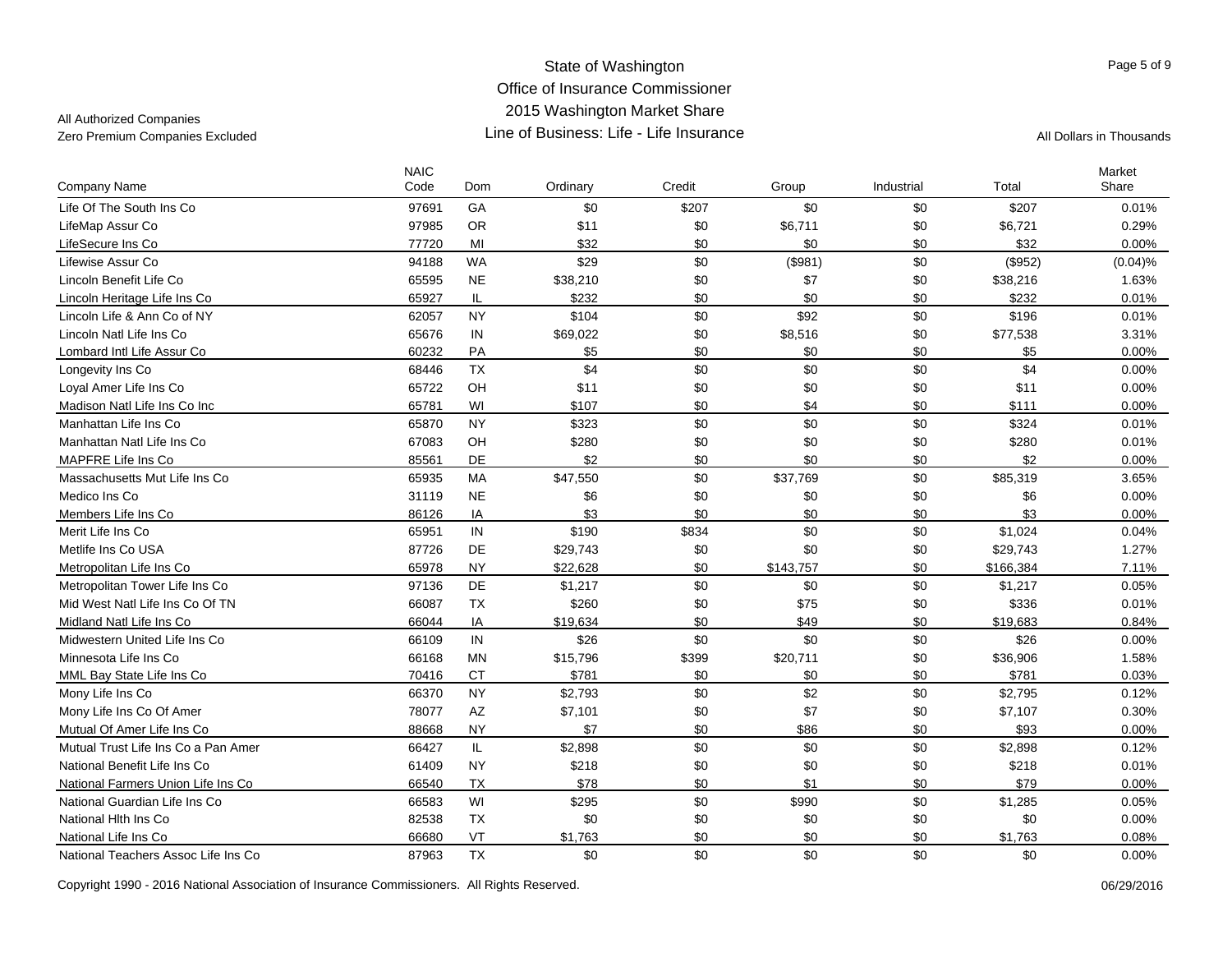State of Washington
Office of Insurance Commissioner
2015 Washington Market Share
Line of Business: Life - Life Insurance

All Authorized Companies
Zero Premium Companies Excluded

All Dollars in Thousands

| Company Name | NAIC Code | Dom | Ordinary | Credit | Group | Industrial | Total | Market Share |
|---|---|---|---|---|---|---|---|---|
| Life Of The South Ins Co | 97691 | GA | $0 | $207 | $0 | $0 | $207 | 0.01% |
| LifeMap Assur Co | 97985 | OR | $11 | $0 | $6,711 | $0 | $6,721 | 0.29% |
| LifeSecure Ins Co | 77720 | MI | $32 | $0 | $0 | $0 | $32 | 0.00% |
| Lifewise Assur Co | 94188 | WA | $29 | $0 | ($981) | $0 | ($952) | (0.04)% |
| Lincoln Benefit Life Co | 65595 | NE | $38,210 | $0 | $7 | $0 | $38,216 | 1.63% |
| Lincoln Heritage Life Ins Co | 65927 | IL | $232 | $0 | $0 | $0 | $232 | 0.01% |
| Lincoln Life & Ann Co of NY | 62057 | NY | $104 | $0 | $92 | $0 | $196 | 0.01% |
| Lincoln Natl Life Ins Co | 65676 | IN | $69,022 | $0 | $8,516 | $0 | $77,538 | 3.31% |
| Lombard Intl Life Assur Co | 60232 | PA | $5 | $0 | $0 | $0 | $5 | 0.00% |
| Longevity Ins Co | 68446 | TX | $4 | $0 | $0 | $0 | $4 | 0.00% |
| Loyal Amer Life Ins Co | 65722 | OH | $11 | $0 | $0 | $0 | $11 | 0.00% |
| Madison Natl Life Ins Co Inc | 65781 | WI | $107 | $0 | $4 | $0 | $111 | 0.00% |
| Manhattan Life Ins Co | 65870 | NY | $323 | $0 | $0 | $0 | $324 | 0.01% |
| Manhattan Natl Life Ins Co | 67083 | OH | $280 | $0 | $0 | $0 | $280 | 0.01% |
| MAPFRE Life Ins Co | 85561 | DE | $2 | $0 | $0 | $0 | $2 | 0.00% |
| Massachusetts Mut Life Ins Co | 65935 | MA | $47,550 | $0 | $37,769 | $0 | $85,319 | 3.65% |
| Medico Ins Co | 31119 | NE | $6 | $0 | $0 | $0 | $6 | 0.00% |
| Members Life Ins Co | 86126 | IA | $3 | $0 | $0 | $0 | $3 | 0.00% |
| Merit Life Ins Co | 65951 | IN | $190 | $834 | $0 | $0 | $1,024 | 0.04% |
| Metlife Ins Co USA | 87726 | DE | $29,743 | $0 | $0 | $0 | $29,743 | 1.27% |
| Metropolitan Life Ins Co | 65978 | NY | $22,628 | $0 | $143,757 | $0 | $166,384 | 7.11% |
| Metropolitan Tower Life Ins Co | 97136 | DE | $1,217 | $0 | $0 | $0 | $1,217 | 0.05% |
| Mid West Natl Life Ins Co Of TN | 66087 | TX | $260 | $0 | $75 | $0 | $336 | 0.01% |
| Midland Natl Life Ins Co | 66044 | IA | $19,634 | $0 | $49 | $0 | $19,683 | 0.84% |
| Midwestern United Life Ins Co | 66109 | IN | $26 | $0 | $0 | $0 | $26 | 0.00% |
| Minnesota Life Ins Co | 66168 | MN | $15,796 | $399 | $20,711 | $0 | $36,906 | 1.58% |
| MML Bay State Life Ins Co | 70416 | CT | $781 | $0 | $0 | $0 | $781 | 0.03% |
| Mony Life Ins Co | 66370 | NY | $2,793 | $0 | $2 | $0 | $2,795 | 0.12% |
| Mony Life Ins Co Of Amer | 78077 | AZ | $7,101 | $0 | $7 | $0 | $7,107 | 0.30% |
| Mutual Of Amer Life Ins Co | 88668 | NY | $7 | $0 | $86 | $0 | $93 | 0.00% |
| Mutual Trust Life Ins Co a Pan Amer | 66427 | IL | $2,898 | $0 | $0 | $0 | $2,898 | 0.12% |
| National Benefit Life Ins Co | 61409 | NY | $218 | $0 | $0 | $0 | $218 | 0.01% |
| National Farmers Union Life Ins Co | 66540 | TX | $78 | $0 | $1 | $0 | $79 | 0.00% |
| National Guardian Life Ins Co | 66583 | WI | $295 | $0 | $990 | $0 | $1,285 | 0.05% |
| National Hlth Ins Co | 82538 | TX | $0 | $0 | $0 | $0 | $0 | 0.00% |
| National Life Ins Co | 66680 | VT | $1,763 | $0 | $0 | $0 | $1,763 | 0.08% |
| National Teachers Assoc Life Ins Co | 87963 | TX | $0 | $0 | $0 | $0 | $0 | 0.00% |

Copyright 1990 - 2016 National Association of Insurance Commissioners. All Rights Reserved. 06/29/2016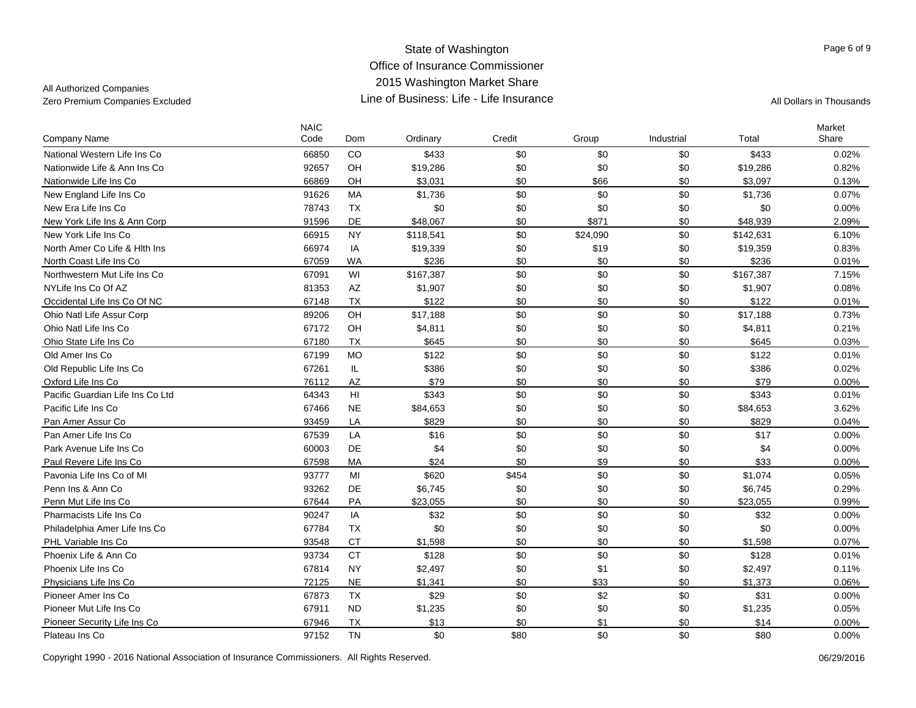State of Washington
Office of Insurance Commissioner
2015 Washington Market Share
Line of Business: Life - Life Insurance

All Authorized Companies
Zero Premium Companies Excluded

All Dollars in Thousands

| Company Name | NAIC Code | Dom | Ordinary | Credit | Group | Industrial | Total | Market Share |
|---|---|---|---|---|---|---|---|---|
| National Western Life Ins Co | 66850 | CO | $433 | $0 | $0 | $0 | $433 | 0.02% |
| Nationwide Life & Ann Ins Co | 92657 | OH | $19,286 | $0 | $0 | $0 | $19,286 | 0.82% |
| Nationwide Life Ins Co | 66869 | OH | $3,031 | $0 | $66 | $0 | $3,097 | 0.13% |
| New England Life Ins Co | 91626 | MA | $1,736 | $0 | $0 | $0 | $1,736 | 0.07% |
| New Era Life Ins Co | 78743 | TX | $0 | $0 | $0 | $0 | $0 | 0.00% |
| New York Life Ins & Ann Corp | 91596 | DE | $48,067 | $0 | $871 | $0 | $48,939 | 2.09% |
| New York Life Ins Co | 66915 | NY | $118,541 | $0 | $24,090 | $0 | $142,631 | 6.10% |
| North Amer Co Life & Hlth Ins | 66974 | IA | $19,339 | $0 | $19 | $0 | $19,359 | 0.83% |
| North Coast Life Ins Co | 67059 | WA | $236 | $0 | $0 | $0 | $236 | 0.01% |
| Northwestern Mut Life Ins Co | 67091 | WI | $167,387 | $0 | $0 | $0 | $167,387 | 7.15% |
| NYLife Ins Co Of AZ | 81353 | AZ | $1,907 | $0 | $0 | $0 | $1,907 | 0.08% |
| Occidental Life Ins Co Of NC | 67148 | TX | $122 | $0 | $0 | $0 | $122 | 0.01% |
| Ohio Natl Life Assur Corp | 89206 | OH | $17,188 | $0 | $0 | $0 | $17,188 | 0.73% |
| Ohio Natl Life Ins Co | 67172 | OH | $4,811 | $0 | $0 | $0 | $4,811 | 0.21% |
| Ohio State Life Ins Co | 67180 | TX | $645 | $0 | $0 | $0 | $645 | 0.03% |
| Old Amer Ins Co | 67199 | MO | $122 | $0 | $0 | $0 | $122 | 0.01% |
| Old Republic Life Ins Co | 67261 | IL | $386 | $0 | $0 | $0 | $386 | 0.02% |
| Oxford Life Ins Co | 76112 | AZ | $79 | $0 | $0 | $0 | $79 | 0.00% |
| Pacific Guardian Life Ins Co Ltd | 64343 | HI | $343 | $0 | $0 | $0 | $343 | 0.01% |
| Pacific Life Ins Co | 67466 | NE | $84,653 | $0 | $0 | $0 | $84,653 | 3.62% |
| Pan Amer Assur Co | 93459 | LA | $829 | $0 | $0 | $0 | $829 | 0.04% |
| Pan Amer Life Ins Co | 67539 | LA | $16 | $0 | $0 | $0 | $17 | 0.00% |
| Park Avenue Life Ins Co | 60003 | DE | $4 | $0 | $0 | $0 | $4 | 0.00% |
| Paul Revere Life Ins Co | 67598 | MA | $24 | $0 | $9 | $0 | $33 | 0.00% |
| Pavonia Life Ins Co of MI | 93777 | MI | $620 | $454 | $0 | $0 | $1,074 | 0.05% |
| Penn Ins & Ann Co | 93262 | DE | $6,745 | $0 | $0 | $0 | $6,745 | 0.29% |
| Penn Mut Life Ins Co | 67644 | PA | $23,055 | $0 | $0 | $0 | $23,055 | 0.99% |
| Pharmacists Life Ins Co | 90247 | IA | $32 | $0 | $0 | $0 | $32 | 0.00% |
| Philadelphia Amer Life Ins Co | 67784 | TX | $0 | $0 | $0 | $0 | $0 | 0.00% |
| PHL Variable Ins Co | 93548 | CT | $1,598 | $0 | $0 | $0 | $1,598 | 0.07% |
| Phoenix Life & Ann Co | 93734 | CT | $128 | $0 | $0 | $0 | $128 | 0.01% |
| Phoenix Life Ins Co | 67814 | NY | $2,497 | $0 | $1 | $0 | $2,497 | 0.11% |
| Physicians Life Ins Co | 72125 | NE | $1,341 | $0 | $33 | $0 | $1,373 | 0.06% |
| Pioneer Amer Ins Co | 67873 | TX | $29 | $0 | $2 | $0 | $31 | 0.00% |
| Pioneer Mut Life Ins Co | 67911 | ND | $1,235 | $0 | $0 | $0 | $1,235 | 0.05% |
| Pioneer Security Life Ins Co | 67946 | TX | $13 | $0 | $1 | $0 | $14 | 0.00% |
| Plateau Ins Co | 97152 | TN | $0 | $80 | $0 | $0 | $80 | 0.00% |

Copyright 1990 - 2016 National Association of Insurance Commissioners. All Rights Reserved. 06/29/2016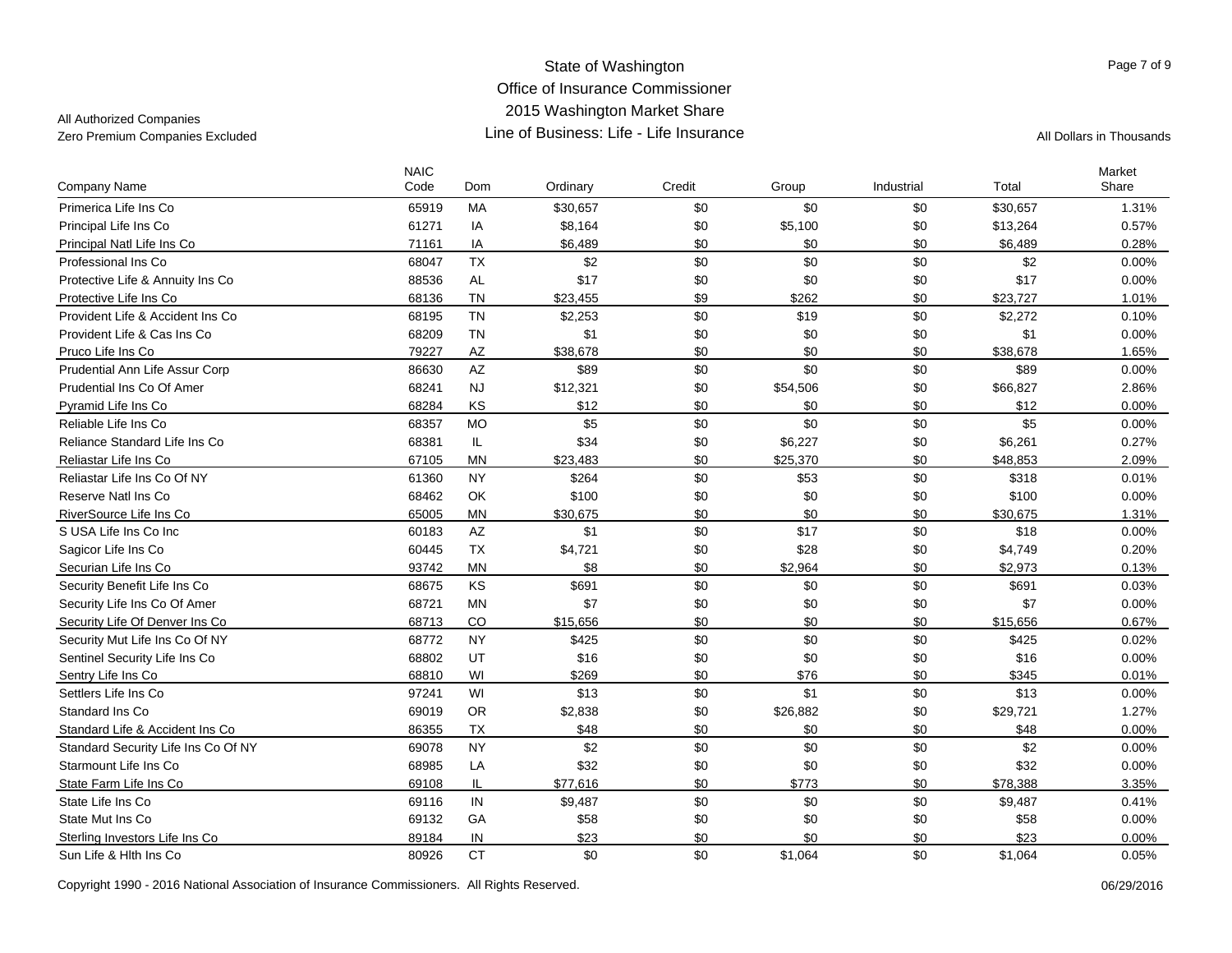State of Washington
Office of Insurance Commissioner
2015 Washington Market Share
Line of Business: Life - Life Insurance

All Authorized Companies
Zero Premium Companies Excluded

All Dollars in Thousands

| Company Name | NAIC Code | Dom | Ordinary | Credit | Group | Industrial | Total | Market Share |
|---|---|---|---|---|---|---|---|---|
| Primerica Life Ins Co | 65919 | MA | $30,657 | $0 | $0 | $0 | $30,657 | 1.31% |
| Principal Life Ins Co | 61271 | IA | $8,164 | $0 | $5,100 | $0 | $13,264 | 0.57% |
| Principal Natl Life Ins Co | 71161 | IA | $6,489 | $0 | $0 | $0 | $6,489 | 0.28% |
| Professional Ins Co | 68047 | TX | $2 | $0 | $0 | $0 | $2 | 0.00% |
| Protective Life & Annuity Ins Co | 88536 | AL | $17 | $0 | $0 | $0 | $17 | 0.00% |
| Protective Life Ins Co | 68136 | TN | $23,455 | $9 | $262 | $0 | $23,727 | 1.01% |
| Provident Life & Accident Ins Co | 68195 | TN | $2,253 | $0 | $19 | $0 | $2,272 | 0.10% |
| Provident Life & Cas Ins Co | 68209 | TN | $1 | $0 | $0 | $0 | $1 | 0.00% |
| Pruco Life Ins Co | 79227 | AZ | $38,678 | $0 | $0 | $0 | $38,678 | 1.65% |
| Prudential Ann Life Assur Corp | 86630 | AZ | $89 | $0 | $0 | $0 | $89 | 0.00% |
| Prudential Ins Co Of Amer | 68241 | NJ | $12,321 | $0 | $54,506 | $0 | $66,827 | 2.86% |
| Pyramid Life Ins Co | 68284 | KS | $12 | $0 | $0 | $0 | $12 | 0.00% |
| Reliable Life Ins Co | 68357 | MO | $5 | $0 | $0 | $0 | $5 | 0.00% |
| Reliance Standard Life Ins Co | 68381 | IL | $34 | $0 | $6,227 | $0 | $6,261 | 0.27% |
| Reliastar Life Ins Co | 67105 | MN | $23,483 | $0 | $25,370 | $0 | $48,853 | 2.09% |
| Reliastar Life Ins Co Of NY | 61360 | NY | $264 | $0 | $53 | $0 | $318 | 0.01% |
| Reserve Natl Ins Co | 68462 | OK | $100 | $0 | $0 | $0 | $100 | 0.00% |
| RiverSource Life Ins Co | 65005 | MN | $30,675 | $0 | $0 | $0 | $30,675 | 1.31% |
| S USA Life Ins Co Inc | 60183 | AZ | $1 | $0 | $17 | $0 | $18 | 0.00% |
| Sagicor Life Ins Co | 60445 | TX | $4,721 | $0 | $28 | $0 | $4,749 | 0.20% |
| Securian Life Ins Co | 93742 | MN | $8 | $0 | $2,964 | $0 | $2,973 | 0.13% |
| Security Benefit Life Ins Co | 68675 | KS | $691 | $0 | $0 | $0 | $691 | 0.03% |
| Security Life Ins Co Of Amer | 68721 | MN | $7 | $0 | $0 | $0 | $7 | 0.00% |
| Security Life Of Denver Ins Co | 68713 | CO | $15,656 | $0 | $0 | $0 | $15,656 | 0.67% |
| Security Mut Life Ins Co Of NY | 68772 | NY | $425 | $0 | $0 | $0 | $425 | 0.02% |
| Sentinel Security Life Ins Co | 68802 | UT | $16 | $0 | $0 | $0 | $16 | 0.00% |
| Sentry Life Ins Co | 68810 | WI | $269 | $0 | $76 | $0 | $345 | 0.01% |
| Settlers Life Ins Co | 97241 | WI | $13 | $0 | $1 | $0 | $13 | 0.00% |
| Standard Ins Co | 69019 | OR | $2,838 | $0 | $26,882 | $0 | $29,721 | 1.27% |
| Standard Life & Accident Ins Co | 86355 | TX | $48 | $0 | $0 | $0 | $48 | 0.00% |
| Standard Security Life Ins Co Of NY | 69078 | NY | $2 | $0 | $0 | $0 | $2 | 0.00% |
| Starmount Life Ins Co | 68985 | LA | $32 | $0 | $0 | $0 | $32 | 0.00% |
| State Farm Life Ins Co | 69108 | IL | $77,616 | $0 | $773 | $0 | $78,388 | 3.35% |
| State Life Ins Co | 69116 | IN | $9,487 | $0 | $0 | $0 | $9,487 | 0.41% |
| State Mut Ins Co | 69132 | GA | $58 | $0 | $0 | $0 | $58 | 0.00% |
| Sterling Investors Life Ins Co | 89184 | IN | $23 | $0 | $0 | $0 | $23 | 0.00% |
| Sun Life & Hlth Ins Co | 80926 | CT | $0 | $0 | $1,064 | $0 | $1,064 | 0.05% |

Copyright 1990 - 2016 National Association of Insurance Commissioners. All Rights Reserved. 06/29/2016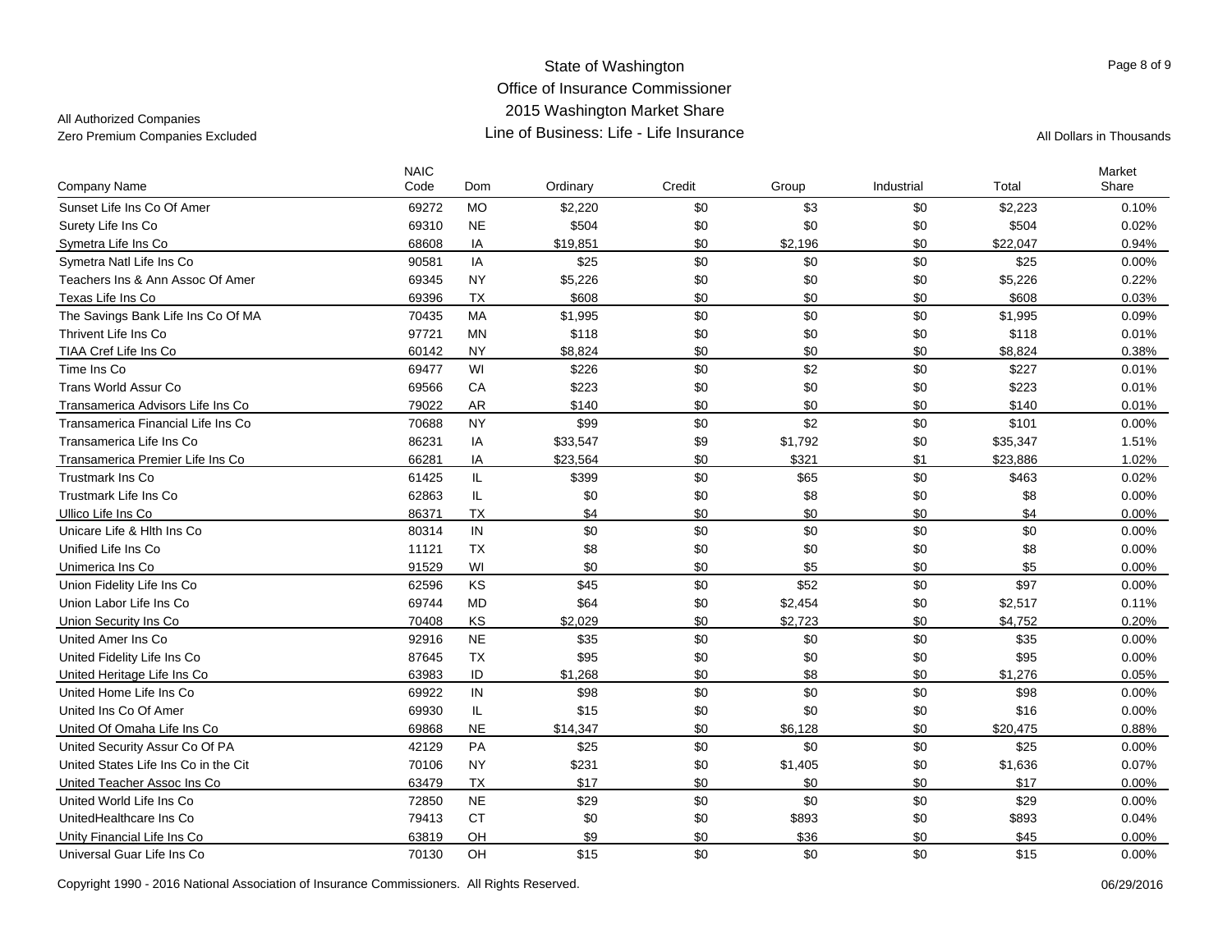State of Washington
Office of Insurance Commissioner
2015 Washington Market Share
Line of Business: Life - Life Insurance

All Authorized Companies
Zero Premium Companies Excluded

All Dollars in Thousands

| Company Name | NAIC Code | Dom | Ordinary | Credit | Group | Industrial | Total | Market Share |
|---|---|---|---|---|---|---|---|---|
| Sunset Life Ins Co Of Amer | 69272 | MO | $2,220 | $0 | $3 | $0 | $2,223 | 0.10% |
| Surety Life Ins Co | 69310 | NE | $504 | $0 | $0 | $0 | $504 | 0.02% |
| Symetra Life Ins Co | 68608 | IA | $19,851 | $0 | $2,196 | $0 | $22,047 | 0.94% |
| Symetra Natl Life Ins Co | 90581 | IA | $25 | $0 | $0 | $0 | $25 | 0.00% |
| Teachers Ins & Ann Assoc Of Amer | 69345 | NY | $5,226 | $0 | $0 | $0 | $5,226 | 0.22% |
| Texas Life Ins Co | 69396 | TX | $608 | $0 | $0 | $0 | $608 | 0.03% |
| The Savings Bank Life Ins Co Of MA | 70435 | MA | $1,995 | $0 | $0 | $0 | $1,995 | 0.09% |
| Thrivent Life Ins Co | 97721 | MN | $118 | $0 | $0 | $0 | $118 | 0.01% |
| TIAA Cref Life Ins Co | 60142 | NY | $8,824 | $0 | $0 | $0 | $8,824 | 0.38% |
| Time Ins Co | 69477 | WI | $226 | $0 | $2 | $0 | $227 | 0.01% |
| Trans World Assur Co | 69566 | CA | $223 | $0 | $0 | $0 | $223 | 0.01% |
| Transamerica Advisors Life Ins Co | 79022 | AR | $140 | $0 | $0 | $0 | $140 | 0.01% |
| Transamerica Financial Life Ins Co | 70688 | NY | $99 | $0 | $2 | $0 | $101 | 0.00% |
| Transamerica Life Ins Co | 86231 | IA | $33,547 | $9 | $1,792 | $0 | $35,347 | 1.51% |
| Transamerica Premier Life Ins Co | 66281 | IA | $23,564 | $0 | $321 | $1 | $23,886 | 1.02% |
| Trustmark Ins Co | 61425 | IL | $399 | $0 | $65 | $0 | $463 | 0.02% |
| Trustmark Life Ins Co | 62863 | IL | $0 | $0 | $8 | $0 | $8 | 0.00% |
| Ullico Life Ins Co | 86371 | TX | $4 | $0 | $0 | $0 | $4 | 0.00% |
| Unicare Life & Hlth Ins Co | 80314 | IN | $0 | $0 | $0 | $0 | $0 | 0.00% |
| Unified Life Ins Co | 11121 | TX | $8 | $0 | $0 | $0 | $8 | 0.00% |
| Unimerica Ins Co | 91529 | WI | $0 | $0 | $5 | $0 | $5 | 0.00% |
| Union Fidelity Life Ins Co | 62596 | KS | $45 | $0 | $52 | $0 | $97 | 0.00% |
| Union Labor Life Ins Co | 69744 | MD | $64 | $0 | $2,454 | $0 | $2,517 | 0.11% |
| Union Security Ins Co | 70408 | KS | $2,029 | $0 | $2,723 | $0 | $4,752 | 0.20% |
| United Amer Ins Co | 92916 | NE | $35 | $0 | $0 | $0 | $35 | 0.00% |
| United Fidelity Life Ins Co | 87645 | TX | $95 | $0 | $0 | $0 | $95 | 0.00% |
| United Heritage Life Ins Co | 63983 | ID | $1,268 | $0 | $8 | $0 | $1,276 | 0.05% |
| United Home Life Ins Co | 69922 | IN | $98 | $0 | $0 | $0 | $98 | 0.00% |
| United Ins Co Of Amer | 69930 | IL | $15 | $0 | $0 | $0 | $16 | 0.00% |
| United Of Omaha Life Ins Co | 69868 | NE | $14,347 | $0 | $6,128 | $0 | $20,475 | 0.88% |
| United Security Assur Co Of PA | 42129 | PA | $25 | $0 | $0 | $0 | $25 | 0.00% |
| United States Life Ins Co in the Cit | 70106 | NY | $231 | $0 | $1,405 | $0 | $1,636 | 0.07% |
| United Teacher Assoc Ins Co | 63479 | TX | $17 | $0 | $0 | $0 | $17 | 0.00% |
| United World Life Ins Co | 72850 | NE | $29 | $0 | $0 | $0 | $29 | 0.00% |
| UnitedHealthcare Ins Co | 79413 | CT | $0 | $0 | $893 | $0 | $893 | 0.04% |
| Unity Financial Life Ins Co | 63819 | OH | $9 | $0 | $36 | $0 | $45 | 0.00% |
| Universal Guar Life Ins Co | 70130 | OH | $15 | $0 | $0 | $0 | $15 | 0.00% |

Copyright 1990 - 2016 National Association of Insurance Commissioners. All Rights Reserved. 06/29/2016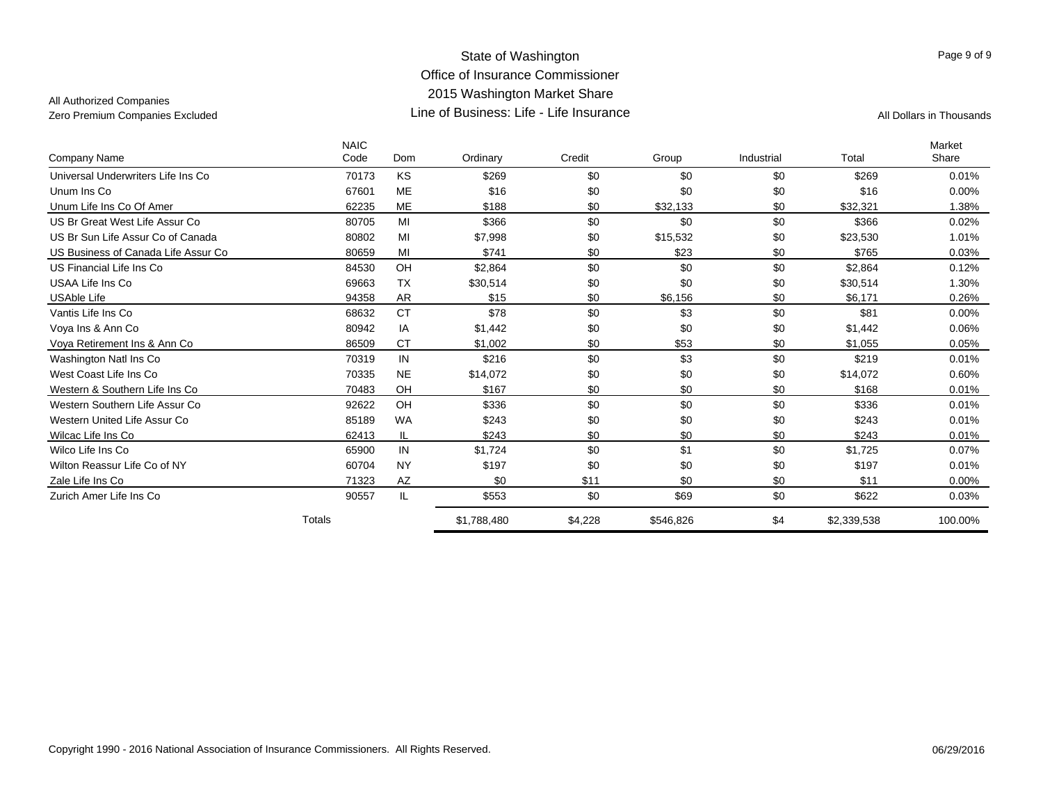State of Washington
Office of Insurance Commissioner
2015 Washington Market Share
Line of Business: Life - Life Insurance

All Authorized Companies
Zero Premium Companies Excluded

All Dollars in Thousands

| Company Name | NAIC Code | Dom | Ordinary | Credit | Group | Industrial | Total | Market Share |
|---|---|---|---|---|---|---|---|---|
| Universal Underwriters Life Ins Co | 70173 | KS | $269 | $0 | $0 | $0 | $269 | 0.01% |
| Unum Ins Co | 67601 | ME | $16 | $0 | $0 | $0 | $16 | 0.00% |
| Unum Life Ins Co Of Amer | 62235 | ME | $188 | $0 | $32,133 | $0 | $32,321 | 1.38% |
| US Br Great West Life Assur Co | 80705 | MI | $366 | $0 | $0 | $0 | $366 | 0.02% |
| US Br Sun Life Assur Co of Canada | 80802 | MI | $7,998 | $0 | $15,532 | $0 | $23,530 | 1.01% |
| US Business of Canada Life Assur Co | 80659 | MI | $741 | $0 | $23 | $0 | $765 | 0.03% |
| US Financial Life Ins Co | 84530 | OH | $2,864 | $0 | $0 | $0 | $2,864 | 0.12% |
| USAA Life Ins Co | 69663 | TX | $30,514 | $0 | $0 | $0 | $30,514 | 1.30% |
| USAble Life | 94358 | AR | $15 | $0 | $6,156 | $0 | $6,171 | 0.26% |
| Vantis Life Ins Co | 68632 | CT | $78 | $0 | $3 | $0 | $81 | 0.00% |
| Voya Ins & Ann Co | 80942 | IA | $1,442 | $0 | $0 | $0 | $1,442 | 0.06% |
| Voya Retirement Ins & Ann Co | 86509 | CT | $1,002 | $0 | $53 | $0 | $1,055 | 0.05% |
| Washington Natl Ins Co | 70319 | IN | $216 | $0 | $3 | $0 | $219 | 0.01% |
| West Coast Life Ins Co | 70335 | NE | $14,072 | $0 | $0 | $0 | $14,072 | 0.60% |
| Western & Southern Life Ins Co | 70483 | OH | $167 | $0 | $0 | $0 | $168 | 0.01% |
| Western Southern Life Assur Co | 92622 | OH | $336 | $0 | $0 | $0 | $336 | 0.01% |
| Western United Life Assur Co | 85189 | WA | $243 | $0 | $0 | $0 | $243 | 0.01% |
| Wilcac Life Ins Co | 62413 | IL | $243 | $0 | $0 | $0 | $243 | 0.01% |
| Wilco Life Ins Co | 65900 | IN | $1,724 | $0 | $1 | $0 | $1,725 | 0.07% |
| Wilton Reassur Life Co of NY | 60704 | NY | $197 | $0 | $0 | $0 | $197 | 0.01% |
| Zale Life Ins Co | 71323 | AZ | $0 | $11 | $0 | $0 | $11 | 0.00% |
| Zurich Amer Life Ins Co | 90557 | IL | $553 | $0 | $69 | $0 | $622 | 0.03% |
| Totals | | | $1,788,480 | $4,228 | $546,826 | $4 | $2,339,538 | 100.00% |

Copyright 1990 - 2016 National Association of Insurance Commissioners. All Rights Reserved.

06/29/2016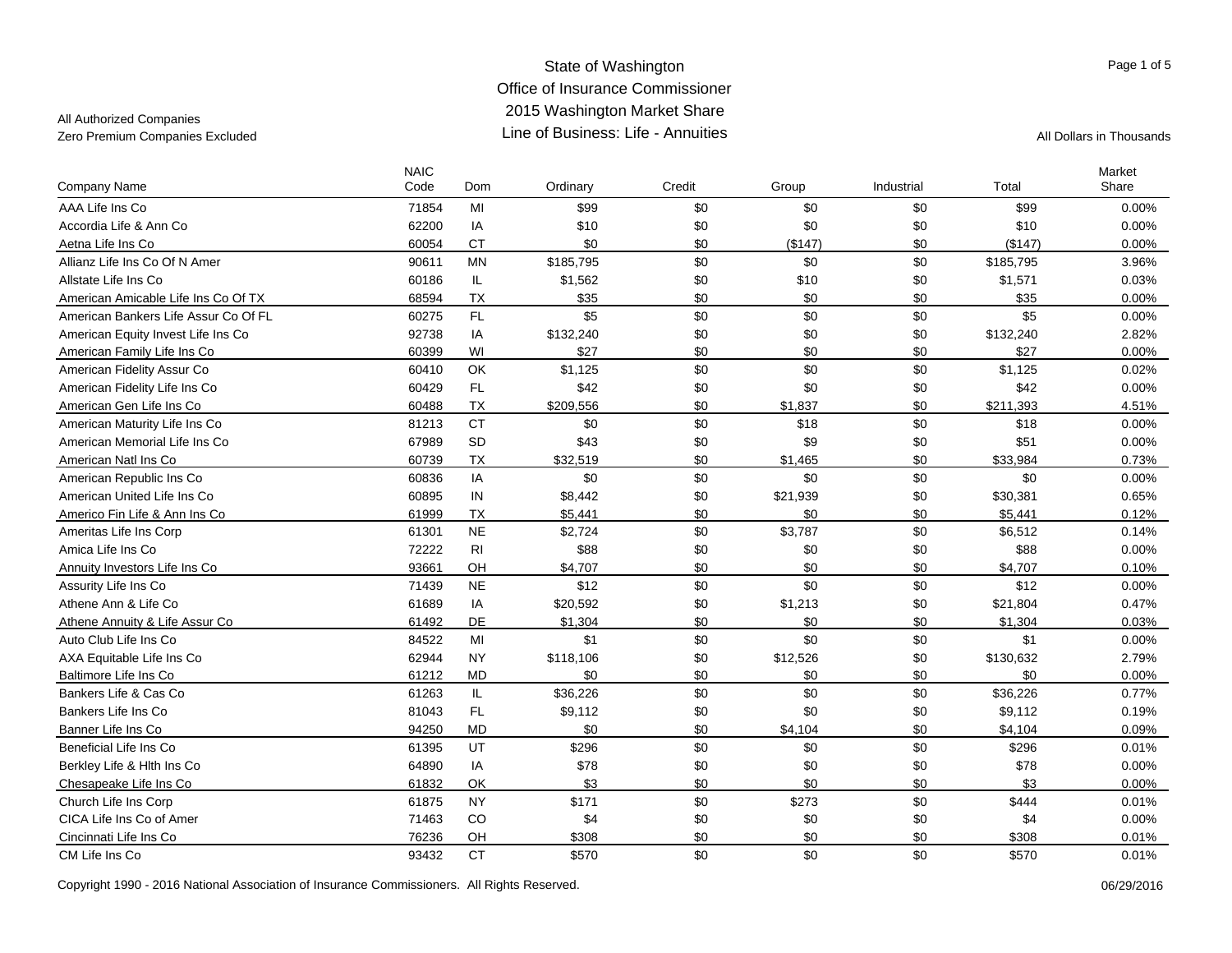# State of Washington
## Office of Insurance Commissioner
## 2015 Washington Market Share
## Line of Business: Life - Annuities

All Authorized Companies
Zero Premium Companies Excluded

All Dollars in Thousands

| Company Name | NAIC Code | Dom | Ordinary | Credit | Group | Industrial | Total | Market Share |
|---|---|---|---|---|---|---|---|---|
| AAA Life Ins Co | 71854 | MI | $99 | $0 | $0 | $0 | $99 | 0.00% |
| Accordia Life & Ann Co | 62200 | IA | $10 | $0 | $0 | $0 | $10 | 0.00% |
| Aetna Life Ins Co | 60054 | CT | $0 | $0 | ($147) | $0 | ($147) | 0.00% |
| Allianz Life Ins Co Of N Amer | 90611 | MN | $185,795 | $0 | $0 | $0 | $185,795 | 3.96% |
| Allstate Life Ins Co | 60186 | IL | $1,562 | $0 | $10 | $0 | $1,571 | 0.03% |
| American Amicable Life Ins Co Of TX | 68594 | TX | $35 | $0 | $0 | $0 | $35 | 0.00% |
| American Bankers Life Assur Co Of FL | 60275 | FL | $5 | $0 | $0 | $0 | $5 | 0.00% |
| American Equity Invest Life Ins Co | 92738 | IA | $132,240 | $0 | $0 | $0 | $132,240 | 2.82% |
| American Family Life Ins Co | 60399 | WI | $27 | $0 | $0 | $0 | $27 | 0.00% |
| American Fidelity Assur Co | 60410 | OK | $1,125 | $0 | $0 | $0 | $1,125 | 0.02% |
| American Fidelity Life Ins Co | 60429 | FL | $42 | $0 | $0 | $0 | $42 | 0.00% |
| American Gen Life Ins Co | 60488 | TX | $209,556 | $0 | $1,837 | $0 | $211,393 | 4.51% |
| American Maturity Life Ins Co | 81213 | CT | $0 | $0 | $18 | $0 | $18 | 0.00% |
| American Memorial Life Ins Co | 67989 | SD | $43 | $0 | $9 | $0 | $51 | 0.00% |
| American Natl Ins Co | 60739 | TX | $32,519 | $0 | $1,465 | $0 | $33,984 | 0.73% |
| American Republic Ins Co | 60836 | IA | $0 | $0 | $0 | $0 | $0 | 0.00% |
| American United Life Ins Co | 60895 | IN | $8,442 | $0 | $21,939 | $0 | $30,381 | 0.65% |
| Americo Fin Life & Ann Ins Co | 61999 | TX | $5,441 | $0 | $0 | $0 | $5,441 | 0.12% |
| Ameritas Life Ins Corp | 61301 | NE | $2,724 | $0 | $3,787 | $0 | $6,512 | 0.14% |
| Amica Life Ins Co | 72222 | RI | $88 | $0 | $0 | $0 | $88 | 0.00% |
| Annuity Investors Life Ins Co | 93661 | OH | $4,707 | $0 | $0 | $0 | $4,707 | 0.10% |
| Assurity Life Ins Co | 71439 | NE | $12 | $0 | $0 | $0 | $12 | 0.00% |
| Athene Ann & Life Co | 61689 | IA | $20,592 | $0 | $1,213 | $0 | $21,804 | 0.47% |
| Athene Annuity & Life Assur Co | 61492 | DE | $1,304 | $0 | $0 | $0 | $1,304 | 0.03% |
| Auto Club Life Ins Co | 84522 | MI | $1 | $0 | $0 | $0 | $1 | 0.00% |
| AXA Equitable Life Ins Co | 62944 | NY | $118,106 | $0 | $12,526 | $0 | $130,632 | 2.79% |
| Baltimore Life Ins Co | 61212 | MD | $0 | $0 | $0 | $0 | $0 | 0.00% |
| Bankers Life & Cas Co | 61263 | IL | $36,226 | $0 | $0 | $0 | $36,226 | 0.77% |
| Bankers Life Ins Co | 81043 | FL | $9,112 | $0 | $0 | $0 | $9,112 | 0.19% |
| Banner Life Ins Co | 94250 | MD | $0 | $0 | $4,104 | $0 | $4,104 | 0.09% |
| Beneficial Life Ins Co | 61395 | UT | $296 | $0 | $0 | $0 | $296 | 0.01% |
| Berkley Life & Hlth Ins Co | 64890 | IA | $78 | $0 | $0 | $0 | $78 | 0.00% |
| Chesapeake Life Ins Co | 61832 | OK | $3 | $0 | $0 | $0 | $3 | 0.00% |
| Church Life Ins Corp | 61875 | NY | $171 | $0 | $273 | $0 | $444 | 0.01% |
| CICA Life Ins Co of Amer | 71463 | CO | $4 | $0 | $0 | $0 | $4 | 0.00% |
| Cincinnati Life Ins Co | 76236 | OH | $308 | $0 | $0 | $0 | $308 | 0.01% |
| CM Life Ins Co | 93432 | CT | $570 | $0 | $0 | $0 | $570 | 0.01% |

Copyright 1990 - 2016 National Association of Insurance Commissioners. All Rights Reserved. 06/29/2016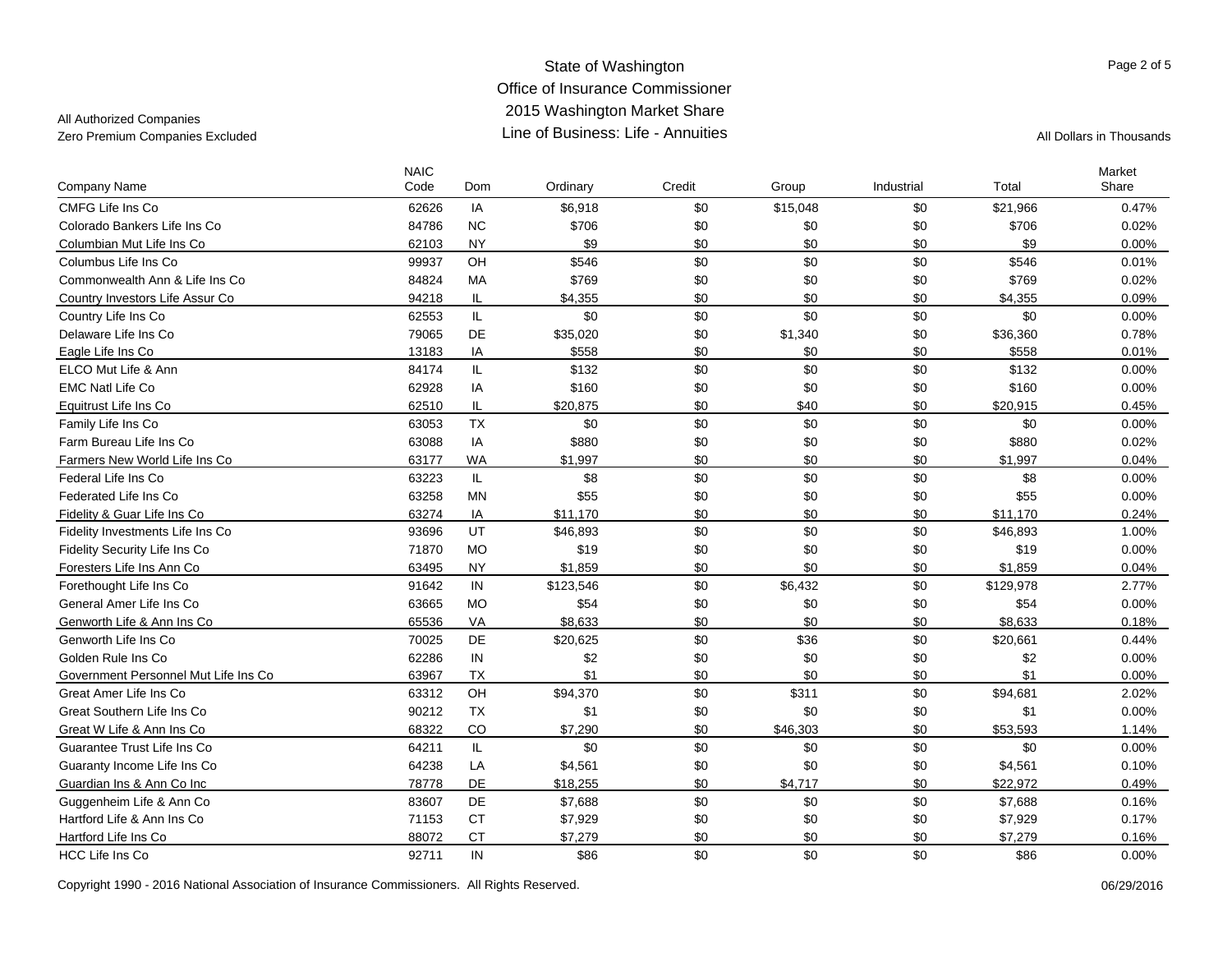All Authorized Companies
Zero Premium Companies Excluded

# State of Washington
## Office of Insurance Commissioner
## 2015 Washington Market Share
## Line of Business: Life - Annuities

All Dollars in Thousands

| Company Name | NAIC Code | Dom | Ordinary | Credit | Group | Industrial | Total | Market Share |
|---|---|---|---|---|---|---|---|---|
| CMFG Life Ins Co | 62626 | IA | $6,918 | $0 | $15,048 | $0 | $21,966 | 0.47% |
| Colorado Bankers Life Ins Co | 84786 | NC | $706 | $0 | $0 | $0 | $706 | 0.02% |
| Columbian Mut Life Ins Co | 62103 | NY | $9 | $0 | $0 | $0 | $9 | 0.00% |
| Columbus Life Ins Co | 99937 | OH | $546 | $0 | $0 | $0 | $546 | 0.01% |
| Commonwealth Ann & Life Ins Co | 84824 | MA | $769 | $0 | $0 | $0 | $769 | 0.02% |
| Country Investors Life Assur Co | 94218 | IL | $4,355 | $0 | $0 | $0 | $4,355 | 0.09% |
| Country Life Ins Co | 62553 | IL | $0 | $0 | $0 | $0 | $0 | 0.00% |
| Delaware Life Ins Co | 79065 | DE | $35,020 | $0 | $1,340 | $0 | $36,360 | 0.78% |
| Eagle Life Ins Co | 13183 | IA | $558 | $0 | $0 | $0 | $558 | 0.01% |
| ELCO Mut Life & Ann | 84174 | IL | $132 | $0 | $0 | $0 | $132 | 0.00% |
| EMC Natl Life Co | 62928 | IA | $160 | $0 | $0 | $0 | $160 | 0.00% |
| Equitrust Life Ins Co | 62510 | IL | $20,875 | $0 | $40 | $0 | $20,915 | 0.45% |
| Family Life Ins Co | 63053 | TX | $0 | $0 | $0 | $0 | $0 | 0.00% |
| Farm Bureau Life Ins Co | 63088 | IA | $880 | $0 | $0 | $0 | $880 | 0.02% |
| Farmers New World Life Ins Co | 63177 | WA | $1,997 | $0 | $0 | $0 | $1,997 | 0.04% |
| Federal Life Ins Co | 63223 | IL | $8 | $0 | $0 | $0 | $8 | 0.00% |
| Federated Life Ins Co | 63258 | MN | $55 | $0 | $0 | $0 | $55 | 0.00% |
| Fidelity & Guar Life Ins Co | 63274 | IA | $11,170 | $0 | $0 | $0 | $11,170 | 0.24% |
| Fidelity Investments Life Ins Co | 93696 | UT | $46,893 | $0 | $0 | $0 | $46,893 | 1.00% |
| Fidelity Security Life Ins Co | 71870 | MO | $19 | $0 | $0 | $0 | $19 | 0.00% |
| Foresters Life Ins Ann Co | 63495 | NY | $1,859 | $0 | $0 | $0 | $1,859 | 0.04% |
| Forethought Life Ins Co | 91642 | IN | $123,546 | $0 | $6,432 | $0 | $129,978 | 2.77% |
| General Amer Life Ins Co | 63665 | MO | $54 | $0 | $0 | $0 | $54 | 0.00% |
| Genworth Life & Ann Ins Co | 65536 | VA | $8,633 | $0 | $0 | $0 | $8,633 | 0.18% |
| Genworth Life Ins Co | 70025 | DE | $20,625 | $0 | $36 | $0 | $20,661 | 0.44% |
| Golden Rule Ins Co | 62286 | IN | $2 | $0 | $0 | $0 | $2 | 0.00% |
| Government Personnel Mut Life Ins Co | 63967 | TX | $1 | $0 | $0 | $0 | $1 | 0.00% |
| Great Amer Life Ins Co | 63312 | OH | $94,370 | $0 | $311 | $0 | $94,681 | 2.02% |
| Great Southern Life Ins Co | 90212 | TX | $1 | $0 | $0 | $0 | $1 | 0.00% |
| Great W Life & Ann Ins Co | 68322 | CO | $7,290 | $0 | $46,303 | $0 | $53,593 | 1.14% |
| Guarantee Trust Life Ins Co | 64211 | IL | $0 | $0 | $0 | $0 | $0 | 0.00% |
| Guaranty Income Life Ins Co | 64238 | LA | $4,561 | $0 | $0 | $0 | $4,561 | 0.10% |
| Guardian Ins & Ann Co Inc | 78778 | DE | $18,255 | $0 | $4,717 | $0 | $22,972 | 0.49% |
| Guggenheim Life & Ann Co | 83607 | DE | $7,688 | $0 | $0 | $0 | $7,688 | 0.16% |
| Hartford Life & Ann Ins Co | 71153 | CT | $7,929 | $0 | $0 | $0 | $7,929 | 0.17% |
| Hartford Life Ins Co | 88072 | CT | $7,279 | $0 | $0 | $0 | $7,279 | 0.16% |
| HCC Life Ins Co | 92711 | IN | $86 | $0 | $0 | $0 | $86 | 0.00% |

Copyright 1990 - 2016 National Association of Insurance Commissioners. All Rights Reserved. 06/29/2016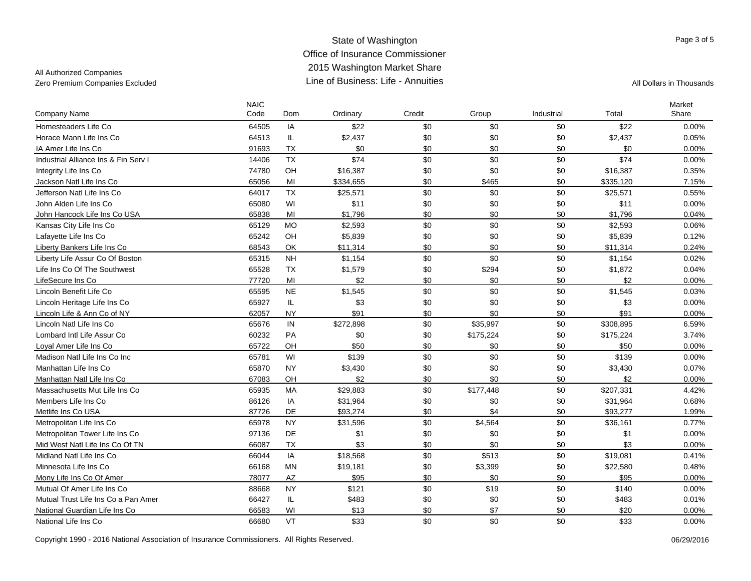State of Washington
Office of Insurance Commissioner
2015 Washington Market Share
Line of Business: Life - Annuities

All Authorized Companies
Zero Premium Companies Excluded

All Dollars in Thousands

| Company Name | NAIC Code | Dom | Ordinary | Credit | Group | Industrial | Total | Market Share |
|---|---|---|---|---|---|---|---|---|
| Homesteaders Life Co | 64505 | IA | $22 | $0 | $0 | $0 | $22 | 0.00% |
| Horace Mann Life Ins Co | 64513 | IL | $2,437 | $0 | $0 | $0 | $2,437 | 0.05% |
| IA Amer Life Ins Co | 91693 | TX | $0 | $0 | $0 | $0 | $0 | 0.00% |
| Industrial Alliance Ins & Fin Serv I | 14406 | TX | $74 | $0 | $0 | $0 | $74 | 0.00% |
| Integrity Life Ins Co | 74780 | OH | $16,387 | $0 | $0 | $0 | $16,387 | 0.35% |
| Jackson Natl Life Ins Co | 65056 | MI | $334,655 | $0 | $465 | $0 | $335,120 | 7.15% |
| Jefferson Natl Life Ins Co | 64017 | TX | $25,571 | $0 | $0 | $0 | $25,571 | 0.55% |
| John Alden Life Ins Co | 65080 | WI | $11 | $0 | $0 | $0 | $11 | 0.00% |
| John Hancock Life Ins Co USA | 65838 | MI | $1,796 | $0 | $0 | $0 | $1,796 | 0.04% |
| Kansas City Life Ins Co | 65129 | MO | $2,593 | $0 | $0 | $0 | $2,593 | 0.06% |
| Lafayette Life Ins Co | 65242 | OH | $5,839 | $0 | $0 | $0 | $5,839 | 0.12% |
| Liberty Bankers Life Ins Co | 68543 | OK | $11,314 | $0 | $0 | $0 | $11,314 | 0.24% |
| Liberty Life Assur Co Of Boston | 65315 | NH | $1,154 | $0 | $0 | $0 | $1,154 | 0.02% |
| Life Ins Co Of The Southwest | 65528 | TX | $1,579 | $0 | $294 | $0 | $1,872 | 0.04% |
| LifeSecure Ins Co | 77720 | MI | $2 | $0 | $0 | $0 | $2 | 0.00% |
| Lincoln Benefit Life Co | 65595 | NE | $1,545 | $0 | $0 | $0 | $1,545 | 0.03% |
| Lincoln Heritage Life Ins Co | 65927 | IL | $3 | $0 | $0 | $0 | $3 | 0.00% |
| Lincoln Life & Ann Co of NY | 62057 | NY | $91 | $0 | $0 | $0 | $91 | 0.00% |
| Lincoln Natl Life Ins Co | 65676 | IN | $272,898 | $0 | $35,997 | $0 | $308,895 | 6.59% |
| Lombard Intl Life Assur Co | 60232 | PA | $0 | $0 | $175,224 | $0 | $175,224 | 3.74% |
| Loyal Amer Life Ins Co | 65722 | OH | $50 | $0 | $0 | $0 | $50 | 0.00% |
| Madison Natl Life Ins Co Inc | 65781 | WI | $139 | $0 | $0 | $0 | $139 | 0.00% |
| Manhattan Life Ins Co | 65870 | NY | $3,430 | $0 | $0 | $0 | $3,430 | 0.07% |
| Manhattan Natl Life Ins Co | 67083 | OH | $2 | $0 | $0 | $0 | $2 | 0.00% |
| Massachusetts Mut Life Ins Co | 65935 | MA | $29,883 | $0 | $177,448 | $0 | $207,331 | 4.42% |
| Members Life Ins Co | 86126 | IA | $31,964 | $0 | $0 | $0 | $31,964 | 0.68% |
| Metlife Ins Co USA | 87726 | DE | $93,274 | $0 | $4 | $0 | $93,277 | 1.99% |
| Metropolitan Life Ins Co | 65978 | NY | $31,596 | $0 | $4,564 | $0 | $36,161 | 0.77% |
| Metropolitan Tower Life Ins Co | 97136 | DE | $1 | $0 | $0 | $0 | $1 | 0.00% |
| Mid West Natl Life Ins Co Of TN | 66087 | TX | $3 | $0 | $0 | $0 | $3 | 0.00% |
| Midland Natl Life Ins Co | 66044 | IA | $18,568 | $0 | $513 | $0 | $19,081 | 0.41% |
| Minnesota Life Ins Co | 66168 | MN | $19,181 | $0 | $3,399 | $0 | $22,580 | 0.48% |
| Mony Life Ins Co Of Amer | 78077 | AZ | $95 | $0 | $0 | $0 | $95 | 0.00% |
| Mutual Of Amer Life Ins Co | 88668 | NY | $121 | $0 | $19 | $0 | $140 | 0.00% |
| Mutual Trust Life Ins Co a Pan Amer | 66427 | IL | $483 | $0 | $0 | $0 | $483 | 0.01% |
| National Guardian Life Ins Co | 66583 | WI | $13 | $0 | $7 | $0 | $20 | 0.00% |
| National Life Ins Co | 66680 | VT | $33 | $0 | $0 | $0 | $33 | 0.00% |

Copyright 1990 - 2016 National Association of Insurance Commissioners. All Rights Reserved. 06/29/2016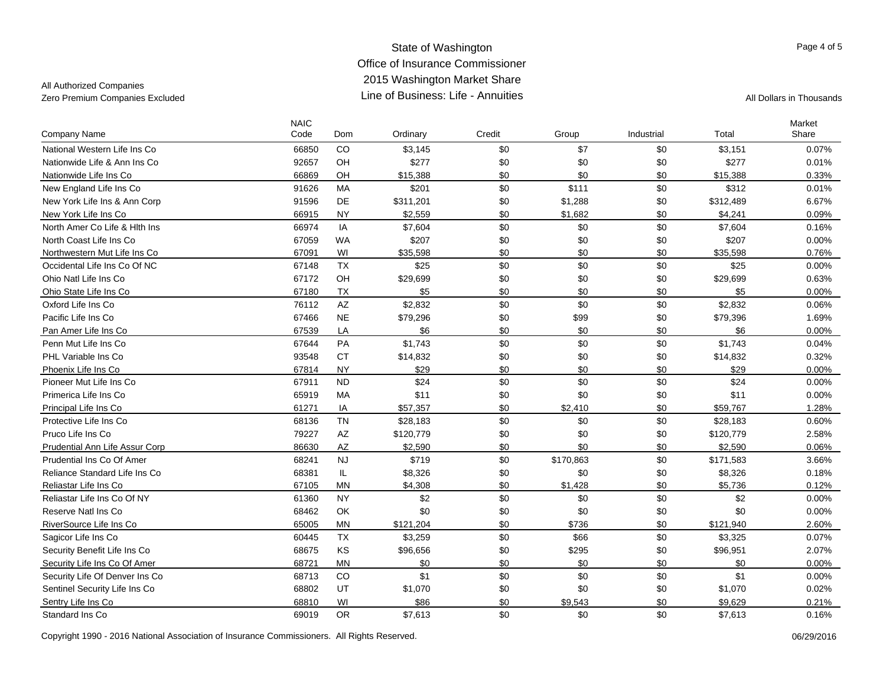State of Washington
Office of Insurance Commissioner
2015 Washington Market Share
Line of Business: Life - Annuities

All Authorized Companies
Zero Premium Companies Excluded

All Dollars in Thousands

| Company Name | NAIC Code | Dom | Ordinary | Credit | Group | Industrial | Total | Market Share |
|---|---|---|---|---|---|---|---|---|
| National Western Life Ins Co | 66850 | CO | $3,145 | $0 | $7 | $0 | $3,151 | 0.07% |
| Nationwide Life & Ann Ins Co | 92657 | OH | $277 | $0 | $0 | $0 | $277 | 0.01% |
| Nationwide Life Ins Co | 66869 | OH | $15,388 | $0 | $0 | $0 | $15,388 | 0.33% |
| New England Life Ins Co | 91626 | MA | $201 | $0 | $111 | $0 | $312 | 0.01% |
| New York Life Ins & Ann Corp | 91596 | DE | $311,201 | $0 | $1,288 | $0 | $312,489 | 6.67% |
| New York Life Ins Co | 66915 | NY | $2,559 | $0 | $1,682 | $0 | $4,241 | 0.09% |
| North Amer Co Life & Hlth Ins | 66974 | IA | $7,604 | $0 | $0 | $0 | $7,604 | 0.16% |
| North Coast Life Ins Co | 67059 | WA | $207 | $0 | $0 | $0 | $207 | 0.00% |
| Northwestern Mut Life Ins Co | 67091 | WI | $35,598 | $0 | $0 | $0 | $35,598 | 0.76% |
| Occidental Life Ins Co Of NC | 67148 | TX | $25 | $0 | $0 | $0 | $25 | 0.00% |
| Ohio Natl Life Ins Co | 67172 | OH | $29,699 | $0 | $0 | $0 | $29,699 | 0.63% |
| Ohio State Life Ins Co | 67180 | TX | $5 | $0 | $0 | $0 | $5 | 0.00% |
| Oxford Life Ins Co | 76112 | AZ | $2,832 | $0 | $0 | $0 | $2,832 | 0.06% |
| Pacific Life Ins Co | 67466 | NE | $79,296 | $0 | $99 | $0 | $79,396 | 1.69% |
| Pan Amer Life Ins Co | 67539 | LA | $6 | $0 | $0 | $0 | $6 | 0.00% |
| Penn Mut Life Ins Co | 67644 | PA | $1,743 | $0 | $0 | $0 | $1,743 | 0.04% |
| PHL Variable Ins Co | 93548 | CT | $14,832 | $0 | $0 | $0 | $14,832 | 0.32% |
| Phoenix Life Ins Co | 67814 | NY | $29 | $0 | $0 | $0 | $29 | 0.00% |
| Pioneer Mut Life Ins Co | 67911 | ND | $24 | $0 | $0 | $0 | $24 | 0.00% |
| Primerica Life Ins Co | 65919 | MA | $11 | $0 | $0 | $0 | $11 | 0.00% |
| Principal Life Ins Co | 61271 | IA | $57,357 | $0 | $2,410 | $0 | $59,767 | 1.28% |
| Protective Life Ins Co | 68136 | TN | $28,183 | $0 | $0 | $0 | $28,183 | 0.60% |
| Pruco Life Ins Co | 79227 | AZ | $120,779 | $0 | $0 | $0 | $120,779 | 2.58% |
| Prudential Ann Life Assur Corp | 86630 | AZ | $2,590 | $0 | $0 | $0 | $2,590 | 0.06% |
| Prudential Ins Co Of Amer | 68241 | NJ | $719 | $0 | $170,863 | $0 | $171,583 | 3.66% |
| Reliance Standard Life Ins Co | 68381 | IL | $8,326 | $0 | $0 | $0 | $8,326 | 0.18% |
| Reliastar Life Ins Co | 67105 | MN | $4,308 | $0 | $1,428 | $0 | $5,736 | 0.12% |
| Reliastar Life Ins Co Of NY | 61360 | NY | $2 | $0 | $0 | $0 | $2 | 0.00% |
| Reserve Natl Ins Co | 68462 | OK | $0 | $0 | $0 | $0 | $0 | 0.00% |
| RiverSource Life Ins Co | 65005 | MN | $121,204 | $0 | $736 | $0 | $121,940 | 2.60% |
| Sagicor Life Ins Co | 60445 | TX | $3,259 | $0 | $66 | $0 | $3,325 | 0.07% |
| Security Benefit Life Ins Co | 68675 | KS | $96,656 | $0 | $295 | $0 | $96,951 | 2.07% |
| Security Life Ins Co Of Amer | 68721 | MN | $0 | $0 | $0 | $0 | $0 | 0.00% |
| Security Life Of Denver Ins Co | 68713 | CO | $1 | $0 | $0 | $0 | $1 | 0.00% |
| Sentinel Security Life Ins Co | 68802 | UT | $1,070 | $0 | $0 | $0 | $1,070 | 0.02% |
| Sentry Life Ins Co | 68810 | WI | $86 | $0 | $9,543 | $0 | $9,629 | 0.21% |
| Standard Ins Co | 69019 | OR | $7,613 | $0 | $0 | $0 | $7,613 | 0.16% |

Copyright 1990 - 2016 National Association of Insurance Commissioners. All Rights Reserved.

06/29/2016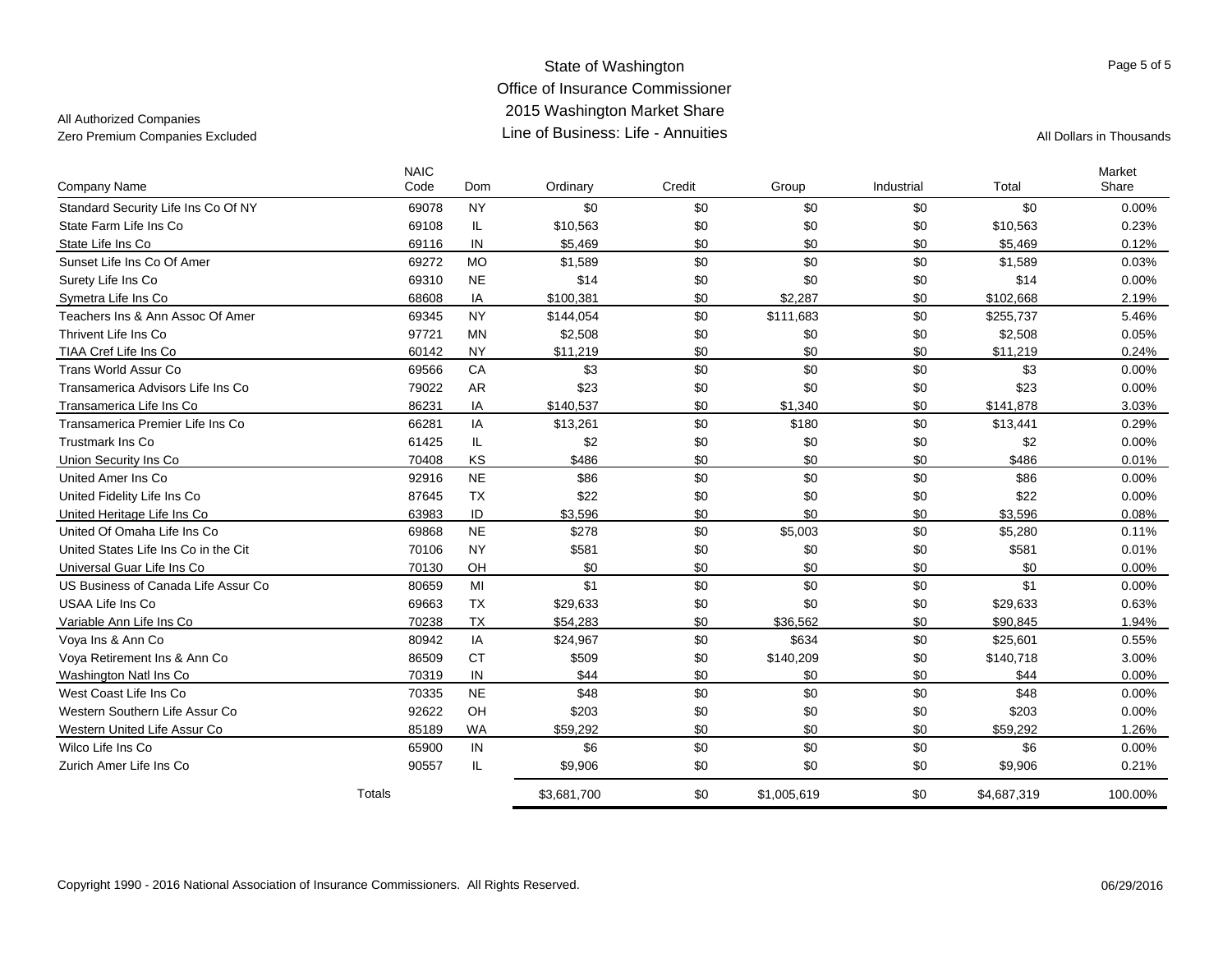State of Washington
Office of Insurance Commissioner
2015 Washington Market Share
Line of Business: Life - Annuities

All Authorized Companies
Zero Premium Companies Excluded

All Dollars in Thousands

| Company Name | NAIC Code | Dom | Ordinary | Credit | Group | Industrial | Total | Market Share |
|---|---|---|---|---|---|---|---|---|
| Standard Security Life Ins Co Of NY | 69078 | NY | $0 | $0 | $0 | $0 | $0 | 0.00% |
| State Farm Life Ins Co | 69108 | IL | $10,563 | $0 | $0 | $0 | $10,563 | 0.23% |
| State Life Ins Co | 69116 | IN | $5,469 | $0 | $0 | $0 | $5,469 | 0.12% |
| Sunset Life Ins Co Of Amer | 69272 | MO | $1,589 | $0 | $0 | $0 | $1,589 | 0.03% |
| Surety Life Ins Co | 69310 | NE | $14 | $0 | $0 | $0 | $14 | 0.00% |
| Symetra Life Ins Co | 68608 | IA | $100,381 | $0 | $2,287 | $0 | $102,668 | 2.19% |
| Teachers Ins & Ann Assoc Of Amer | 69345 | NY | $144,054 | $0 | $111,683 | $0 | $255,737 | 5.46% |
| Thrivent Life Ins Co | 97721 | MN | $2,508 | $0 | $0 | $0 | $2,508 | 0.05% |
| TIAA Cref Life Ins Co | 60142 | NY | $11,219 | $0 | $0 | $0 | $11,219 | 0.24% |
| Trans World Assur Co | 69566 | CA | $3 | $0 | $0 | $0 | $3 | 0.00% |
| Transamerica Advisors Life Ins Co | 79022 | AR | $23 | $0 | $0 | $0 | $23 | 0.00% |
| Transamerica Life Ins Co | 86231 | IA | $140,537 | $0 | $1,340 | $0 | $141,878 | 3.03% |
| Transamerica Premier Life Ins Co | 66281 | IA | $13,261 | $0 | $180 | $0 | $13,441 | 0.29% |
| Trustmark Ins Co | 61425 | IL | $2 | $0 | $0 | $0 | $2 | 0.00% |
| Union Security Ins Co | 70408 | KS | $486 | $0 | $0 | $0 | $486 | 0.01% |
| United Amer Ins Co | 92916 | NE | $86 | $0 | $0 | $0 | $86 | 0.00% |
| United Fidelity Life Ins Co | 87645 | TX | $22 | $0 | $0 | $0 | $22 | 0.00% |
| United Heritage Life Ins Co | 63983 | ID | $3,596 | $0 | $0 | $0 | $3,596 | 0.08% |
| United Of Omaha Life Ins Co | 69868 | NE | $278 | $0 | $5,003 | $0 | $5,280 | 0.11% |
| United States Life Ins Co in the Cit | 70106 | NY | $581 | $0 | $0 | $0 | $581 | 0.01% |
| Universal Guar Life Ins Co | 70130 | OH | $0 | $0 | $0 | $0 | $0 | 0.00% |
| US Business of Canada Life Assur Co | 80659 | MI | $1 | $0 | $0 | $0 | $1 | 0.00% |
| USAA Life Ins Co | 69663 | TX | $29,633 | $0 | $0 | $0 | $29,633 | 0.63% |
| Variable Ann Life Ins Co | 70238 | TX | $54,283 | $0 | $36,562 | $0 | $90,845 | 1.94% |
| Voya Ins & Ann Co | 80942 | IA | $24,967 | $0 | $634 | $0 | $25,601 | 0.55% |
| Voya Retirement Ins & Ann Co | 86509 | CT | $509 | $0 | $140,209 | $0 | $140,718 | 3.00% |
| Washington Natl Ins Co | 70319 | IN | $44 | $0 | $0 | $0 | $44 | 0.00% |
| West Coast Life Ins Co | 70335 | NE | $48 | $0 | $0 | $0 | $48 | 0.00% |
| Western Southern Life Assur Co | 92622 | OH | $203 | $0 | $0 | $0 | $203 | 0.00% |
| Western United Life Assur Co | 85189 | WA | $59,292 | $0 | $0 | $0 | $59,292 | 1.26% |
| Wilco Life Ins Co | 65900 | IN | $6 | $0 | $0 | $0 | $6 | 0.00% |
| Zurich Amer Life Ins Co | 90557 | IL | $9,906 | $0 | $0 | $0 | $9,906 | 0.21% |
| Totals | | | $3,681,700 | $0 | $1,005,619 | $0 | $4,687,319 | 100.00% |

Copyright 1990 - 2016 National Association of Insurance Commissioners. All Rights Reserved.

06/29/2016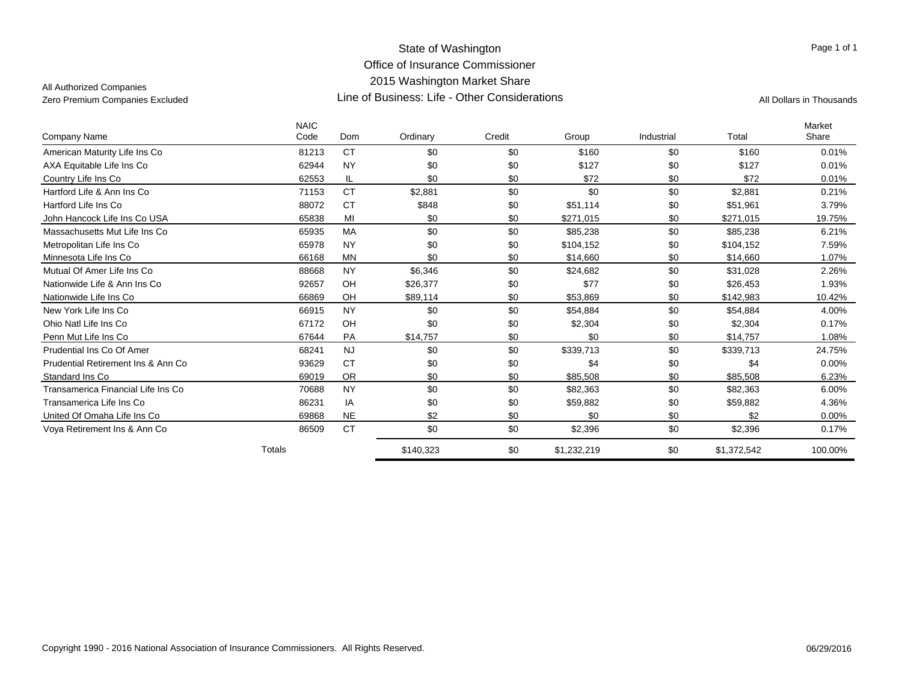# State of Washington
## Office of Insurance Commissioner
## 2015 Washington Market Share
## Line of Business: Life - Other Considerations

All Authorized Companies
Zero Premium Companies Excluded

All Dollars in Thousands

| Company Name | NAIC Code | Dom | Ordinary | Credit | Group | Industrial | Total | Market Share |
|---|---|---|---|---|---|---|---|---|
| American Maturity Life Ins Co | 81213 | CT | $0 | $0 | $160 | $0 | $160 | 0.01% |
| AXA Equitable Life Ins Co | 62944 | NY | $0 | $0 | $127 | $0 | $127 | 0.01% |
| Country Life Ins Co | 62553 | IL | $0 | $0 | $72 | $0 | $72 | 0.01% |
| Hartford Life & Ann Ins Co | 71153 | CT | $2,881 | $0 | $0 | $0 | $2,881 | 0.21% |
| Hartford Life Ins Co | 88072 | CT | $848 | $0 | $51,114 | $0 | $51,961 | 3.79% |
| John Hancock Life Ins Co USA | 65838 | MI | $0 | $0 | $271,015 | $0 | $271,015 | 19.75% |
| Massachusetts Mut Life Ins Co | 65935 | MA | $0 | $0 | $85,238 | $0 | $85,238 | 6.21% |
| Metropolitan Life Ins Co | 65978 | NY | $0 | $0 | $104,152 | $0 | $104,152 | 7.59% |
| Minnesota Life Ins Co | 66168 | MN | $0 | $0 | $14,660 | $0 | $14,660 | 1.07% |
| Mutual Of Amer Life Ins Co | 88668 | NY | $6,346 | $0 | $24,682 | $0 | $31,028 | 2.26% |
| Nationwide Life & Ann Ins Co | 92657 | OH | $26,377 | $0 | $77 | $0 | $26,453 | 1.93% |
| Nationwide Life Ins Co | 66869 | OH | $89,114 | $0 | $53,869 | $0 | $142,983 | 10.42% |
| New York Life Ins Co | 66915 | NY | $0 | $0 | $54,884 | $0 | $54,884 | 4.00% |
| Ohio Natl Life Ins Co | 67172 | OH | $0 | $0 | $2,304 | $0 | $2,304 | 0.17% |
| Penn Mut Life Ins Co | 67644 | PA | $14,757 | $0 | $0 | $0 | $14,757 | 1.08% |
| Prudential Ins Co Of Amer | 68241 | NJ | $0 | $0 | $339,713 | $0 | $339,713 | 24.75% |
| Prudential Retirement Ins & Ann Co | 93629 | CT | $0 | $0 | $4 | $0 | $4 | 0.00% |
| Standard Ins Co | 69019 | OR | $0 | $0 | $85,508 | $0 | $85,508 | 6.23% |
| Transamerica Financial Life Ins Co | 70688 | NY | $0 | $0 | $82,363 | $0 | $82,363 | 6.00% |
| Transamerica Life Ins Co | 86231 | IA | $0 | $0 | $59,882 | $0 | $59,882 | 4.36% |
| United Of Omaha Life Ins Co | 69868 | NE | $2 | $0 | $0 | $0 | $2 | 0.00% |
| Voya Retirement Ins & Ann Co | 86509 | CT | $0 | $0 | $2,396 | $0 | $2,396 | 0.17% |
| Totals | | | $140,323 | $0 | $1,232,219 | $0 | $1,372,542 | 100.00% |

Copyright 1990 - 2016 National Association of Insurance Commissioners. All Rights Reserved.

06/29/2016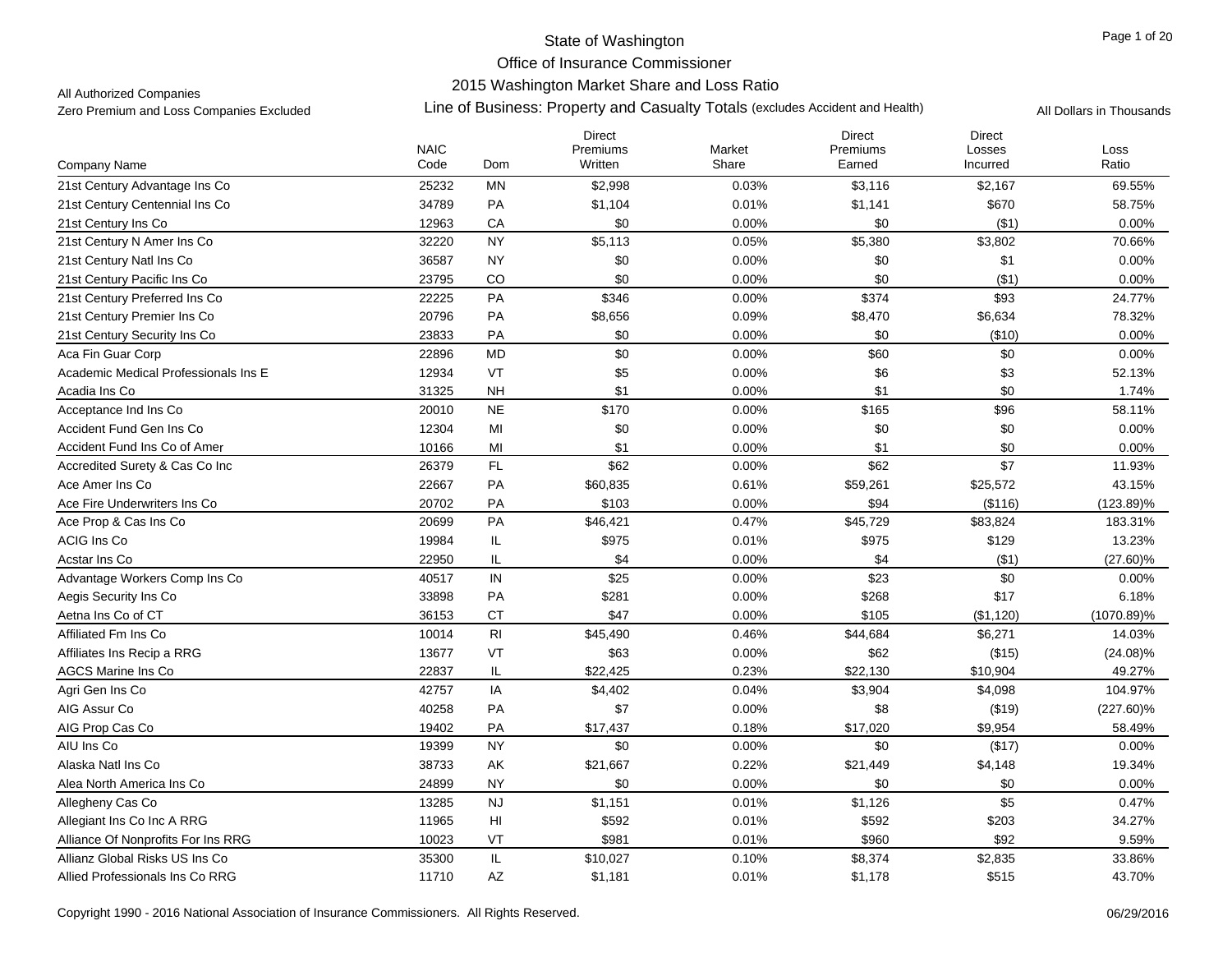State of Washington

Office of Insurance Commissioner

2015 Washington Market Share and Loss Ratio

All Authorized Companies

Zero Premium and Loss Companies Excluded

Line of Business: Property and Casualty Totals (excludes Accident and Health)

All Dollars in Thousands

| Company Name | NAIC Code | Dom | Direct Premiums Written | Market Share | Direct Premiums Earned | Direct Losses Incurred | Loss Ratio |
|---|---|---|---|---|---|---|---|
| 21st Century Advantage Ins Co | 25232 | MN | $2,998 | 0.03% | $3,116 | $2,167 | 69.55% |
| 21st Century Centennial Ins Co | 34789 | PA | $1,104 | 0.01% | $1,141 | $670 | 58.75% |
| 21st Century Ins Co | 12963 | CA | $0 | 0.00% | $0 | ($1) | 0.00% |
| 21st Century N Amer Ins Co | 32220 | NY | $5,113 | 0.05% | $5,380 | $3,802 | 70.66% |
| 21st Century Natl Ins Co | 36587 | NY | $0 | 0.00% | $0 | $1 | 0.00% |
| 21st Century Pacific Ins Co | 23795 | CO | $0 | 0.00% | $0 | ($1) | 0.00% |
| 21st Century Preferred Ins Co | 22225 | PA | $346 | 0.00% | $374 | $93 | 24.77% |
| 21st Century Premier Ins Co | 20796 | PA | $8,656 | 0.09% | $8,470 | $6,634 | 78.32% |
| 21st Century Security Ins Co | 23833 | PA | $0 | 0.00% | $0 | ($10) | 0.00% |
| Aca Fin Guar Corp | 22896 | MD | $0 | 0.00% | $60 | $0 | 0.00% |
| Academic Medical Professionals Ins E | 12934 | VT | $5 | 0.00% | $6 | $3 | 52.13% |
| Acadia Ins Co | 31325 | NH | $1 | 0.00% | $1 | $0 | 1.74% |
| Acceptance Ind Ins Co | 20010 | NE | $170 | 0.00% | $165 | $96 | 58.11% |
| Accident Fund Gen Ins Co | 12304 | MI | $0 | 0.00% | $0 | $0 | 0.00% |
| Accident Fund Ins Co of Amer | 10166 | MI | $1 | 0.00% | $1 | $0 | 0.00% |
| Accredited Surety & Cas Co Inc | 26379 | FL | $62 | 0.00% | $62 | $7 | 11.93% |
| Ace Amer Ins Co | 22667 | PA | $60,835 | 0.61% | $59,261 | $25,572 | 43.15% |
| Ace Fire Underwriters Ins Co | 20702 | PA | $103 | 0.00% | $94 | ($116) | (123.89)% |
| Ace Prop & Cas Ins Co | 20699 | PA | $46,421 | 0.47% | $45,729 | $83,824 | 183.31% |
| ACIG Ins Co | 19984 | IL | $975 | 0.01% | $975 | $129 | 13.23% |
| Acstar Ins Co | 22950 | IL | $4 | 0.00% | $4 | ($1) | (27.60)% |
| Advantage Workers Comp Ins Co | 40517 | IN | $25 | 0.00% | $23 | $0 | 0.00% |
| Aegis Security Ins Co | 33898 | PA | $281 | 0.00% | $268 | $17 | 6.18% |
| Aetna Ins Co of CT | 36153 | CT | $47 | 0.00% | $105 | ($1,120) | (1070.89)% |
| Affiliated Fm Ins Co | 10014 | RI | $45,490 | 0.46% | $44,684 | $6,271 | 14.03% |
| Affiliates Ins Recip a RRG | 13677 | VT | $63 | 0.00% | $62 | ($15) | (24.08)% |
| AGCS Marine Ins Co | 22837 | IL | $22,425 | 0.23% | $22,130 | $10,904 | 49.27% |
| Agri Gen Ins Co | 42757 | IA | $4,402 | 0.04% | $3,904 | $4,098 | 104.97% |
| AIG Assur Co | 40258 | PA | $7 | 0.00% | $8 | ($19) | (227.60)% |
| AIG Prop Cas Co | 19402 | PA | $17,437 | 0.18% | $17,020 | $9,954 | 58.49% |
| AIU Ins Co | 19399 | NY | $0 | 0.00% | $0 | ($17) | 0.00% |
| Alaska Natl Ins Co | 38733 | AK | $21,667 | 0.22% | $21,449 | $4,148 | 19.34% |
| Alea North America Ins Co | 24899 | NY | $0 | 0.00% | $0 | $0 | 0.00% |
| Allegheny Cas Co | 13285 | NJ | $1,151 | 0.01% | $1,126 | $5 | 0.47% |
| Allegiant Ins Co Inc A RRG | 11965 | HI | $592 | 0.01% | $592 | $203 | 34.27% |
| Alliance Of Nonprofits For Ins RRG | 10023 | VT | $981 | 0.01% | $960 | $92 | 9.59% |
| Allianz Global Risks US Ins Co | 35300 | IL | $10,027 | 0.10% | $8,374 | $2,835 | 33.86% |
| Allied Professionals Ins Co RRG | 11710 | AZ | $1,181 | 0.01% | $1,178 | $515 | 43.70% |

Copyright 1990 - 2016 National Association of Insurance Commissioners. All Rights Reserved.

06/29/2016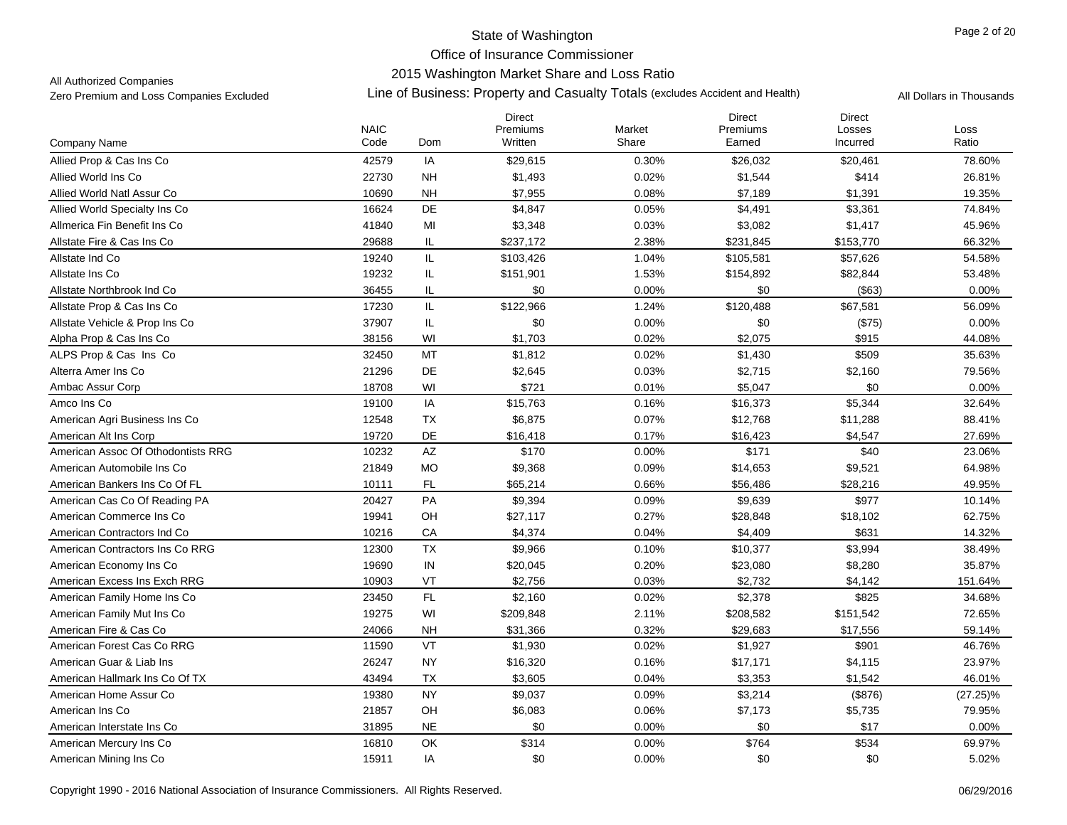# State of Washington
## Office of Insurance Commissioner
### 2015 Washington Market Share and Loss Ratio

All Authorized Companies
Zero Premium and Loss Companies Excluded

**Line of Business: Property and Casualty Totals** (excludes Accident and Health)

All Dollars in Thousands

| Company Name | NAIC Code | Dom | Direct Premiums Written | Market Share | Direct Premiums Earned | Direct Losses Incurred | Loss Ratio |
|---|---|---|---|---|---|---|---|
| Allied Prop & Cas Ins Co | 42579 | IA | $29,615 | 0.30% | $26,032 | $20,461 | 78.60% |
| Allied World Ins Co | 22730 | NH | $1,493 | 0.02% | $1,544 | $414 | 26.81% |
| Allied World Natl Assur Co | 10690 | NH | $7,955 | 0.08% | $7,189 | $1,391 | 19.35% |
| Allied World Specialty Ins Co | 16624 | DE | $4,847 | 0.05% | $4,491 | $3,361 | 74.84% |
| Allmerica Fin Benefit Ins Co | 41840 | MI | $3,348 | 0.03% | $3,082 | $1,417 | 45.96% |
| Allstate Fire & Cas Ins Co | 29688 | IL | $237,172 | 2.38% | $231,845 | $153,770 | 66.32% |
| Allstate Ind Co | 19240 | IL | $103,426 | 1.04% | $105,581 | $57,626 | 54.58% |
| Allstate Ins Co | 19232 | IL | $151,901 | 1.53% | $154,892 | $82,844 | 53.48% |
| Allstate Northbrook Ind Co | 36455 | IL | $0 | 0.00% | $0 | ($63) | 0.00% |
| Allstate Prop & Cas Ins Co | 17230 | IL | $122,966 | 1.24% | $120,488 | $67,581 | 56.09% |
| Allstate Vehicle & Prop Ins Co | 37907 | IL | $0 | 0.00% | $0 | ($75) | 0.00% |
| Alpha Prop & Cas Ins Co | 38156 | WI | $1,703 | 0.02% | $2,075 | $915 | 44.08% |
| ALPS Prop & Cas Ins Co | 32450 | MT | $1,812 | 0.02% | $1,430 | $509 | 35.63% |
| Alterra Amer Ins Co | 21296 | DE | $2,645 | 0.03% | $2,715 | $2,160 | 79.56% |
| Ambac Assur Corp | 18708 | WI | $721 | 0.01% | $5,047 | $0 | 0.00% |
| Amco Ins Co | 19100 | IA | $15,763 | 0.16% | $16,373 | $5,344 | 32.64% |
| American Agri Business Ins Co | 12548 | TX | $6,875 | 0.07% | $12,768 | $11,288 | 88.41% |
| American Alt Ins Corp | 19720 | DE | $16,418 | 0.17% | $16,423 | $4,547 | 27.69% |
| American Assoc Of Othodontists RRG | 10232 | AZ | $170 | 0.00% | $171 | $40 | 23.06% |
| American Automobile Ins Co | 21849 | MO | $9,368 | 0.09% | $14,653 | $9,521 | 64.98% |
| American Bankers Ins Co Of FL | 10111 | FL | $65,214 | 0.66% | $56,486 | $28,216 | 49.95% |
| American Cas Co Of Reading PA | 20427 | PA | $9,394 | 0.09% | $9,639 | $977 | 10.14% |
| American Commerce Ins Co | 19941 | OH | $27,117 | 0.27% | $28,848 | $18,102 | 62.75% |
| American Contractors Ind Co | 10216 | CA | $4,374 | 0.04% | $4,409 | $631 | 14.32% |
| American Contractors Ins Co RRG | 12300 | TX | $9,966 | 0.10% | $10,377 | $3,994 | 38.49% |
| American Economy Ins Co | 19690 | IN | $20,045 | 0.20% | $23,080 | $8,280 | 35.87% |
| American Excess Ins Exch RRG | 10903 | VT | $2,756 | 0.03% | $2,732 | $4,142 | 151.64% |
| American Family Home Ins Co | 23450 | FL | $2,160 | 0.02% | $2,378 | $825 | 34.68% |
| American Family Mut Ins Co | 19275 | WI | $209,848 | 2.11% | $208,582 | $151,542 | 72.65% |
| American Fire & Cas Co | 24066 | NH | $31,366 | 0.32% | $29,683 | $17,556 | 59.14% |
| American Forest Cas Co RRG | 11590 | VT | $1,930 | 0.02% | $1,927 | $901 | 46.76% |
| American Guar & Liab Ins | 26247 | NY | $16,320 | 0.16% | $17,171 | $4,115 | 23.97% |
| American Hallmark Ins Co Of TX | 43494 | TX | $3,605 | 0.04% | $3,353 | $1,542 | 46.01% |
| American Home Assur Co | 19380 | NY | $9,037 | 0.09% | $3,214 | ($876) | (27.25)% |
| American Ins Co | 21857 | OH | $6,083 | 0.06% | $7,173 | $5,735 | 79.95% |
| American Interstate Ins Co | 31895 | NE | $0 | 0.00% | $0 | $17 | 0.00% |
| American Mercury Ins Co | 16810 | OK | $314 | 0.00% | $764 | $534 | 69.97% |
| American Mining Ins Co | 15911 | IA | $0 | 0.00% | $0 | $0 | 5.02% |

Copyright 1990 - 2016 National Association of Insurance Commissioners. All Rights Reserved.

06/29/2016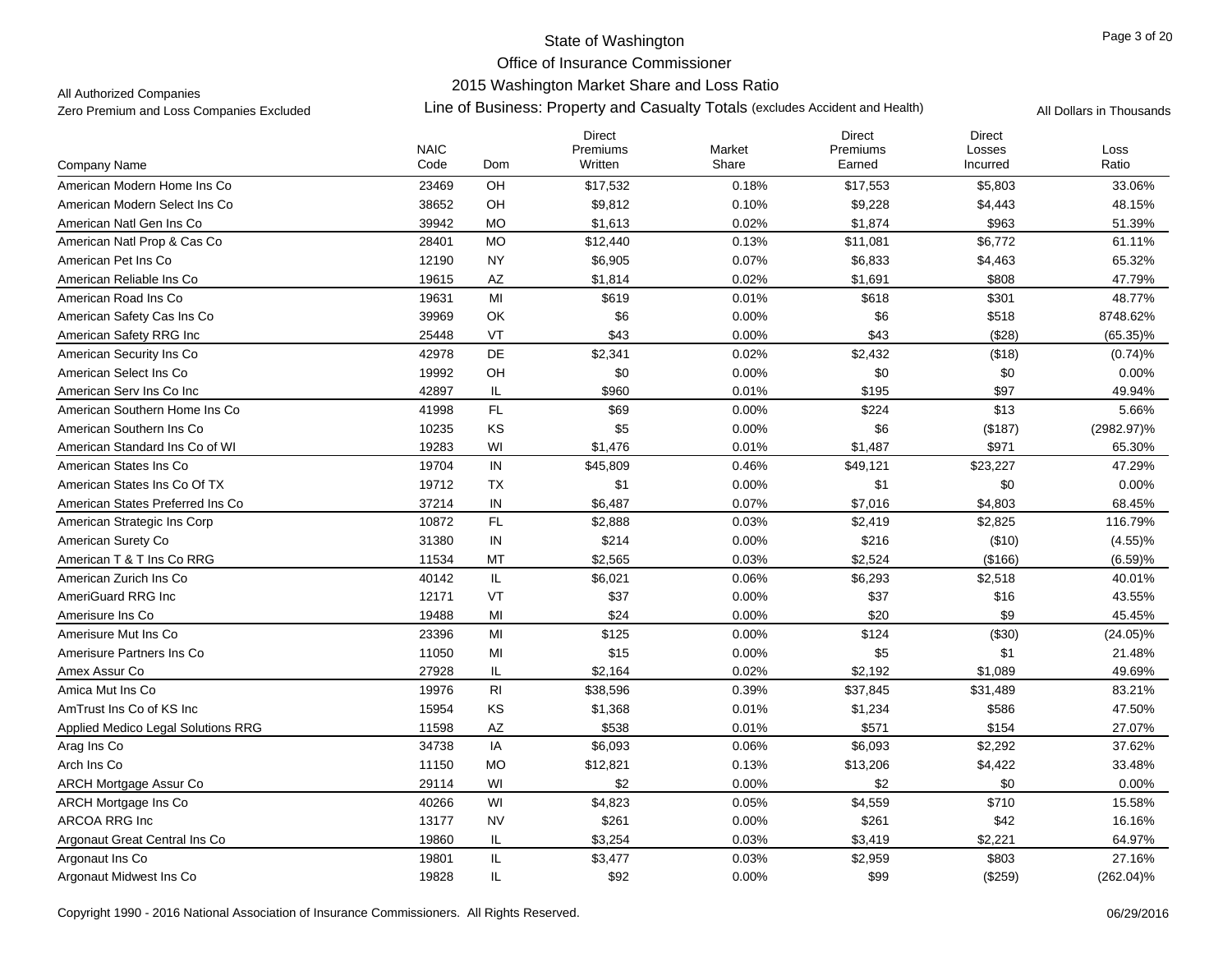State of Washington
Office of Insurance Commissioner
2015 Washington Market Share and Loss Ratio

All Authorized Companies
Zero Premium and Loss Companies Excluded

Line of Business: Property and Casualty Totals (excludes Accident and Health)

All Dollars in Thousands

| Company Name | NAIC Code | Dom | Direct Premiums Written | Market Share | Direct Premiums Earned | Direct Losses Incurred | Loss Ratio |
|---|---|---|---|---|---|---|---|
| American Modern Home Ins Co | 23469 | OH | $17,532 | 0.18% | $17,553 | $5,803 | 33.06% |
| American Modern Select Ins Co | 38652 | OH | $9,812 | 0.10% | $9,228 | $4,443 | 48.15% |
| American Natl Gen Ins Co | 39942 | MO | $1,613 | 0.02% | $1,874 | $963 | 51.39% |
| American Natl Prop & Cas Co | 28401 | MO | $12,440 | 0.13% | $11,081 | $6,772 | 61.11% |
| American Pet Ins Co | 12190 | NY | $6,905 | 0.07% | $6,833 | $4,463 | 65.32% |
| American Reliable Ins Co | 19615 | AZ | $1,814 | 0.02% | $1,691 | $808 | 47.79% |
| American Road Ins Co | 19631 | MI | $619 | 0.01% | $618 | $301 | 48.77% |
| American Safety Cas Ins Co | 39969 | OK | $6 | 0.00% | $6 | $518 | 8748.62% |
| American Safety RRG Inc | 25448 | VT | $43 | 0.00% | $43 | ($28) | (65.35)% |
| American Security Ins Co | 42978 | DE | $2,341 | 0.02% | $2,432 | ($18) | (0.74)% |
| American Select Ins Co | 19992 | OH | $0 | 0.00% | $0 | $0 | 0.00% |
| American Serv Ins Co Inc | 42897 | IL | $960 | 0.01% | $195 | $97 | 49.94% |
| American Southern Home Ins Co | 41998 | FL | $69 | 0.00% | $224 | $13 | 5.66% |
| American Southern Ins Co | 10235 | KS | $5 | 0.00% | $6 | ($187) | (2982.97)% |
| American Standard Ins Co of WI | 19283 | WI | $1,476 | 0.01% | $1,487 | $971 | 65.30% |
| American States Ins Co | 19704 | IN | $45,809 | 0.46% | $49,121 | $23,227 | 47.29% |
| American States Ins Co Of TX | 19712 | TX | $1 | 0.00% | $1 | $0 | 0.00% |
| American States Preferred Ins Co | 37214 | IN | $6,487 | 0.07% | $7,016 | $4,803 | 68.45% |
| American Strategic Ins Corp | 10872 | FL | $2,888 | 0.03% | $2,419 | $2,825 | 116.79% |
| American Surety Co | 31380 | IN | $214 | 0.00% | $216 | ($10) | (4.55)% |
| American T & T Ins Co RRG | 11534 | MT | $2,565 | 0.03% | $2,524 | ($166) | (6.59)% |
| American Zurich Ins Co | 40142 | IL | $6,021 | 0.06% | $6,293 | $2,518 | 40.01% |
| AmeriGuard RRG Inc | 12171 | VT | $37 | 0.00% | $37 | $16 | 43.55% |
| Amerisure Ins Co | 19488 | MI | $24 | 0.00% | $20 | $9 | 45.45% |
| Amerisure Mut Ins Co | 23396 | MI | $125 | 0.00% | $124 | ($30) | (24.05)% |
| Amerisure Partners Ins Co | 11050 | MI | $15 | 0.00% | $5 | $1 | 21.48% |
| Amex Assur Co | 27928 | IL | $2,164 | 0.02% | $2,192 | $1,089 | 49.69% |
| Amica Mut Ins Co | 19976 | RI | $38,596 | 0.39% | $37,845 | $31,489 | 83.21% |
| AmTrust Ins Co of KS Inc | 15954 | KS | $1,368 | 0.01% | $1,234 | $586 | 47.50% |
| Applied Medico Legal Solutions RRG | 11598 | AZ | $538 | 0.01% | $571 | $154 | 27.07% |
| Arag Ins Co | 34738 | IA | $6,093 | 0.06% | $6,093 | $2,292 | 37.62% |
| Arch Ins Co | 11150 | MO | $12,821 | 0.13% | $13,206 | $4,422 | 33.48% |
| ARCH Mortgage Assur Co | 29114 | WI | $2 | 0.00% | $2 | $0 | 0.00% |
| ARCH Mortgage Ins Co | 40266 | WI | $4,823 | 0.05% | $4,559 | $710 | 15.58% |
| ARCOA RRG Inc | 13177 | NV | $261 | 0.00% | $261 | $42 | 16.16% |
| Argonaut Great Central Ins Co | 19860 | IL | $3,254 | 0.03% | $3,419 | $2,221 | 64.97% |
| Argonaut Ins Co | 19801 | IL | $3,477 | 0.03% | $2,959 | $803 | 27.16% |
| Argonaut Midwest Ins Co | 19828 | IL | $92 | 0.00% | $99 | ($259) | (262.04)% |

Copyright 1990 - 2016 National Association of Insurance Commissioners. All Rights Reserved. 06/29/2016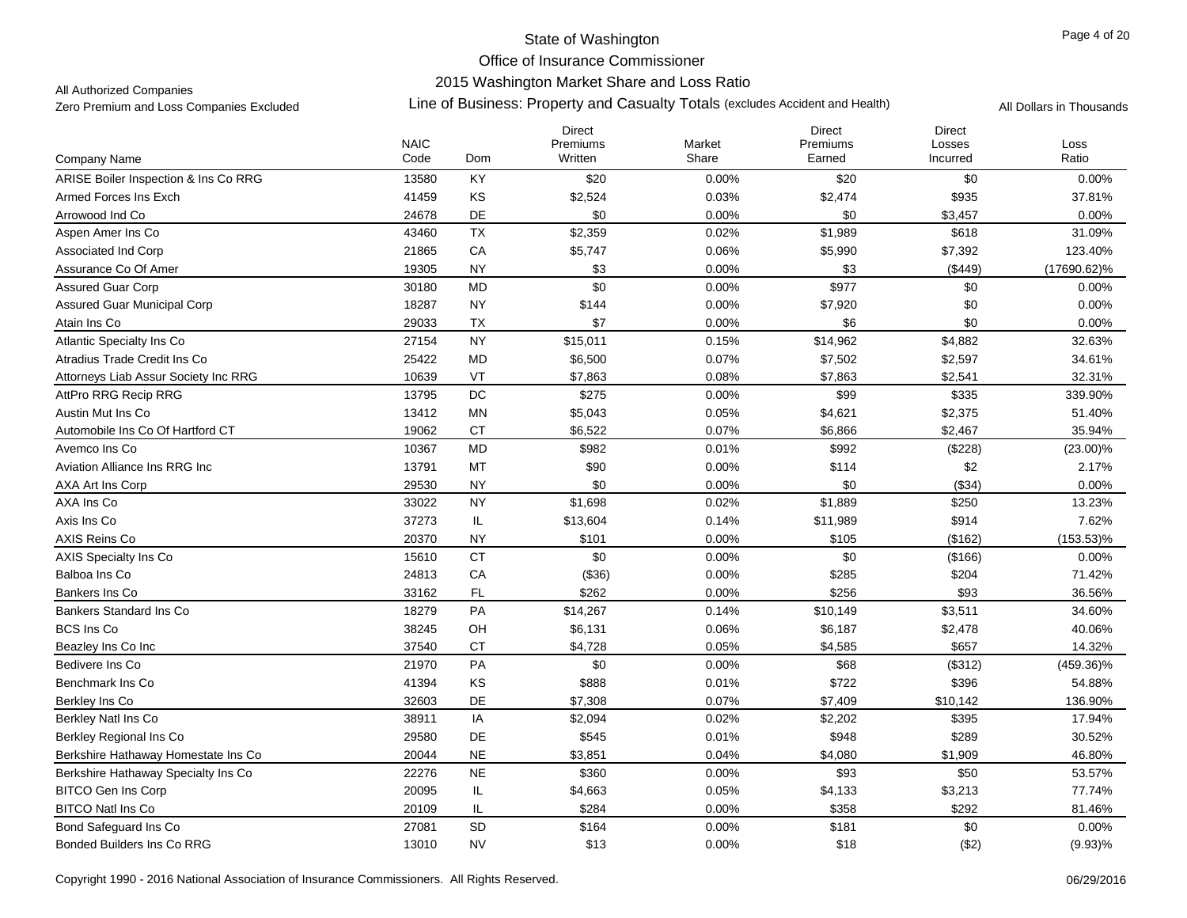State of Washington
Office of Insurance Commissioner
2015 Washington Market Share and Loss Ratio

All Authorized Companies
Zero Premium and Loss Companies Excluded

Line of Business: Property and Casualty Totals (excludes Accident and Health)

All Dollars in Thousands

| Company Name | NAIC Code | Dom | Direct Premiums Written | Market Share | Direct Premiums Earned | Direct Losses Incurred | Loss Ratio |
|---|---|---|---|---|---|---|---|
| ARISE Boiler Inspection & Ins Co RRG | 13580 | KY | $20 | 0.00% | $20 | $0 | 0.00% |
| Armed Forces Ins Exch | 41459 | KS | $2,524 | 0.03% | $2,474 | $935 | 37.81% |
| Arrowood Ind Co | 24678 | DE | $0 | 0.00% | $0 | $3,457 | 0.00% |
| Aspen Amer Ins Co | 43460 | TX | $2,359 | 0.02% | $1,989 | $618 | 31.09% |
| Associated Ind Corp | 21865 | CA | $5,747 | 0.06% | $5,990 | $7,392 | 123.40% |
| Assurance Co Of Amer | 19305 | NY | $3 | 0.00% | $3 | ($449) | (17690.62)% |
| Assured Guar Corp | 30180 | MD | $0 | 0.00% | $977 | $0 | 0.00% |
| Assured Guar Municipal Corp | 18287 | NY | $144 | 0.00% | $7,920 | $0 | 0.00% |
| Atain Ins Co | 29033 | TX | $7 | 0.00% | $6 | $0 | 0.00% |
| Atlantic Specialty Ins Co | 27154 | NY | $15,011 | 0.15% | $14,962 | $4,882 | 32.63% |
| Atradius Trade Credit Ins Co | 25422 | MD | $6,500 | 0.07% | $7,502 | $2,597 | 34.61% |
| Attorneys Liab Assur Society Inc RRG | 10639 | VT | $7,863 | 0.08% | $7,863 | $2,541 | 32.31% |
| AttPro RRG Recip RRG | 13795 | DC | $275 | 0.00% | $99 | $335 | 339.90% |
| Austin Mut Ins Co | 13412 | MN | $5,043 | 0.05% | $4,621 | $2,375 | 51.40% |
| Automobile Ins Co Of Hartford CT | 19062 | CT | $6,522 | 0.07% | $6,866 | $2,467 | 35.94% |
| Avemco Ins Co | 10367 | MD | $982 | 0.01% | $992 | ($228) | (23.00)% |
| Aviation Alliance Ins RRG Inc | 13791 | MT | $90 | 0.00% | $114 | $2 | 2.17% |
| AXA Art Ins Corp | 29530 | NY | $0 | 0.00% | $0 | ($34) | 0.00% |
| AXA Ins Co | 33022 | NY | $1,698 | 0.02% | $1,889 | $250 | 13.23% |
| Axis Ins Co | 37273 | IL | $13,604 | 0.14% | $11,989 | $914 | 7.62% |
| AXIS Reins Co | 20370 | NY | $101 | 0.00% | $105 | ($162) | (153.53)% |
| AXIS Specialty Ins Co | 15610 | CT | $0 | 0.00% | $0 | ($166) | 0.00% |
| Balboa Ins Co | 24813 | CA | ($36) | 0.00% | $285 | $204 | 71.42% |
| Bankers Ins Co | 33162 | FL | $262 | 0.00% | $256 | $93 | 36.56% |
| Bankers Standard Ins Co | 18279 | PA | $14,267 | 0.14% | $10,149 | $3,511 | 34.60% |
| BCS Ins Co | 38245 | OH | $6,131 | 0.06% | $6,187 | $2,478 | 40.06% |
| Beazley Ins Co Inc | 37540 | CT | $4,728 | 0.05% | $4,585 | $657 | 14.32% |
| Bedivere Ins Co | 21970 | PA | $0 | 0.00% | $68 | ($312) | (459.36)% |
| Benchmark Ins Co | 41394 | KS | $888 | 0.01% | $722 | $396 | 54.88% |
| Berkley Ins Co | 32603 | DE | $7,308 | 0.07% | $7,409 | $10,142 | 136.90% |
| Berkley Natl Ins Co | 38911 | IA | $2,094 | 0.02% | $2,202 | $395 | 17.94% |
| Berkley Regional Ins Co | 29580 | DE | $545 | 0.01% | $948 | $289 | 30.52% |
| Berkshire Hathaway Homestate Ins Co | 20044 | NE | $3,851 | 0.04% | $4,080 | $1,909 | 46.80% |
| Berkshire Hathaway Specialty Ins Co | 22276 | NE | $360 | 0.00% | $93 | $50 | 53.57% |
| BITCO Gen Ins Corp | 20095 | IL | $4,663 | 0.05% | $4,133 | $3,213 | 77.74% |
| BITCO Natl Ins Co | 20109 | IL | $284 | 0.00% | $358 | $292 | 81.46% |
| Bond Safeguard Ins Co | 27081 | SD | $164 | 0.00% | $181 | $0 | 0.00% |
| Bonded Builders Ins Co RRG | 13010 | NV | $13 | 0.00% | $18 | ($2) | (9.93)% |

Copyright 1990 - 2016 National Association of Insurance Commissioners. All Rights Reserved. 06/29/2016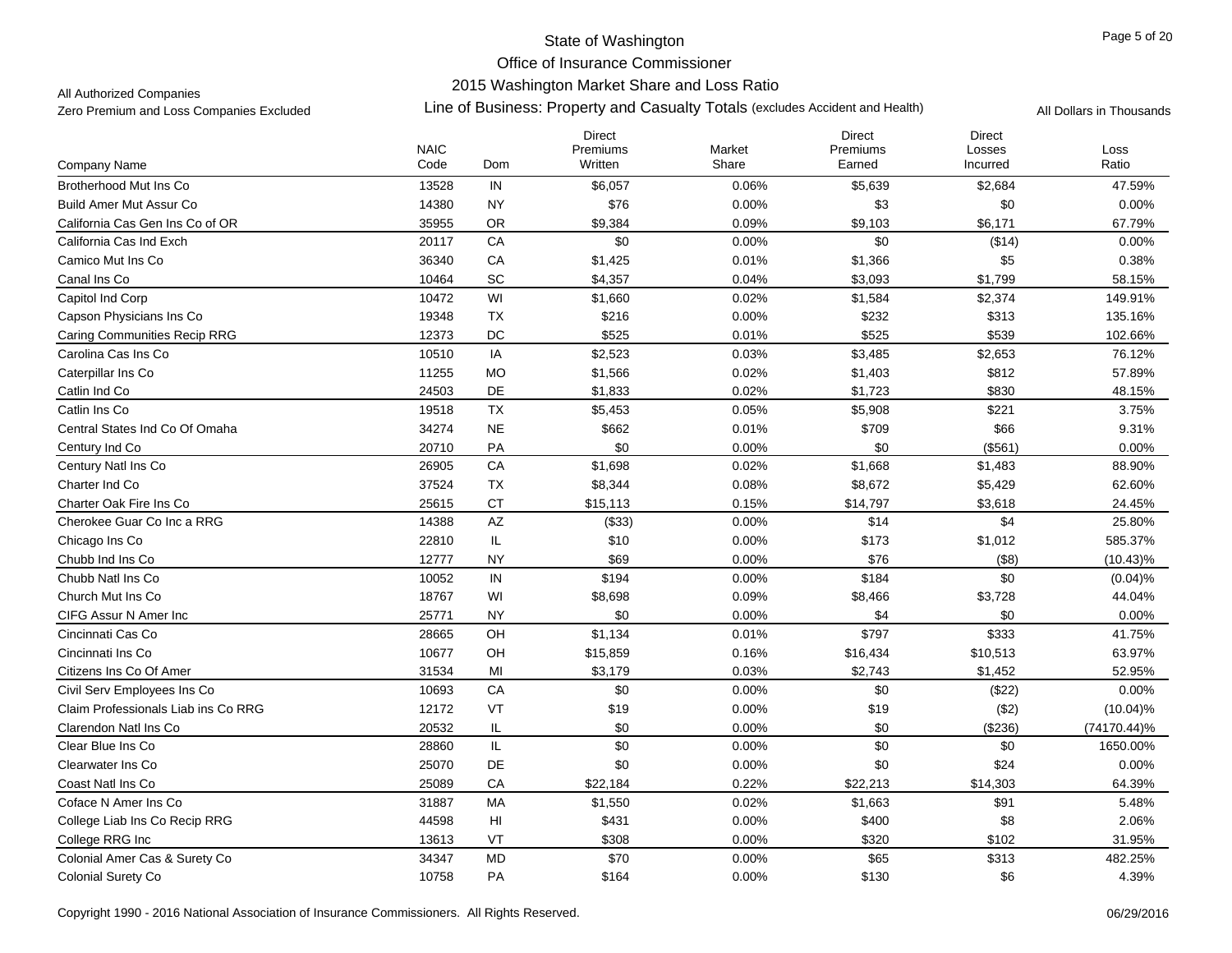State of Washington

Office of Insurance Commissioner

2015 Washington Market Share and Loss Ratio

All Authorized Companies

Zero Premium and Loss Companies Excluded

Line of Business: Property and Casualty Totals (excludes Accident and Health)

All Dollars in Thousands

| Company Name | NAIC Code | Dom | Direct Premiums Written | Market Share | Direct Premiums Earned | Direct Losses Incurred | Loss Ratio |
|---|---|---|---|---|---|---|---|
| Brotherhood Mut Ins Co | 13528 | IN | $6,057 | 0.06% | $5,639 | $2,684 | 47.59% |
| Build Amer Mut Assur Co | 14380 | NY | $76 | 0.00% | $3 | $0 | 0.00% |
| California Cas Gen Ins Co of OR | 35955 | OR | $9,384 | 0.09% | $9,103 | $6,171 | 67.79% |
| California Cas Ind Exch | 20117 | CA | $0 | 0.00% | $0 | ($14) | 0.00% |
| Camico Mut Ins Co | 36340 | CA | $1,425 | 0.01% | $1,366 | $5 | 0.38% |
| Canal Ins Co | 10464 | SC | $4,357 | 0.04% | $3,093 | $1,799 | 58.15% |
| Capitol Ind Corp | 10472 | WI | $1,660 | 0.02% | $1,584 | $2,374 | 149.91% |
| Capson Physicians Ins Co | 19348 | TX | $216 | 0.00% | $232 | $313 | 135.16% |
| Caring Communities Recip RRG | 12373 | DC | $525 | 0.01% | $525 | $539 | 102.66% |
| Carolina Cas Ins Co | 10510 | IA | $2,523 | 0.03% | $3,485 | $2,653 | 76.12% |
| Caterpillar Ins Co | 11255 | MO | $1,566 | 0.02% | $1,403 | $812 | 57.89% |
| Catlin Ind Co | 24503 | DE | $1,833 | 0.02% | $1,723 | $830 | 48.15% |
| Catlin Ins Co | 19518 | TX | $5,453 | 0.05% | $5,908 | $221 | 3.75% |
| Central States Ind Co Of Omaha | 34274 | NE | $662 | 0.01% | $709 | $66 | 9.31% |
| Century Ind Co | 20710 | PA | $0 | 0.00% | $0 | ($561) | 0.00% |
| Century Natl Ins Co | 26905 | CA | $1,698 | 0.02% | $1,668 | $1,483 | 88.90% |
| Charter Ind Co | 37524 | TX | $8,344 | 0.08% | $8,672 | $5,429 | 62.60% |
| Charter Oak Fire Ins Co | 25615 | CT | $15,113 | 0.15% | $14,797 | $3,618 | 24.45% |
| Cherokee Guar Co Inc a RRG | 14388 | AZ | ($33) | 0.00% | $14 | $4 | 25.80% |
| Chicago Ins Co | 22810 | IL | $10 | 0.00% | $173 | $1,012 | 585.37% |
| Chubb Ind Ins Co | 12777 | NY | $69 | 0.00% | $76 | ($8) | (10.43)% |
| Chubb Natl Ins Co | 10052 | IN | $194 | 0.00% | $184 | $0 | (0.04)% |
| Church Mut Ins Co | 18767 | WI | $8,698 | 0.09% | $8,466 | $3,728 | 44.04% |
| CIFG Assur N Amer Inc | 25771 | NY | $0 | 0.00% | $4 | $0 | 0.00% |
| Cincinnati Cas Co | 28665 | OH | $1,134 | 0.01% | $797 | $333 | 41.75% |
| Cincinnati Ins Co | 10677 | OH | $15,859 | 0.16% | $16,434 | $10,513 | 63.97% |
| Citizens Ins Co Of Amer | 31534 | MI | $3,179 | 0.03% | $2,743 | $1,452 | 52.95% |
| Civil Serv Employees Ins Co | 10693 | CA | $0 | 0.00% | $0 | ($22) | 0.00% |
| Claim Professionals Liab ins Co RRG | 12172 | VT | $19 | 0.00% | $19 | ($2) | (10.04)% |
| Clarendon Natl Ins Co | 20532 | IL | $0 | 0.00% | $0 | ($236) | (74170.44)% |
| Clear Blue Ins Co | 28860 | IL | $0 | 0.00% | $0 | $0 | 1650.00% |
| Clearwater Ins Co | 25070 | DE | $0 | 0.00% | $0 | $24 | 0.00% |
| Coast Natl Ins Co | 25089 | CA | $22,184 | 0.22% | $22,213 | $14,303 | 64.39% |
| Coface N Amer Ins Co | 31887 | MA | $1,550 | 0.02% | $1,663 | $91 | 5.48% |
| College Liab Ins Co Recip RRG | 44598 | HI | $431 | 0.00% | $400 | $8 | 2.06% |
| College RRG Inc | 13613 | VT | $308 | 0.00% | $320 | $102 | 31.95% |
| Colonial Amer Cas & Surety Co | 34347 | MD | $70 | 0.00% | $65 | $313 | 482.25% |
| Colonial Surety Co | 10758 | PA | $164 | 0.00% | $130 | $6 | 4.39% |

Copyright 1990 - 2016 National Association of Insurance Commissioners. All Rights Reserved. 06/29/2016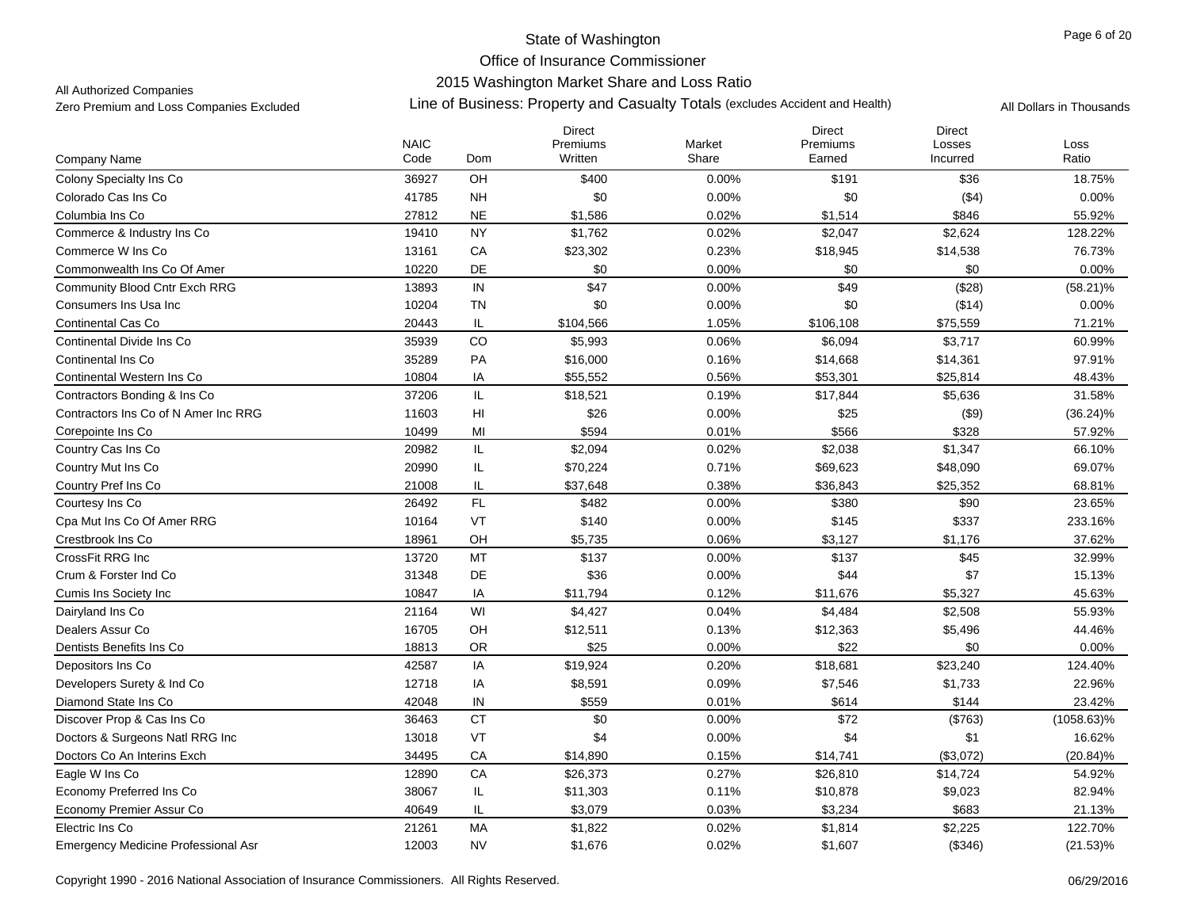State of Washington
Office of Insurance Commissioner
2015 Washington Market Share and Loss Ratio

All Authorized Companies
Zero Premium and Loss Companies Excluded

Line of Business: Property and Casualty Totals (excludes Accident and Health)

All Dollars in Thousands

| Company Name | NAIC Code | Dom | Direct Premiums Written | Market Share | Direct Premiums Earned | Direct Losses Incurred | Loss Ratio |
|---|---|---|---|---|---|---|---|
| Colony Specialty Ins Co | 36927 | OH | $400 | 0.00% | $191 | $36 | 18.75% |
| Colorado Cas Ins Co | 41785 | NH | $0 | 0.00% | $0 | ($4) | 0.00% |
| Columbia Ins Co | 27812 | NE | $1,586 | 0.02% | $1,514 | $846 | 55.92% |
| Commerce & Industry Ins Co | 19410 | NY | $1,762 | 0.02% | $2,047 | $2,624 | 128.22% |
| Commerce W Ins Co | 13161 | CA | $23,302 | 0.23% | $18,945 | $14,538 | 76.73% |
| Commonwealth Ins Co Of Amer | 10220 | DE | $0 | 0.00% | $0 | $0 | 0.00% |
| Community Blood Cntr Exch RRG | 13893 | IN | $47 | 0.00% | $49 | ($28) | (58.21)% |
| Consumers Ins Usa Inc | 10204 | TN | $0 | 0.00% | $0 | ($14) | 0.00% |
| Continental Cas Co | 20443 | IL | $104,566 | 1.05% | $106,108 | $75,559 | 71.21% |
| Continental Divide Ins Co | 35939 | CO | $5,993 | 0.06% | $6,094 | $3,717 | 60.99% |
| Continental Ins Co | 35289 | PA | $16,000 | 0.16% | $14,668 | $14,361 | 97.91% |
| Continental Western Ins Co | 10804 | IA | $55,552 | 0.56% | $53,301 | $25,814 | 48.43% |
| Contractors Bonding & Ins Co | 37206 | IL | $18,521 | 0.19% | $17,844 | $5,636 | 31.58% |
| Contractors Ins Co of N Amer Inc RRG | 11603 | HI | $26 | 0.00% | $25 | ($9) | (36.24)% |
| Corepointe Ins Co | 10499 | MI | $594 | 0.01% | $566 | $328 | 57.92% |
| Country Cas Ins Co | 20982 | IL | $2,094 | 0.02% | $2,038 | $1,347 | 66.10% |
| Country Mut Ins Co | 20990 | IL | $70,224 | 0.71% | $69,623 | $48,090 | 69.07% |
| Country Pref Ins Co | 21008 | IL | $37,648 | 0.38% | $36,843 | $25,352 | 68.81% |
| Courtesy Ins Co | 26492 | FL | $482 | 0.00% | $380 | $90 | 23.65% |
| Cpa Mut Ins Co Of Amer RRG | 10164 | VT | $140 | 0.00% | $145 | $337 | 233.16% |
| Crestbrook Ins Co | 18961 | OH | $5,735 | 0.06% | $3,127 | $1,176 | 37.62% |
| CrossFit RRG Inc | 13720 | MT | $137 | 0.00% | $137 | $45 | 32.99% |
| Crum & Forster Ind Co | 31348 | DE | $36 | 0.00% | $44 | $7 | 15.13% |
| Cumis Ins Society Inc | 10847 | IA | $11,794 | 0.12% | $11,676 | $5,327 | 45.63% |
| Dairyland Ins Co | 21164 | WI | $4,427 | 0.04% | $4,484 | $2,508 | 55.93% |
| Dealers Assur Co | 16705 | OH | $12,511 | 0.13% | $12,363 | $5,496 | 44.46% |
| Dentists Benefits Ins Co | 18813 | OR | $25 | 0.00% | $22 | $0 | 0.00% |
| Depositors Ins Co | 42587 | IA | $19,924 | 0.20% | $18,681 | $23,240 | 124.40% |
| Developers Surety & Ind Co | 12718 | IA | $8,591 | 0.09% | $7,546 | $1,733 | 22.96% |
| Diamond State Ins Co | 42048 | IN | $559 | 0.01% | $614 | $144 | 23.42% |
| Discover Prop & Cas Ins Co | 36463 | CT | $0 | 0.00% | $72 | ($763) | (1058.63)% |
| Doctors & Surgeons Natl RRG Inc | 13018 | VT | $4 | 0.00% | $4 | $1 | 16.62% |
| Doctors Co An Interins Exch | 34495 | CA | $14,890 | 0.15% | $14,741 | ($3,072) | (20.84)% |
| Eagle W Ins Co | 12890 | CA | $26,373 | 0.27% | $26,810 | $14,724 | 54.92% |
| Economy Preferred Ins Co | 38067 | IL | $11,303 | 0.11% | $10,878 | $9,023 | 82.94% |
| Economy Premier Assur Co | 40649 | IL | $3,079 | 0.03% | $3,234 | $683 | 21.13% |
| Electric Ins Co | 21261 | MA | $1,822 | 0.02% | $1,814 | $2,225 | 122.70% |
| Emergency Medicine Professional Asr | 12003 | NV | $1,676 | 0.02% | $1,607 | ($346) | (21.53)% |

Copyright 1990 - 2016 National Association of Insurance Commissioners. All Rights Reserved. 06/29/2016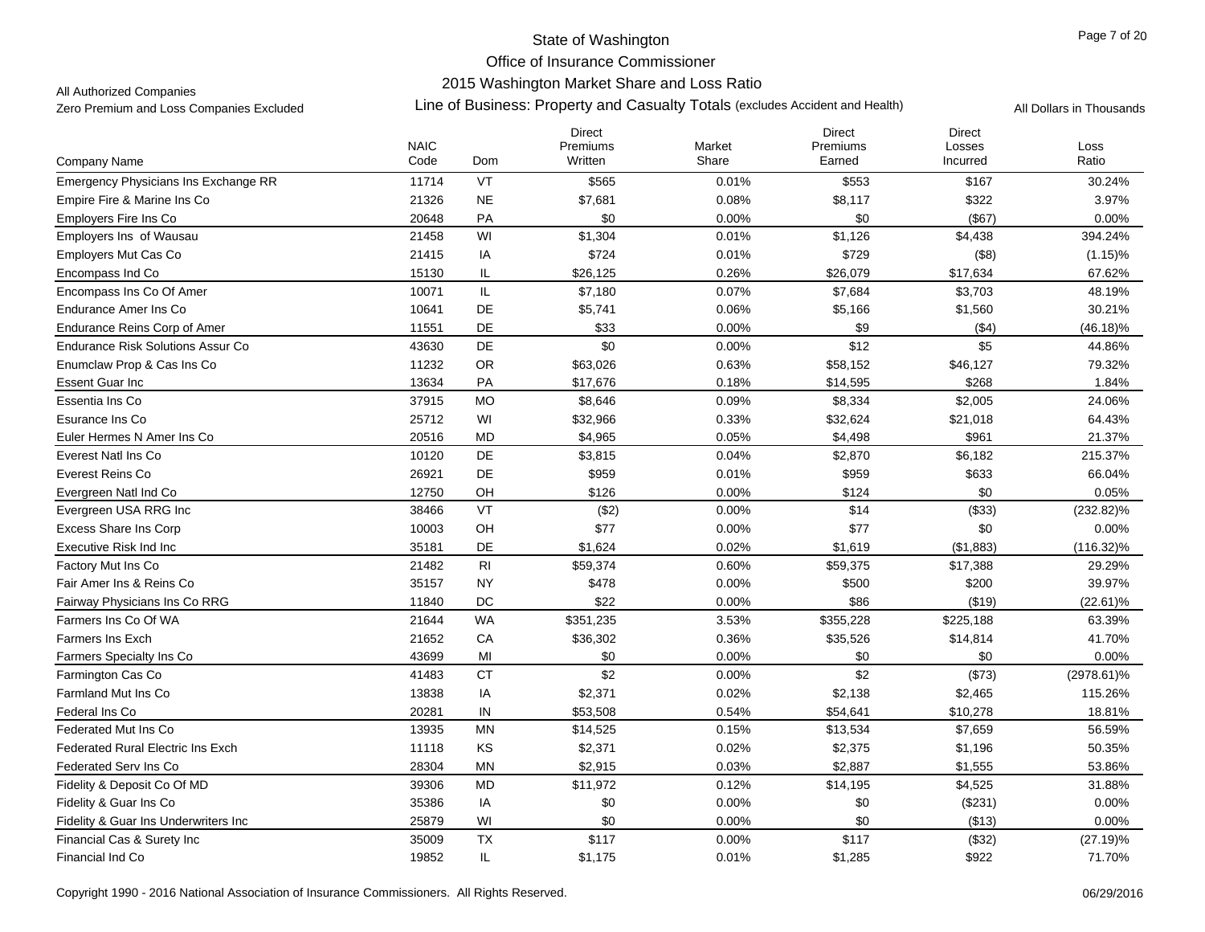State of Washington
Office of Insurance Commissioner
2015 Washington Market Share and Loss Ratio

All Authorized Companies
Zero Premium and Loss Companies Excluded

Line of Business: Property and Casualty Totals (excludes Accident and Health)

All Dollars in Thousands

| Company Name | NAIC Code | Dom | Direct Premiums Written | Market Share | Direct Premiums Earned | Direct Losses Incurred | Loss Ratio |
|---|---|---|---|---|---|---|---|
| Emergency Physicians Ins Exchange RR | 11714 | VT | $565 | 0.01% | $553 | $167 | 30.24% |
| Empire Fire & Marine Ins Co | 21326 | NE | $7,681 | 0.08% | $8,117 | $322 | 3.97% |
| Employers Fire Ins Co | 20648 | PA | $0 | 0.00% | $0 | ($67) | 0.00% |
| Employers Ins of Wausau | 21458 | WI | $1,304 | 0.01% | $1,126 | $4,438 | 394.24% |
| Employers Mut Cas Co | 21415 | IA | $724 | 0.01% | $729 | ($8) | (1.15)% |
| Encompass Ind Co | 15130 | IL | $26,125 | 0.26% | $26,079 | $17,634 | 67.62% |
| Encompass Ins Co Of Amer | 10071 | IL | $7,180 | 0.07% | $7,684 | $3,703 | 48.19% |
| Endurance Amer Ins Co | 10641 | DE | $5,741 | 0.06% | $5,166 | $1,560 | 30.21% |
| Endurance Reins Corp of Amer | 11551 | DE | $33 | 0.00% | $9 | ($4) | (46.18)% |
| Endurance Risk Solutions Assur Co | 43630 | DE | $0 | 0.00% | $12 | $5 | 44.86% |
| Enumclaw Prop & Cas Ins Co | 11232 | OR | $63,026 | 0.63% | $58,152 | $46,127 | 79.32% |
| Essent Guar Inc | 13634 | PA | $17,676 | 0.18% | $14,595 | $268 | 1.84% |
| Essentia Ins Co | 37915 | MO | $8,646 | 0.09% | $8,334 | $2,005 | 24.06% |
| Esurance Ins Co | 25712 | WI | $32,966 | 0.33% | $32,624 | $21,018 | 64.43% |
| Euler Hermes N Amer Ins Co | 20516 | MD | $4,965 | 0.05% | $4,498 | $961 | 21.37% |
| Everest Natl Ins Co | 10120 | DE | $3,815 | 0.04% | $2,870 | $6,182 | 215.37% |
| Everest Reins Co | 26921 | DE | $959 | 0.01% | $959 | $633 | 66.04% |
| Evergreen Natl Ind Co | 12750 | OH | $126 | 0.00% | $124 | $0 | 0.05% |
| Evergreen USA RRG Inc | 38466 | VT | ($2) | 0.00% | $14 | ($33) | (232.82)% |
| Excess Share Ins Corp | 10003 | OH | $77 | 0.00% | $77 | $0 | 0.00% |
| Executive Risk Ind Inc | 35181 | DE | $1,624 | 0.02% | $1,619 | ($1,883) | (116.32)% |
| Factory Mut Ins Co | 21482 | RI | $59,374 | 0.60% | $59,375 | $17,388 | 29.29% |
| Fair Amer Ins & Reins Co | 35157 | NY | $478 | 0.00% | $500 | $200 | 39.97% |
| Fairway Physicians Ins Co RRG | 11840 | DC | $22 | 0.00% | $86 | ($19) | (22.61)% |
| Farmers Ins Co Of WA | 21644 | WA | $351,235 | 3.53% | $355,228 | $225,188 | 63.39% |
| Farmers Ins Exch | 21652 | CA | $36,302 | 0.36% | $35,526 | $14,814 | 41.70% |
| Farmers Specialty Ins Co | 43699 | MI | $0 | 0.00% | $0 | $0 | 0.00% |
| Farmington Cas Co | 41483 | CT | $2 | 0.00% | $2 | ($73) | (2978.61)% |
| Farmland Mut Ins Co | 13838 | IA | $2,371 | 0.02% | $2,138 | $2,465 | 115.26% |
| Federal Ins Co | 20281 | IN | $53,508 | 0.54% | $54,641 | $10,278 | 18.81% |
| Federated Mut Ins Co | 13935 | MN | $14,525 | 0.15% | $13,534 | $7,659 | 56.59% |
| Federated Rural Electric Ins Exch | 11118 | KS | $2,371 | 0.02% | $2,375 | $1,196 | 50.35% |
| Federated Serv Ins Co | 28304 | MN | $2,915 | 0.03% | $2,887 | $1,555 | 53.86% |
| Fidelity & Deposit Co Of MD | 39306 | MD | $11,972 | 0.12% | $14,195 | $4,525 | 31.88% |
| Fidelity & Guar Ins Co | 35386 | IA | $0 | 0.00% | $0 | ($231) | 0.00% |
| Fidelity & Guar Ins Underwriters Inc | 25879 | WI | $0 | 0.00% | $0 | ($13) | 0.00% |
| Financial Cas & Surety Inc | 35009 | TX | $117 | 0.00% | $117 | ($32) | (27.19)% |
| Financial Ind Co | 19852 | IL | $1,175 | 0.01% | $1,285 | $922 | 71.70% |

Copyright 1990 - 2016 National Association of Insurance Commissioners. All Rights Reserved. 06/29/2016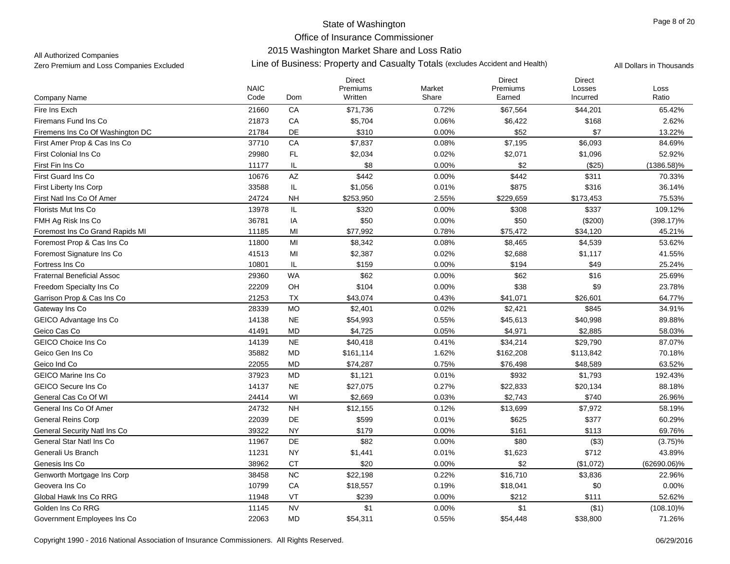# State of Washington
## Office of Insurance Commissioner
## 2015 Washington Market Share and Loss Ratio
### Line of Business: Property and Casualty Totals (excludes Accident and Health)

All Authorized Companies
Zero Premium and Loss Companies Excluded

All Dollars in Thousands

| Company Name | NAIC Code | Dom | Direct Premiums Written | Market Share | Direct Premiums Earned | Direct Losses Incurred | Loss Ratio |
|---|---|---|---|---|---|---|---|
| Fire Ins Exch | 21660 | CA | $71,736 | 0.72% | $67,564 | $44,201 | 65.42% |
| Firemans Fund Ins Co | 21873 | CA | $5,704 | 0.06% | $6,422 | $168 | 2.62% |
| Firemens Ins Co Of Washington DC | 21784 | DE | $310 | 0.00% | $52 | $7 | 13.22% |
| First Amer Prop & Cas Ins Co | 37710 | CA | $7,837 | 0.08% | $7,195 | $6,093 | 84.69% |
| First Colonial Ins Co | 29980 | FL | $2,034 | 0.02% | $2,071 | $1,096 | 52.92% |
| First Fin Ins Co | 11177 | IL | $8 | 0.00% | $2 | ($25) | (1386.58)% |
| First Guard Ins Co | 10676 | AZ | $442 | 0.00% | $442 | $311 | 70.33% |
| First Liberty Ins Corp | 33588 | IL | $1,056 | 0.01% | $875 | $316 | 36.14% |
| First Natl Ins Co Of Amer | 24724 | NH | $253,950 | 2.55% | $229,659 | $173,453 | 75.53% |
| Florists Mut Ins Co | 13978 | IL | $320 | 0.00% | $308 | $337 | 109.12% |
| FMH Ag Risk Ins Co | 36781 | IA | $50 | 0.00% | $50 | ($200) | (398.17)% |
| Foremost Ins Co Grand Rapids MI | 11185 | MI | $77,992 | 0.78% | $75,472 | $34,120 | 45.21% |
| Foremost Prop & Cas Ins Co | 11800 | MI | $8,342 | 0.08% | $8,465 | $4,539 | 53.62% |
| Foremost Signature Ins Co | 41513 | MI | $2,387 | 0.02% | $2,688 | $1,117 | 41.55% |
| Fortress Ins Co | 10801 | IL | $159 | 0.00% | $194 | $49 | 25.24% |
| Fraternal Beneficial Assoc | 29360 | WA | $62 | 0.00% | $62 | $16 | 25.69% |
| Freedom Specialty Ins Co | 22209 | OH | $104 | 0.00% | $38 | $9 | 23.78% |
| Garrison Prop & Cas Ins Co | 21253 | TX | $43,074 | 0.43% | $41,071 | $26,601 | 64.77% |
| Gateway Ins Co | 28339 | MO | $2,401 | 0.02% | $2,421 | $845 | 34.91% |
| GEICO Advantage Ins Co | 14138 | NE | $54,993 | 0.55% | $45,613 | $40,998 | 89.88% |
| Geico Cas Co | 41491 | MD | $4,725 | 0.05% | $4,971 | $2,885 | 58.03% |
| GEICO Choice Ins Co | 14139 | NE | $40,418 | 0.41% | $34,214 | $29,790 | 87.07% |
| Geico Gen Ins Co | 35882 | MD | $161,114 | 1.62% | $162,208 | $113,842 | 70.18% |
| Geico Ind Co | 22055 | MD | $74,287 | 0.75% | $76,498 | $48,589 | 63.52% |
| GEICO Marine Ins Co | 37923 | MD | $1,121 | 0.01% | $932 | $1,793 | 192.43% |
| GEICO Secure Ins Co | 14137 | NE | $27,075 | 0.27% | $22,833 | $20,134 | 88.18% |
| General Cas Co Of WI | 24414 | WI | $2,669 | 0.03% | $2,743 | $740 | 26.96% |
| General Ins Co Of Amer | 24732 | NH | $12,155 | 0.12% | $13,699 | $7,972 | 58.19% |
| General Reins Corp | 22039 | DE | $599 | 0.01% | $625 | $377 | 60.29% |
| General Security Natl Ins Co | 39322 | NY | $179 | 0.00% | $161 | $113 | 69.76% |
| General Star Natl Ins Co | 11967 | DE | $82 | 0.00% | $80 | ($3) | (3.75)% |
| Generali Us Branch | 11231 | NY | $1,441 | 0.01% | $1,623 | $712 | 43.89% |
| Genesis Ins Co | 38962 | CT | $20 | 0.00% | $2 | ($1,072) | (62690.06)% |
| Genworth Mortgage Ins Corp | 38458 | NC | $22,198 | 0.22% | $16,710 | $3,836 | 22.96% |
| Geovera Ins Co | 10799 | CA | $18,557 | 0.19% | $18,041 | $0 | 0.00% |
| Global Hawk Ins Co RRG | 11948 | VT | $239 | 0.00% | $212 | $111 | 52.62% |
| Golden Ins Co RRG | 11145 | NV | $1 | 0.00% | $1 | ($1) | (108.10)% |
| Government Employees Ins Co | 22063 | MD | $54,311 | 0.55% | $54,448 | $38,800 | 71.26% |

Copyright 1990 - 2016 National Association of Insurance Commissioners. All Rights Reserved.

06/29/2016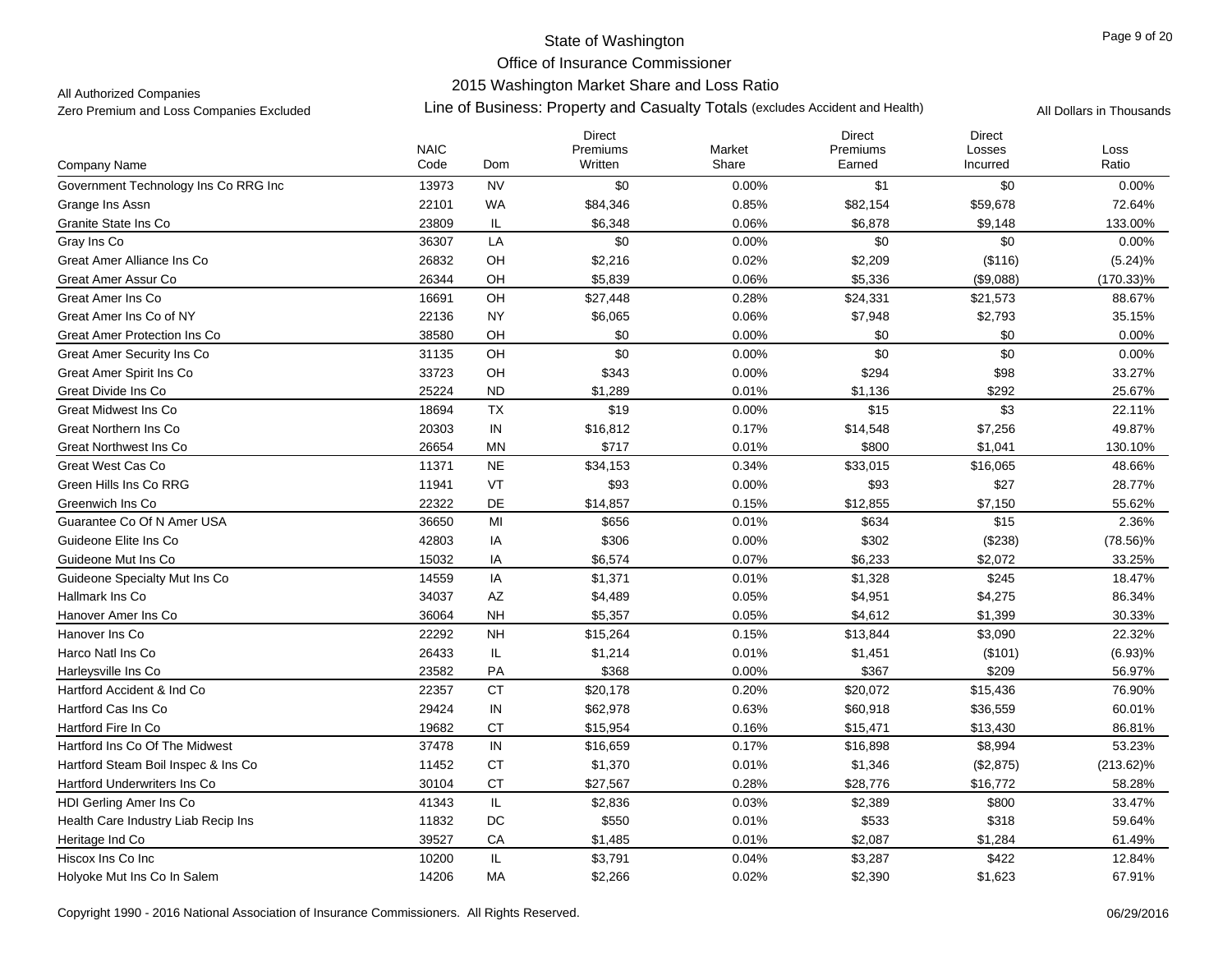State of Washington
Office of Insurance Commissioner
2015 Washington Market Share and Loss Ratio

All Authorized Companies
Zero Premium and Loss Companies Excluded

Line of Business: Property and Casualty Totals (excludes Accident and Health)

All Dollars in Thousands

| Company Name | NAIC Code | Dom | Direct Premiums Written | Market Share | Direct Premiums Earned | Direct Losses Incurred | Loss Ratio |
|---|---|---|---|---|---|---|---|
| Government Technology Ins Co RRG Inc | 13973 | NV | $0 | 0.00% | $1 | $0 | 0.00% |
| Grange Ins Assn | 22101 | WA | $84,346 | 0.85% | $82,154 | $59,678 | 72.64% |
| Granite State Ins Co | 23809 | IL | $6,348 | 0.06% | $6,878 | $9,148 | 133.00% |
| Gray Ins Co | 36307 | LA | $0 | 0.00% | $0 | $0 | 0.00% |
| Great Amer Alliance Ins Co | 26832 | OH | $2,216 | 0.02% | $2,209 | ($116) | (5.24)% |
| Great Amer Assur Co | 26344 | OH | $5,839 | 0.06% | $5,336 | ($9,088) | (170.33)% |
| Great Amer Ins Co | 16691 | OH | $27,448 | 0.28% | $24,331 | $21,573 | 88.67% |
| Great Amer Ins Co of NY | 22136 | NY | $6,065 | 0.06% | $7,948 | $2,793 | 35.15% |
| Great Amer Protection Ins Co | 38580 | OH | $0 | 0.00% | $0 | $0 | 0.00% |
| Great Amer Security Ins Co | 31135 | OH | $0 | 0.00% | $0 | $0 | 0.00% |
| Great Amer Spirit Ins Co | 33723 | OH | $343 | 0.00% | $294 | $98 | 33.27% |
| Great Divide Ins Co | 25224 | ND | $1,289 | 0.01% | $1,136 | $292 | 25.67% |
| Great Midwest Ins Co | 18694 | TX | $19 | 0.00% | $15 | $3 | 22.11% |
| Great Northern Ins Co | 20303 | IN | $16,812 | 0.17% | $14,548 | $7,256 | 49.87% |
| Great Northwest Ins Co | 26654 | MN | $717 | 0.01% | $800 | $1,041 | 130.10% |
| Great West Cas Co | 11371 | NE | $34,153 | 0.34% | $33,015 | $16,065 | 48.66% |
| Green Hills Ins Co RRG | 11941 | VT | $93 | 0.00% | $93 | $27 | 28.77% |
| Greenwich Ins Co | 22322 | DE | $14,857 | 0.15% | $12,855 | $7,150 | 55.62% |
| Guarantee Co Of N Amer USA | 36650 | MI | $656 | 0.01% | $634 | $15 | 2.36% |
| Guideone Elite Ins Co | 42803 | IA | $306 | 0.00% | $302 | ($238) | (78.56)% |
| Guideone Mut Ins Co | 15032 | IA | $6,574 | 0.07% | $6,233 | $2,072 | 33.25% |
| Guideone Specialty Mut Ins Co | 14559 | IA | $1,371 | 0.01% | $1,328 | $245 | 18.47% |
| Hallmark Ins Co | 34037 | AZ | $4,489 | 0.05% | $4,951 | $4,275 | 86.34% |
| Hanover Amer Ins Co | 36064 | NH | $5,357 | 0.05% | $4,612 | $1,399 | 30.33% |
| Hanover Ins Co | 22292 | NH | $15,264 | 0.15% | $13,844 | $3,090 | 22.32% |
| Harco Natl Ins Co | 26433 | IL | $1,214 | 0.01% | $1,451 | ($101) | (6.93)% |
| Harleysville Ins Co | 23582 | PA | $368 | 0.00% | $367 | $209 | 56.97% |
| Hartford Accident & Ind Co | 22357 | CT | $20,178 | 0.20% | $20,072 | $15,436 | 76.90% |
| Hartford Cas Ins Co | 29424 | IN | $62,978 | 0.63% | $60,918 | $36,559 | 60.01% |
| Hartford Fire In Co | 19682 | CT | $15,954 | 0.16% | $15,471 | $13,430 | 86.81% |
| Hartford Ins Co Of The Midwest | 37478 | IN | $16,659 | 0.17% | $16,898 | $8,994 | 53.23% |
| Hartford Steam Boil Inspec & Ins Co | 11452 | CT | $1,370 | 0.01% | $1,346 | ($2,875) | (213.62)% |
| Hartford Underwriters Ins Co | 30104 | CT | $27,567 | 0.28% | $28,776 | $16,772 | 58.28% |
| HDI Gerling Amer Ins Co | 41343 | IL | $2,836 | 0.03% | $2,389 | $800 | 33.47% |
| Health Care Industry Liab Recip Ins | 11832 | DC | $550 | 0.01% | $533 | $318 | 59.64% |
| Heritage Ind Co | 39527 | CA | $1,485 | 0.01% | $2,087 | $1,284 | 61.49% |
| Hiscox Ins Co Inc | 10200 | IL | $3,791 | 0.04% | $3,287 | $422 | 12.84% |
| Holyoke Mut Ins Co In Salem | 14206 | MA | $2,266 | 0.02% | $2,390 | $1,623 | 67.91% |

Copyright 1990 - 2016 National Association of Insurance Commissioners. All Rights Reserved. 06/29/2016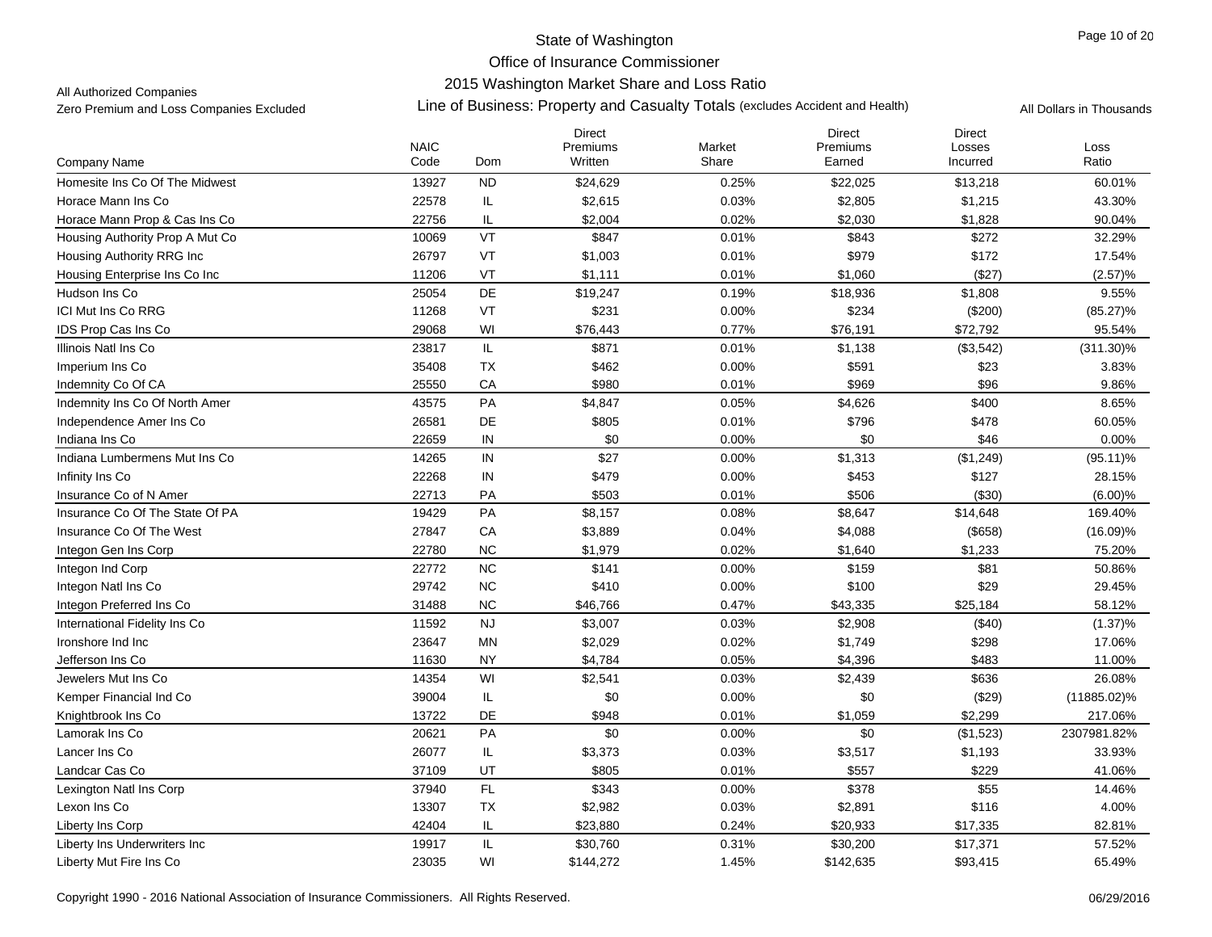# State of Washington
## Office of Insurance Commissioner
### 2015 Washington Market Share and Loss Ratio

All Authorized Companies

Zero Premium and Loss Companies Excluded

Line of Business: Property and Casualty Totals (excludes Accident and Health)

All Dollars in Thousands

| Company Name | NAIC Code | Dom | Direct Premiums Written | Market Share | Direct Premiums Earned | Direct Losses Incurred | Loss Ratio |
|---|---|---|---|---|---|---|---|
| Homesite Ins Co Of The Midwest | 13927 | ND | $24,629 | 0.25% | $22,025 | $13,218 | 60.01% |
| Horace Mann Ins Co | 22578 | IL | $2,615 | 0.03% | $2,805 | $1,215 | 43.30% |
| Horace Mann Prop & Cas Ins Co | 22756 | IL | $2,004 | 0.02% | $2,030 | $1,828 | 90.04% |
| Housing Authority Prop A Mut Co | 10069 | VT | $847 | 0.01% | $843 | $272 | 32.29% |
| Housing Authority RRG Inc | 26797 | VT | $1,003 | 0.01% | $979 | $172 | 17.54% |
| Housing Enterprise Ins Co Inc | 11206 | VT | $1,111 | 0.01% | $1,060 | ($27) | (2.57)% |
| Hudson Ins Co | 25054 | DE | $19,247 | 0.19% | $18,936 | $1,808 | 9.55% |
| ICI Mut Ins Co RRG | 11268 | VT | $231 | 0.00% | $234 | ($200) | (85.27)% |
| IDS Prop Cas Ins Co | 29068 | WI | $76,443 | 0.77% | $76,191 | $72,792 | 95.54% |
| Illinois Natl Ins Co | 23817 | IL | $871 | 0.01% | $1,138 | ($3,542) | (311.30)% |
| Imperium Ins Co | 35408 | TX | $462 | 0.00% | $591 | $23 | 3.83% |
| Indemnity Co Of CA | 25550 | CA | $980 | 0.01% | $969 | $96 | 9.86% |
| Indemnity Ins Co Of North Amer | 43575 | PA | $4,847 | 0.05% | $4,626 | $400 | 8.65% |
| Independence Amer Ins Co | 26581 | DE | $805 | 0.01% | $796 | $478 | 60.05% |
| Indiana Ins Co | 22659 | IN | $0 | 0.00% | $0 | $46 | 0.00% |
| Indiana Lumbermens Mut Ins Co | 14265 | IN | $27 | 0.00% | $1,313 | ($1,249) | (95.11)% |
| Infinity Ins Co | 22268 | IN | $479 | 0.00% | $453 | $127 | 28.15% |
| Insurance Co of N Amer | 22713 | PA | $503 | 0.01% | $506 | ($30) | (6.00)% |
| Insurance Co Of The State Of PA | 19429 | PA | $8,157 | 0.08% | $8,647 | $14,648 | 169.40% |
| Insurance Co Of The West | 27847 | CA | $3,889 | 0.04% | $4,088 | ($658) | (16.09)% |
| Integon Gen Ins Corp | 22780 | NC | $1,979 | 0.02% | $1,640 | $1,233 | 75.20% |
| Integon Ind Corp | 22772 | NC | $141 | 0.00% | $159 | $81 | 50.86% |
| Integon Natl Ins Co | 29742 | NC | $410 | 0.00% | $100 | $29 | 29.45% |
| Integon Preferred Ins Co | 31488 | NC | $46,766 | 0.47% | $43,335 | $25,184 | 58.12% |
| International Fidelity Ins Co | 11592 | NJ | $3,007 | 0.03% | $2,908 | ($40) | (1.37)% |
| Ironshore Ind Inc | 23647 | MN | $2,029 | 0.02% | $1,749 | $298 | 17.06% |
| Jefferson Ins Co | 11630 | NY | $4,784 | 0.05% | $4,396 | $483 | 11.00% |
| Jewelers Mut Ins Co | 14354 | WI | $2,541 | 0.03% | $2,439 | $636 | 26.08% |
| Kemper Financial Ind Co | 39004 | IL | $0 | 0.00% | $0 | ($29) | (11885.02)% |
| Knightbrook Ins Co | 13722 | DE | $948 | 0.01% | $1,059 | $2,299 | 217.06% |
| Lamorak Ins Co | 20621 | PA | $0 | 0.00% | $0 | ($1,523) | 2307981.82% |
| Lancer Ins Co | 26077 | IL | $3,373 | 0.03% | $3,517 | $1,193 | 33.93% |
| Landcar Cas Co | 37109 | UT | $805 | 0.01% | $557 | $229 | 41.06% |
| Lexington Natl Ins Corp | 37940 | FL | $343 | 0.00% | $378 | $55 | 14.46% |
| Lexon Ins Co | 13307 | TX | $2,982 | 0.03% | $2,891 | $116 | 4.00% |
| Liberty Ins Corp | 42404 | IL | $23,880 | 0.24% | $20,933 | $17,335 | 82.81% |
| Liberty Ins Underwriters Inc | 19917 | IL | $30,760 | 0.31% | $30,200 | $17,371 | 57.52% |
| Liberty Mut Fire Ins Co | 23035 | WI | $144,272 | 1.45% | $142,635 | $93,415 | 65.49% |

Copyright 1990 - 2016 National Association of Insurance Commissioners. All Rights Reserved.

06/29/2016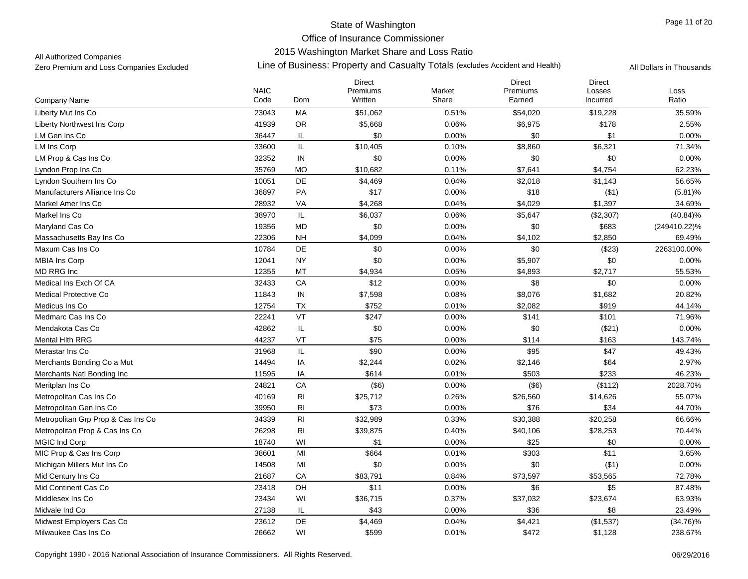State of Washington

Office of Insurance Commissioner

2015 Washington Market Share and Loss Ratio

All Authorized Companies

Zero Premium and Loss Companies Excluded

Line of Business: Property and Casualty Totals (excludes Accident and Health)

All Dollars in Thousands

| Company Name | NAIC Code | Dom | Direct Premiums Written | Market Share | Direct Premiums Earned | Direct Losses Incurred | Loss Ratio |
|---|---|---|---|---|---|---|---|
| Liberty Mut Ins Co | 23043 | MA | $51,062 | 0.51% | $54,020 | $19,228 | 35.59% |
| Liberty Northwest Ins Corp | 41939 | OR | $5,668 | 0.06% | $6,975 | $178 | 2.55% |
| LM Gen Ins Co | 36447 | IL | $0 | 0.00% | $0 | $1 | 0.00% |
| LM Ins Corp | 33600 | IL | $10,405 | 0.10% | $8,860 | $6,321 | 71.34% |
| LM Prop & Cas Ins Co | 32352 | IN | $0 | 0.00% | $0 | $0 | 0.00% |
| Lyndon Prop Ins Co | 35769 | MO | $10,682 | 0.11% | $7,641 | $4,754 | 62.23% |
| Lyndon Southern Ins Co | 10051 | DE | $4,469 | 0.04% | $2,018 | $1,143 | 56.65% |
| Manufacturers Alliance Ins Co | 36897 | PA | $17 | 0.00% | $18 | ($1) | (5.81)% |
| Markel Amer Ins Co | 28932 | VA | $4,268 | 0.04% | $4,029 | $1,397 | 34.69% |
| Markel Ins Co | 38970 | IL | $6,037 | 0.06% | $5,647 | ($2,307) | (40.84)% |
| Maryland Cas Co | 19356 | MD | $0 | 0.00% | $0 | $683 | (249410.22)% |
| Massachusetts Bay Ins Co | 22306 | NH | $4,099 | 0.04% | $4,102 | $2,850 | 69.49% |
| Maxum Cas Ins Co | 10784 | DE | $0 | 0.00% | $0 | ($23) | 2263100.00% |
| MBIA Ins Corp | 12041 | NY | $0 | 0.00% | $5,907 | $0 | 0.00% |
| MD RRG Inc | 12355 | MT | $4,934 | 0.05% | $4,893 | $2,717 | 55.53% |
| Medical Ins Exch Of CA | 32433 | CA | $12 | 0.00% | $8 | $0 | 0.00% |
| Medical Protective Co | 11843 | IN | $7,598 | 0.08% | $8,076 | $1,682 | 20.82% |
| Medicus Ins Co | 12754 | TX | $752 | 0.01% | $2,082 | $919 | 44.14% |
| Medmarc Cas Ins Co | 22241 | VT | $247 | 0.00% | $141 | $101 | 71.96% |
| Mendakota Cas Co | 42862 | IL | $0 | 0.00% | $0 | ($21) | 0.00% |
| Mental Hlth RRG | 44237 | VT | $75 | 0.00% | $114 | $163 | 143.74% |
| Merastar Ins Co | 31968 | IL | $90 | 0.00% | $95 | $47 | 49.43% |
| Merchants Bonding Co a Mut | 14494 | IA | $2,244 | 0.02% | $2,146 | $64 | 2.97% |
| Merchants Natl Bonding Inc | 11595 | IA | $614 | 0.01% | $503 | $233 | 46.23% |
| Meritplan Ins Co | 24821 | CA | ($6) | 0.00% | ($6) | ($112) | 2028.70% |
| Metropolitan Cas Ins Co | 40169 | RI | $25,712 | 0.26% | $26,560 | $14,626 | 55.07% |
| Metropolitan Gen Ins Co | 39950 | RI | $73 | 0.00% | $76 | $34 | 44.70% |
| Metropolitan Grp Prop & Cas Ins Co | 34339 | RI | $32,989 | 0.33% | $30,388 | $20,258 | 66.66% |
| Metropolitan Prop & Cas Ins Co | 26298 | RI | $39,875 | 0.40% | $40,106 | $28,253 | 70.44% |
| MGIC Ind Corp | 18740 | WI | $1 | 0.00% | $25 | $0 | 0.00% |
| MIC Prop & Cas Ins Corp | 38601 | MI | $664 | 0.01% | $303 | $11 | 3.65% |
| Michigan Millers Mut Ins Co | 14508 | MI | $0 | 0.00% | $0 | ($1) | 0.00% |
| Mid Century Ins Co | 21687 | CA | $83,791 | 0.84% | $73,597 | $53,565 | 72.78% |
| Mid Continent Cas Co | 23418 | OH | $11 | 0.00% | $6 | $5 | 87.48% |
| Middlesex Ins Co | 23434 | WI | $36,715 | 0.37% | $37,032 | $23,674 | 63.93% |
| Midvale Ind Co | 27138 | IL | $43 | 0.00% | $36 | $8 | 23.49% |
| Midwest Employers Cas Co | 23612 | DE | $4,469 | 0.04% | $4,421 | ($1,537) | (34.76)% |
| Milwaukee Cas Ins Co | 26662 | WI | $599 | 0.01% | $472 | $1,128 | 238.67% |

Copyright 1990 - 2016 National Association of Insurance Commissioners. All Rights Reserved.

06/29/2016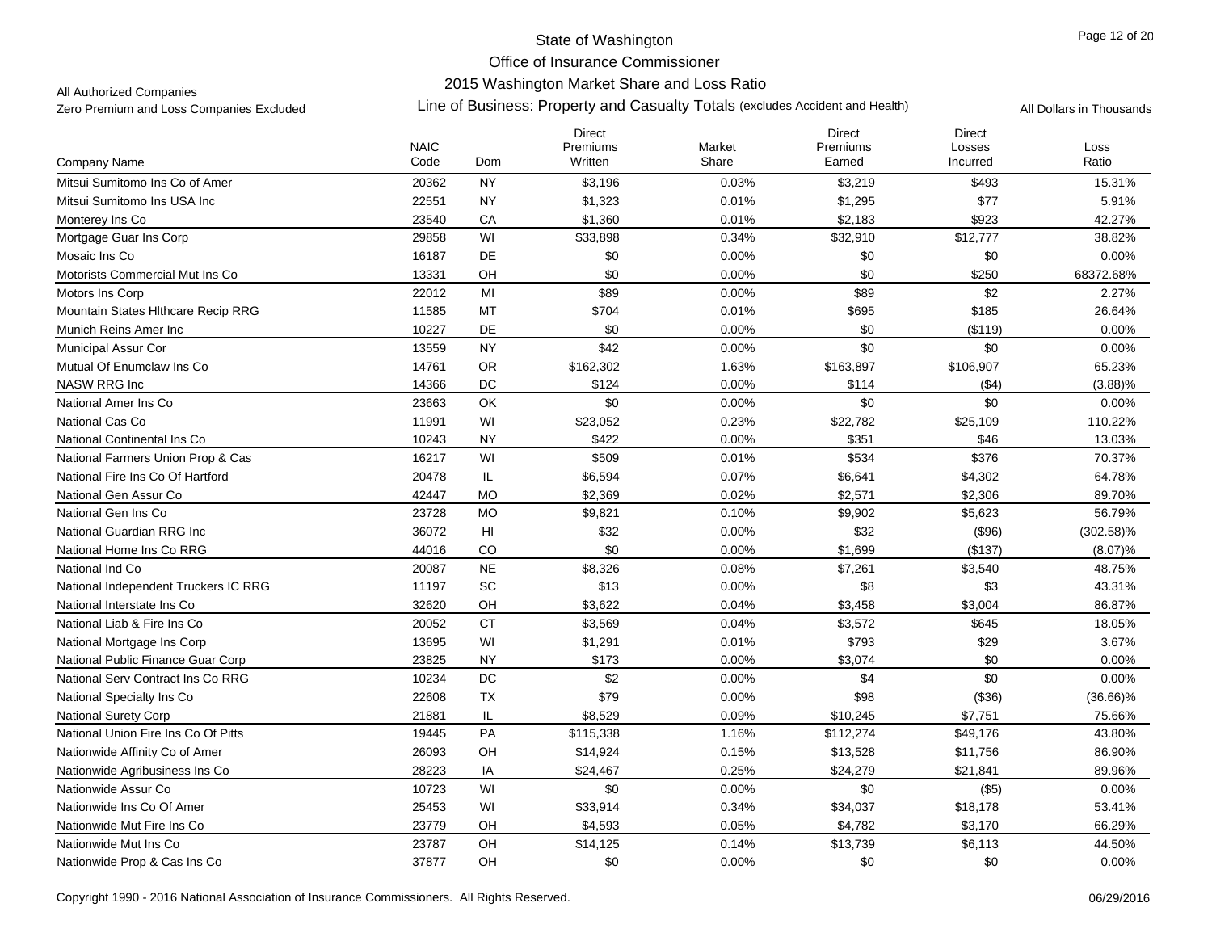State of Washington
Office of Insurance Commissioner
2015 Washington Market Share and Loss Ratio

All Authorized Companies
Zero Premium and Loss Companies Excluded

Line of Business: Property and Casualty Totals (excludes Accident and Health)

All Dollars in Thousands

| Company Name | NAIC Code | Dom | Direct Premiums Written | Market Share | Direct Premiums Earned | Direct Losses Incurred | Loss Ratio |
|---|---|---|---|---|---|---|---|
| Mitsui Sumitomo Ins Co of Amer | 20362 | NY | $3,196 | 0.03% | $3,219 | $493 | 15.31% |
| Mitsui Sumitomo Ins USA Inc | 22551 | NY | $1,323 | 0.01% | $1,295 | $77 | 5.91% |
| Monterey Ins Co | 23540 | CA | $1,360 | 0.01% | $2,183 | $923 | 42.27% |
| Mortgage Guar Ins Corp | 29858 | WI | $33,898 | 0.34% | $32,910 | $12,777 | 38.82% |
| Mosaic Ins Co | 16187 | DE | $0 | 0.00% | $0 | $0 | 0.00% |
| Motorists Commercial Mut Ins Co | 13331 | OH | $0 | 0.00% | $0 | $250 | 68372.68% |
| Motors Ins Corp | 22012 | MI | $89 | 0.00% | $89 | $2 | 2.27% |
| Mountain States Hlthcare Recip RRG | 11585 | MT | $704 | 0.01% | $695 | $185 | 26.64% |
| Munich Reins Amer Inc | 10227 | DE | $0 | 0.00% | $0 | ($119) | 0.00% |
| Municipal Assur Cor | 13559 | NY | $42 | 0.00% | $0 | $0 | 0.00% |
| Mutual Of Enumclaw Ins Co | 14761 | OR | $162,302 | 1.63% | $163,897 | $106,907 | 65.23% |
| NASW RRG Inc | 14366 | DC | $124 | 0.00% | $114 | ($4) | (3.88)% |
| National Amer Ins Co | 23663 | OK | $0 | 0.00% | $0 | $0 | 0.00% |
| National Cas Co | 11991 | WI | $23,052 | 0.23% | $22,782 | $25,109 | 110.22% |
| National Continental Ins Co | 10243 | NY | $422 | 0.00% | $351 | $46 | 13.03% |
| National Farmers Union Prop & Cas | 16217 | WI | $509 | 0.01% | $534 | $376 | 70.37% |
| National Fire Ins Co Of Hartford | 20478 | IL | $6,594 | 0.07% | $6,641 | $4,302 | 64.78% |
| National Gen Assur Co | 42447 | MO | $2,369 | 0.02% | $2,571 | $2,306 | 89.70% |
| National Gen Ins Co | 23728 | MO | $9,821 | 0.10% | $9,902 | $5,623 | 56.79% |
| National Guardian RRG Inc | 36072 | HI | $32 | 0.00% | $32 | ($96) | (302.58)% |
| National Home Ins Co RRG | 44016 | CO | $0 | 0.00% | $1,699 | ($137) | (8.07)% |
| National Ind Co | 20087 | NE | $8,326 | 0.08% | $7,261 | $3,540 | 48.75% |
| National Independent Truckers IC RRG | 11197 | SC | $13 | 0.00% | $8 | $3 | 43.31% |
| National Interstate Ins Co | 32620 | OH | $3,622 | 0.04% | $3,458 | $3,004 | 86.87% |
| National Liab & Fire Ins Co | 20052 | CT | $3,569 | 0.04% | $3,572 | $645 | 18.05% |
| National Mortgage Ins Corp | 13695 | WI | $1,291 | 0.01% | $793 | $29 | 3.67% |
| National Public Finance Guar Corp | 23825 | NY | $173 | 0.00% | $3,074 | $0 | 0.00% |
| National Serv Contract Ins Co RRG | 10234 | DC | $2 | 0.00% | $4 | $0 | 0.00% |
| National Specialty Ins Co | 22608 | TX | $79 | 0.00% | $98 | ($36) | (36.66)% |
| National Surety Corp | 21881 | IL | $8,529 | 0.09% | $10,245 | $7,751 | 75.66% |
| National Union Fire Ins Co Of Pitts | 19445 | PA | $115,338 | 1.16% | $112,274 | $49,176 | 43.80% |
| Nationwide Affinity Co of Amer | 26093 | OH | $14,924 | 0.15% | $13,528 | $11,756 | 86.90% |
| Nationwide Agribusiness Ins Co | 28223 | IA | $24,467 | 0.25% | $24,279 | $21,841 | 89.96% |
| Nationwide Assur Co | 10723 | WI | $0 | 0.00% | $0 | ($5) | 0.00% |
| Nationwide Ins Co Of Amer | 25453 | WI | $33,914 | 0.34% | $34,037 | $18,178 | 53.41% |
| Nationwide Mut Fire Ins Co | 23779 | OH | $4,593 | 0.05% | $4,782 | $3,170 | 66.29% |
| Nationwide Mut Ins Co | 23787 | OH | $14,125 | 0.14% | $13,739 | $6,113 | 44.50% |
| Nationwide Prop & Cas Ins Co | 37877 | OH | $0 | 0.00% | $0 | $0 | 0.00% |

Copyright 1990 - 2016 National Association of Insurance Commissioners. All Rights Reserved. 06/29/2016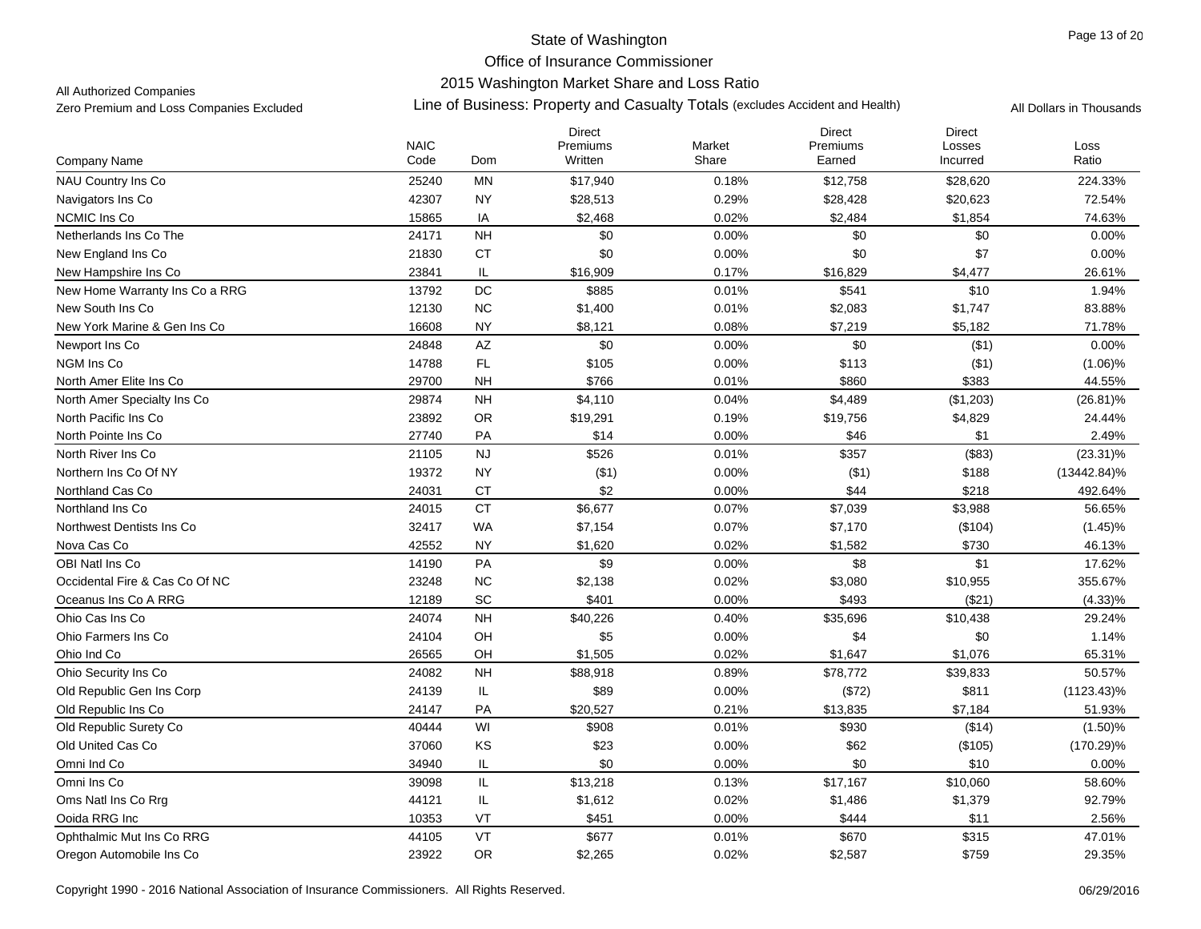State of Washington
Office of Insurance Commissioner
2015 Washington Market Share and Loss Ratio

All Authorized Companies
Zero Premium and Loss Companies Excluded

Line of Business: Property and Casualty Totals (excludes Accident and Health)

All Dollars in Thousands

| Company Name | NAIC Code | Dom | Direct Premiums Written | Market Share | Direct Premiums Earned | Direct Losses Incurred | Loss Ratio |
|---|---|---|---|---|---|---|---|
| NAU Country Ins Co | 25240 | MN | $17,940 | 0.18% | $12,758 | $28,620 | 224.33% |
| Navigators Ins Co | 42307 | NY | $28,513 | 0.29% | $28,428 | $20,623 | 72.54% |
| NCMIC Ins Co | 15865 | IA | $2,468 | 0.02% | $2,484 | $1,854 | 74.63% |
| Netherlands Ins Co The | 24171 | NH | $0 | 0.00% | $0 | $0 | 0.00% |
| New England Ins Co | 21830 | CT | $0 | 0.00% | $0 | $7 | 0.00% |
| New Hampshire Ins Co | 23841 | IL | $16,909 | 0.17% | $16,829 | $4,477 | 26.61% |
| New Home Warranty Ins Co a RRG | 13792 | DC | $885 | 0.01% | $541 | $10 | 1.94% |
| New South Ins Co | 12130 | NC | $1,400 | 0.01% | $2,083 | $1,747 | 83.88% |
| New York Marine & Gen Ins Co | 16608 | NY | $8,121 | 0.08% | $7,219 | $5,182 | 71.78% |
| Newport Ins Co | 24848 | AZ | $0 | 0.00% | $0 | ($1) | 0.00% |
| NGM Ins Co | 14788 | FL | $105 | 0.00% | $113 | ($1) | (1.06)% |
| North Amer Elite Ins Co | 29700 | NH | $766 | 0.01% | $860 | $383 | 44.55% |
| North Amer Specialty Ins Co | 29874 | NH | $4,110 | 0.04% | $4,489 | ($1,203) | (26.81)% |
| North Pacific Ins Co | 23892 | OR | $19,291 | 0.19% | $19,756 | $4,829 | 24.44% |
| North Pointe Ins Co | 27740 | PA | $14 | 0.00% | $46 | $1 | 2.49% |
| North River Ins Co | 21105 | NJ | $526 | 0.01% | $357 | ($83) | (23.31)% |
| Northern Ins Co Of NY | 19372 | NY | ($1) | 0.00% | ($1) | $188 | (13442.84)% |
| Northland Cas Co | 24031 | CT | $2 | 0.00% | $44 | $218 | 492.64% |
| Northland Ins Co | 24015 | CT | $6,677 | 0.07% | $7,039 | $3,988 | 56.65% |
| Northwest Dentists Ins Co | 32417 | WA | $7,154 | 0.07% | $7,170 | ($104) | (1.45)% |
| Nova Cas Co | 42552 | NY | $1,620 | 0.02% | $1,582 | $730 | 46.13% |
| OBI Natl Ins Co | 14190 | PA | $9 | 0.00% | $8 | $1 | 17.62% |
| Occidental Fire & Cas Co Of NC | 23248 | NC | $2,138 | 0.02% | $3,080 | $10,955 | 355.67% |
| Oceanus Ins Co A RRG | 12189 | SC | $401 | 0.00% | $493 | ($21) | (4.33)% |
| Ohio Cas Ins Co | 24074 | NH | $40,226 | 0.40% | $35,696 | $10,438 | 29.24% |
| Ohio Farmers Ins Co | 24104 | OH | $5 | 0.00% | $4 | $0 | 1.14% |
| Ohio Ind Co | 26565 | OH | $1,505 | 0.02% | $1,647 | $1,076 | 65.31% |
| Ohio Security Ins Co | 24082 | NH | $88,918 | 0.89% | $78,772 | $39,833 | 50.57% |
| Old Republic Gen Ins Corp | 24139 | IL | $89 | 0.00% | ($72) | $811 | (1123.43)% |
| Old Republic Ins Co | 24147 | PA | $20,527 | 0.21% | $13,835 | $7,184 | 51.93% |
| Old Republic Surety Co | 40444 | WI | $908 | 0.01% | $930 | ($14) | (1.50)% |
| Old United Cas Co | 37060 | KS | $23 | 0.00% | $62 | ($105) | (170.29)% |
| Omni Ind Co | 34940 | IL | $0 | 0.00% | $0 | $10 | 0.00% |
| Omni Ins Co | 39098 | IL | $13,218 | 0.13% | $17,167 | $10,060 | 58.60% |
| Oms Natl Ins Co Rrg | 44121 | IL | $1,612 | 0.02% | $1,486 | $1,379 | 92.79% |
| Ooida RRG Inc | 10353 | VT | $451 | 0.00% | $444 | $11 | 2.56% |
| Ophthalmic Mut Ins Co RRG | 44105 | VT | $677 | 0.01% | $670 | $315 | 47.01% |
| Oregon Automobile Ins Co | 23922 | OR | $2,265 | 0.02% | $2,587 | $759 | 29.35% |

Copyright 1990 - 2016 National Association of Insurance Commissioners. All Rights Reserved. 06/29/2016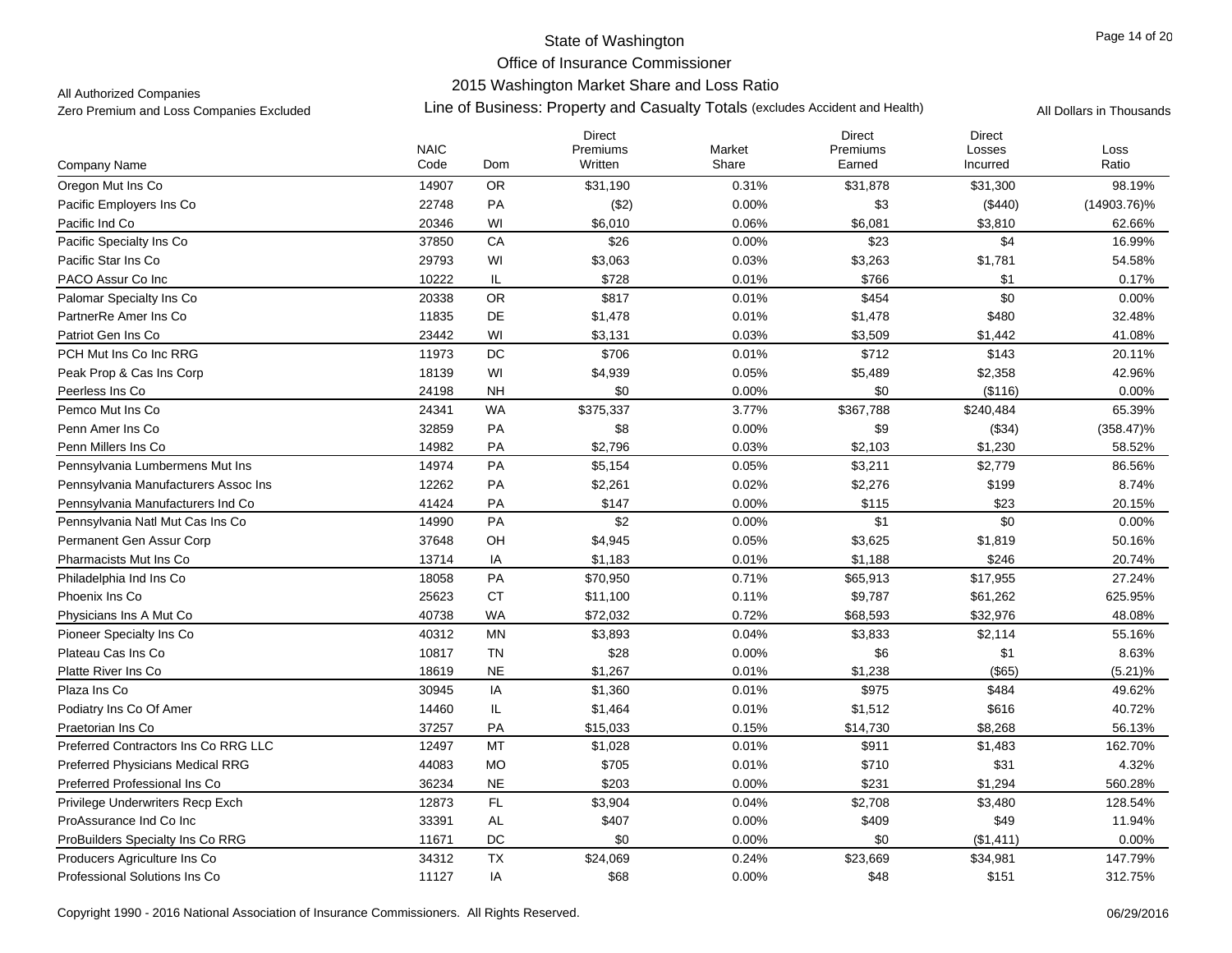State of Washington

Office of Insurance Commissioner

2015 Washington Market Share and Loss Ratio

All Authorized Companies

Zero Premium and Loss Companies Excluded

Line of Business: Property and Casualty Totals (excludes Accident and Health)

All Dollars in Thousands

| Company Name | NAIC Code | Dom | Direct Premiums Written | Market Share | Direct Premiums Earned | Direct Losses Incurred | Loss Ratio |
|---|---|---|---|---|---|---|---|
| Oregon Mut Ins Co | 14907 | OR | $31,190 | 0.31% | $31,878 | $31,300 | 98.19% |
| Pacific Employers Ins Co | 22748 | PA | ($2) | 0.00% | $3 | ($440) | (14903.76)% |
| Pacific Ind Co | 20346 | WI | $6,010 | 0.06% | $6,081 | $3,810 | 62.66% |
| Pacific Specialty Ins Co | 37850 | CA | $26 | 0.00% | $23 | $4 | 16.99% |
| Pacific Star Ins Co | 29793 | WI | $3,063 | 0.03% | $3,263 | $1,781 | 54.58% |
| PACO Assur Co Inc | 10222 | IL | $728 | 0.01% | $766 | $1 | 0.17% |
| Palomar Specialty Ins Co | 20338 | OR | $817 | 0.01% | $454 | $0 | 0.00% |
| PartnerRe Amer Ins Co | 11835 | DE | $1,478 | 0.01% | $1,478 | $480 | 32.48% |
| Patriot Gen Ins Co | 23442 | WI | $3,131 | 0.03% | $3,509 | $1,442 | 41.08% |
| PCH Mut Ins Co Inc RRG | 11973 | DC | $706 | 0.01% | $712 | $143 | 20.11% |
| Peak Prop & Cas Ins Corp | 18139 | WI | $4,939 | 0.05% | $5,489 | $2,358 | 42.96% |
| Peerless Ins Co | 24198 | NH | $0 | 0.00% | $0 | ($116) | 0.00% |
| Pemco Mut Ins Co | 24341 | WA | $375,337 | 3.77% | $367,788 | $240,484 | 65.39% |
| Penn Amer Ins Co | 32859 | PA | $8 | 0.00% | $9 | ($34) | (358.47)% |
| Penn Millers Ins Co | 14982 | PA | $2,796 | 0.03% | $2,103 | $1,230 | 58.52% |
| Pennsylvania Lumbermens Mut Ins | 14974 | PA | $5,154 | 0.05% | $3,211 | $2,779 | 86.56% |
| Pennsylvania Manufacturers Assoc Ins | 12262 | PA | $2,261 | 0.02% | $2,276 | $199 | 8.74% |
| Pennsylvania Manufacturers Ind Co | 41424 | PA | $147 | 0.00% | $115 | $23 | 20.15% |
| Pennsylvania Natl Mut Cas Ins Co | 14990 | PA | $2 | 0.00% | $1 | $0 | 0.00% |
| Permanent Gen Assur Corp | 37648 | OH | $4,945 | 0.05% | $3,625 | $1,819 | 50.16% |
| Pharmacists Mut Ins Co | 13714 | IA | $1,183 | 0.01% | $1,188 | $246 | 20.74% |
| Philadelphia Ind Ins Co | 18058 | PA | $70,950 | 0.71% | $65,913 | $17,955 | 27.24% |
| Phoenix Ins Co | 25623 | CT | $11,100 | 0.11% | $9,787 | $61,262 | 625.95% |
| Physicians Ins A Mut Co | 40738 | WA | $72,032 | 0.72% | $68,593 | $32,976 | 48.08% |
| Pioneer Specialty Ins Co | 40312 | MN | $3,893 | 0.04% | $3,833 | $2,114 | 55.16% |
| Plateau Cas Ins Co | 10817 | TN | $28 | 0.00% | $6 | $1 | 8.63% |
| Platte River Ins Co | 18619 | NE | $1,267 | 0.01% | $1,238 | ($65) | (5.21)% |
| Plaza Ins Co | 30945 | IA | $1,360 | 0.01% | $975 | $484 | 49.62% |
| Podiatry Ins Co Of Amer | 14460 | IL | $1,464 | 0.01% | $1,512 | $616 | 40.72% |
| Praetorian Ins Co | 37257 | PA | $15,033 | 0.15% | $14,730 | $8,268 | 56.13% |
| Preferred Contractors Ins Co RRG LLC | 12497 | MT | $1,028 | 0.01% | $911 | $1,483 | 162.70% |
| Preferred Physicians Medical RRG | 44083 | MO | $705 | 0.01% | $710 | $31 | 4.32% |
| Preferred Professional Ins Co | 36234 | NE | $203 | 0.00% | $231 | $1,294 | 560.28% |
| Privilege Underwriters Recp Exch | 12873 | FL | $3,904 | 0.04% | $2,708 | $3,480 | 128.54% |
| ProAssurance Ind Co Inc | 33391 | AL | $407 | 0.00% | $409 | $49 | 11.94% |
| ProBuilders Specialty Ins Co RRG | 11671 | DC | $0 | 0.00% | $0 | ($1,411) | 0.00% |
| Producers Agriculture Ins Co | 34312 | TX | $24,069 | 0.24% | $23,669 | $34,981 | 147.79% |
| Professional Solutions Ins Co | 11127 | IA | $68 | 0.00% | $48 | $151 | 312.75% |

Copyright 1990 - 2016 National Association of Insurance Commissioners. All Rights Reserved.

06/29/2016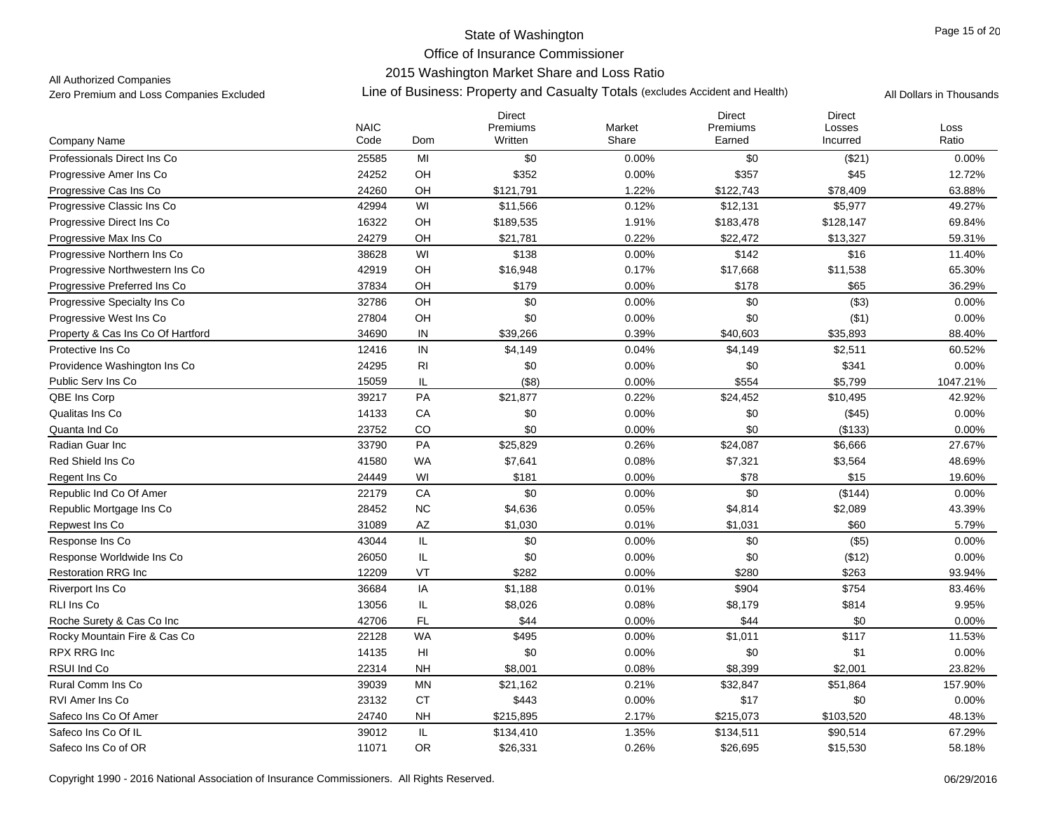State of Washington
Office of Insurance Commissioner
2015 Washington Market Share and Loss Ratio

All Authorized Companies
Zero Premium and Loss Companies Excluded

Line of Business: Property and Casualty Totals (excludes Accident and Health)

All Dollars in Thousands

| Company Name | NAIC Code | Dom | Direct Premiums Written | Market Share | Direct Premiums Earned | Direct Losses Incurred | Loss Ratio |
|---|---|---|---|---|---|---|---|
| Professionals Direct Ins Co | 25585 | MI | $0 | 0.00% | $0 | ($21) | 0.00% |
| Progressive Amer Ins Co | 24252 | OH | $352 | 0.00% | $357 | $45 | 12.72% |
| Progressive Cas Ins Co | 24260 | OH | $121,791 | 1.22% | $122,743 | $78,409 | 63.88% |
| Progressive Classic Ins Co | 42994 | WI | $11,566 | 0.12% | $12,131 | $5,977 | 49.27% |
| Progressive Direct Ins Co | 16322 | OH | $189,535 | 1.91% | $183,478 | $128,147 | 69.84% |
| Progressive Max Ins Co | 24279 | OH | $21,781 | 0.22% | $22,472 | $13,327 | 59.31% |
| Progressive Northern Ins Co | 38628 | WI | $138 | 0.00% | $142 | $16 | 11.40% |
| Progressive Northwestern Ins Co | 42919 | OH | $16,948 | 0.17% | $17,668 | $11,538 | 65.30% |
| Progressive Preferred Ins Co | 37834 | OH | $179 | 0.00% | $178 | $65 | 36.29% |
| Progressive Specialty Ins Co | 32786 | OH | $0 | 0.00% | $0 | ($3) | 0.00% |
| Progressive West Ins Co | 27804 | OH | $0 | 0.00% | $0 | ($1) | 0.00% |
| Property & Cas Ins Co Of Hartford | 34690 | IN | $39,266 | 0.39% | $40,603 | $35,893 | 88.40% |
| Protective Ins Co | 12416 | IN | $4,149 | 0.04% | $4,149 | $2,511 | 60.52% |
| Providence Washington Ins Co | 24295 | RI | $0 | 0.00% | $0 | $341 | 0.00% |
| Public Serv Ins Co | 15059 | IL | ($8) | 0.00% | $554 | $5,799 | 1047.21% |
| QBE Ins Corp | 39217 | PA | $21,877 | 0.22% | $24,452 | $10,495 | 42.92% |
| Qualitas Ins Co | 14133 | CA | $0 | 0.00% | $0 | ($45) | 0.00% |
| Quanta Ind Co | 23752 | CO | $0 | 0.00% | $0 | ($133) | 0.00% |
| Radian Guar Inc | 33790 | PA | $25,829 | 0.26% | $24,087 | $6,666 | 27.67% |
| Red Shield Ins Co | 41580 | WA | $7,641 | 0.08% | $7,321 | $3,564 | 48.69% |
| Regent Ins Co | 24449 | WI | $181 | 0.00% | $78 | $15 | 19.60% |
| Republic Ind Co Of Amer | 22179 | CA | $0 | 0.00% | $0 | ($144) | 0.00% |
| Republic Mortgage Ins Co | 28452 | NC | $4,636 | 0.05% | $4,814 | $2,089 | 43.39% |
| Repwest Ins Co | 31089 | AZ | $1,030 | 0.01% | $1,031 | $60 | 5.79% |
| Response Ins Co | 43044 | IL | $0 | 0.00% | $0 | ($5) | 0.00% |
| Response Worldwide Ins Co | 26050 | IL | $0 | 0.00% | $0 | ($12) | 0.00% |
| Restoration RRG Inc | 12209 | VT | $282 | 0.00% | $280 | $263 | 93.94% |
| Riverport Ins Co | 36684 | IA | $1,188 | 0.01% | $904 | $754 | 83.46% |
| RLI Ins Co | 13056 | IL | $8,026 | 0.08% | $8,179 | $814 | 9.95% |
| Roche Surety & Cas Co Inc | 42706 | FL | $44 | 0.00% | $44 | $0 | 0.00% |
| Rocky Mountain Fire & Cas Co | 22128 | WA | $495 | 0.00% | $1,011 | $117 | 11.53% |
| RPX RRG Inc | 14135 | HI | $0 | 0.00% | $0 | $1 | 0.00% |
| RSUI Ind Co | 22314 | NH | $8,001 | 0.08% | $8,399 | $2,001 | 23.82% |
| Rural Comm Ins Co | 39039 | MN | $21,162 | 0.21% | $32,847 | $51,864 | 157.90% |
| RVI Amer Ins Co | 23132 | CT | $443 | 0.00% | $17 | $0 | 0.00% |
| Safeco Ins Co Of Amer | 24740 | NH | $215,895 | 2.17% | $215,073 | $103,520 | 48.13% |
| Safeco Ins Co Of IL | 39012 | IL | $134,410 | 1.35% | $134,511 | $90,514 | 67.29% |
| Safeco Ins Co of OR | 11071 | OR | $26,331 | 0.26% | $26,695 | $15,530 | 58.18% |

Copyright 1990 - 2016 National Association of Insurance Commissioners. All Rights Reserved.

06/29/2016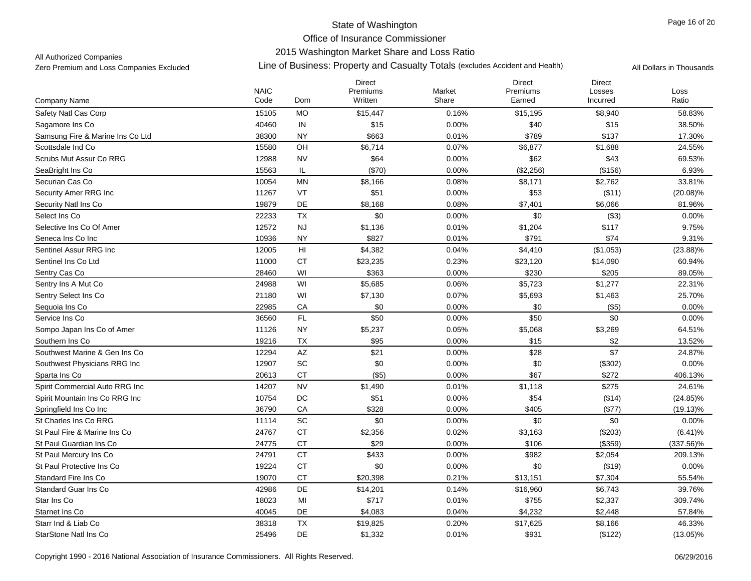# State of Washington
## Office of Insurance Commissioner
### 2015 Washington Market Share and Loss Ratio
### Line of Business: Property and Casualty Totals (excludes Accident and Health)

All Authorized Companies
Zero Premium and Loss Companies Excluded

All Dollars in Thousands

| Company Name | NAIC Code | Dom | Direct Premiums Written | Market Share | Direct Premiums Earned | Direct Losses Incurred | Loss Ratio |
|---|---|---|---|---|---|---|---|
| Safety Natl Cas Corp | 15105 | MO | $15,447 | 0.16% | $15,195 | $8,940 | 58.83% |
| Sagamore Ins Co | 40460 | IN | $15 | 0.00% | $40 | $15 | 38.50% |
| Samsung Fire & Marine Ins Co Ltd | 38300 | NY | $663 | 0.01% | $789 | $137 | 17.30% |
| Scottsdale Ind Co | 15580 | OH | $6,714 | 0.07% | $6,877 | $1,688 | 24.55% |
| Scrubs Mut Assur Co RRG | 12988 | NV | $64 | 0.00% | $62 | $43 | 69.53% |
| SeaBright Ins Co | 15563 | IL | ($70) | 0.00% | ($2,256) | ($156) | 6.93% |
| Securian Cas Co | 10054 | MN | $8,166 | 0.08% | $8,171 | $2,762 | 33.81% |
| Security Amer RRG Inc | 11267 | VT | $51 | 0.00% | $53 | ($11) | (20.08)% |
| Security Natl Ins Co | 19879 | DE | $8,168 | 0.08% | $7,401 | $6,066 | 81.96% |
| Select Ins Co | 22233 | TX | $0 | 0.00% | $0 | ($3) | 0.00% |
| Selective Ins Co Of Amer | 12572 | NJ | $1,136 | 0.01% | $1,204 | $117 | 9.75% |
| Seneca Ins Co Inc | 10936 | NY | $827 | 0.01% | $791 | $74 | 9.31% |
| Sentinel Assur RRG Inc | 12005 | HI | $4,382 | 0.04% | $4,410 | ($1,053) | (23.88)% |
| Sentinel Ins Co Ltd | 11000 | CT | $23,235 | 0.23% | $23,120 | $14,090 | 60.94% |
| Sentry Cas Co | 28460 | WI | $363 | 0.00% | $230 | $205 | 89.05% |
| Sentry Ins A Mut Co | 24988 | WI | $5,685 | 0.06% | $5,723 | $1,277 | 22.31% |
| Sentry Select Ins Co | 21180 | WI | $7,130 | 0.07% | $5,693 | $1,463 | 25.70% |
| Sequoia Ins Co | 22985 | CA | $0 | 0.00% | $0 | ($5) | 0.00% |
| Service Ins Co | 36560 | FL | $50 | 0.00% | $50 | $0 | 0.00% |
| Sompo Japan Ins Co of Amer | 11126 | NY | $5,237 | 0.05% | $5,068 | $3,269 | 64.51% |
| Southern Ins Co | 19216 | TX | $95 | 0.00% | $15 | $2 | 13.52% |
| Southwest Marine & Gen Ins Co | 12294 | AZ | $21 | 0.00% | $28 | $7 | 24.87% |
| Southwest Physicians RRG Inc | 12907 | SC | $0 | 0.00% | $0 | ($302) | 0.00% |
| Sparta Ins Co | 20613 | CT | ($5) | 0.00% | $67 | $272 | 406.13% |
| Spirit Commercial Auto RRG Inc | 14207 | NV | $1,490 | 0.01% | $1,118 | $275 | 24.61% |
| Spirit Mountain Ins Co RRG Inc | 10754 | DC | $51 | 0.00% | $54 | ($14) | (24.85)% |
| Springfield Ins Co Inc | 36790 | CA | $328 | 0.00% | $405 | ($77) | (19.13)% |
| St Charles Ins Co RRG | 11114 | SC | $0 | 0.00% | $0 | $0 | 0.00% |
| St Paul Fire & Marine Ins Co | 24767 | CT | $2,356 | 0.02% | $3,163 | ($203) | (6.41)% |
| St Paul Guardian Ins Co | 24775 | CT | $29 | 0.00% | $106 | ($359) | (337.56)% |
| St Paul Mercury Ins Co | 24791 | CT | $433 | 0.00% | $982 | $2,054 | 209.13% |
| St Paul Protective Ins Co | 19224 | CT | $0 | 0.00% | $0 | ($19) | 0.00% |
| Standard Fire Ins Co | 19070 | CT | $20,398 | 0.21% | $13,151 | $7,304 | 55.54% |
| Standard Guar Ins Co | 42986 | DE | $14,201 | 0.14% | $16,960 | $6,743 | 39.76% |
| Star Ins Co | 18023 | MI | $717 | 0.01% | $755 | $2,337 | 309.74% |
| Starnet Ins Co | 40045 | DE | $4,083 | 0.04% | $4,232 | $2,448 | 57.84% |
| Starr Ind & Liab Co | 38318 | TX | $19,825 | 0.20% | $17,625 | $8,166 | 46.33% |
| StarStone Natl Ins Co | 25496 | DE | $1,332 | 0.01% | $931 | ($122) | (13.05)% |

Copyright 1990 - 2016 National Association of Insurance Commissioners. All Rights Reserved. 06/29/2016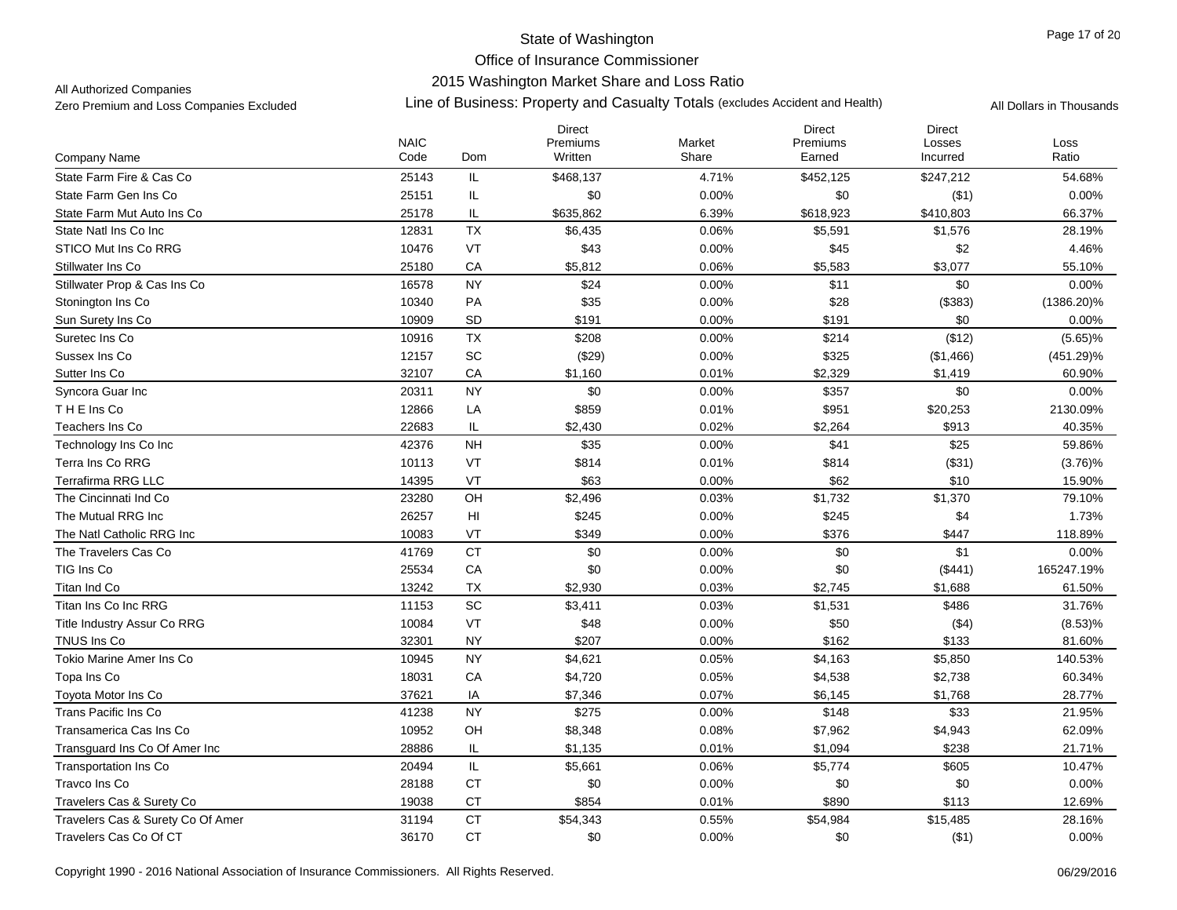State of Washington

Office of Insurance Commissioner

2015 Washington Market Share and Loss Ratio

All Authorized Companies

Zero Premium and Loss Companies Excluded

Line of Business: Property and Casualty Totals (excludes Accident and Health)

All Dollars in Thousands

| Company Name | NAIC Code | Dom | Direct Premiums Written | Market Share | Direct Premiums Earned | Direct Losses Incurred | Loss Ratio |
|---|---|---|---|---|---|---|---|
| State Farm Fire & Cas Co | 25143 | IL | $468,137 | 4.71% | $452,125 | $247,212 | 54.68% |
| State Farm Gen Ins Co | 25151 | IL | $0 | 0.00% | $0 | ($1) | 0.00% |
| State Farm Mut Auto Ins Co | 25178 | IL | $635,862 | 6.39% | $618,923 | $410,803 | 66.37% |
| State Natl Ins Co Inc | 12831 | TX | $6,435 | 0.06% | $5,591 | $1,576 | 28.19% |
| STICO Mut Ins Co RRG | 10476 | VT | $43 | 0.00% | $45 | $2 | 4.46% |
| Stillwater Ins Co | 25180 | CA | $5,812 | 0.06% | $5,583 | $3,077 | 55.10% |
| Stillwater Prop & Cas Ins Co | 16578 | NY | $24 | 0.00% | $11 | $0 | 0.00% |
| Stonington Ins Co | 10340 | PA | $35 | 0.00% | $28 | ($383) | (1386.20)% |
| Sun Surety Ins Co | 10909 | SD | $191 | 0.00% | $191 | $0 | 0.00% |
| Suretec Ins Co | 10916 | TX | $208 | 0.00% | $214 | ($12) | (5.65)% |
| Sussex Ins Co | 12157 | SC | ($29) | 0.00% | $325 | ($1,466) | (451.29)% |
| Sutter Ins Co | 32107 | CA | $1,160 | 0.01% | $2,329 | $1,419 | 60.90% |
| Syncora Guar Inc | 20311 | NY | $0 | 0.00% | $357 | $0 | 0.00% |
| T H E Ins Co | 12866 | LA | $859 | 0.01% | $951 | $20,253 | 2130.09% |
| Teachers Ins Co | 22683 | IL | $2,430 | 0.02% | $2,264 | $913 | 40.35% |
| Technology Ins Co Inc | 42376 | NH | $35 | 0.00% | $41 | $25 | 59.86% |
| Terra Ins Co RRG | 10113 | VT | $814 | 0.01% | $814 | ($31) | (3.76)% |
| Terrafirma RRG LLC | 14395 | VT | $63 | 0.00% | $62 | $10 | 15.90% |
| The Cincinnati Ind Co | 23280 | OH | $2,496 | 0.03% | $1,732 | $1,370 | 79.10% |
| The Mutual RRG Inc | 26257 | HI | $245 | 0.00% | $245 | $4 | 1.73% |
| The Natl Catholic RRG Inc | 10083 | VT | $349 | 0.00% | $376 | $447 | 118.89% |
| The Travelers Cas Co | 41769 | CT | $0 | 0.00% | $0 | $1 | 0.00% |
| TIG Ins Co | 25534 | CA | $0 | 0.00% | $0 | ($441) | 165247.19% |
| Titan Ind Co | 13242 | TX | $2,930 | 0.03% | $2,745 | $1,688 | 61.50% |
| Titan Ins Co Inc RRG | 11153 | SC | $3,411 | 0.03% | $1,531 | $486 | 31.76% |
| Title Industry Assur Co RRG | 10084 | VT | $48 | 0.00% | $50 | ($4) | (8.53)% |
| TNUS Ins Co | 32301 | NY | $207 | 0.00% | $162 | $133 | 81.60% |
| Tokio Marine Amer Ins Co | 10945 | NY | $4,621 | 0.05% | $4,163 | $5,850 | 140.53% |
| Topa Ins Co | 18031 | CA | $4,720 | 0.05% | $4,538 | $2,738 | 60.34% |
| Toyota Motor Ins Co | 37621 | IA | $7,346 | 0.07% | $6,145 | $1,768 | 28.77% |
| Trans Pacific Ins Co | 41238 | NY | $275 | 0.00% | $148 | $33 | 21.95% |
| Transamerica Cas Ins Co | 10952 | OH | $8,348 | 0.08% | $7,962 | $4,943 | 62.09% |
| Transguard Ins Co Of Amer Inc | 28886 | IL | $1,135 | 0.01% | $1,094 | $238 | 21.71% |
| Transportation Ins Co | 20494 | IL | $5,661 | 0.06% | $5,774 | $605 | 10.47% |
| Travco Ins Co | 28188 | CT | $0 | 0.00% | $0 | $0 | 0.00% |
| Travelers Cas & Surety Co | 19038 | CT | $854 | 0.01% | $890 | $113 | 12.69% |
| Travelers Cas & Surety Co Of Amer | 31194 | CT | $54,343 | 0.55% | $54,984 | $15,485 | 28.16% |
| Travelers Cas Co Of CT | 36170 | CT | $0 | 0.00% | $0 | ($1) | 0.00% |

Copyright 1990 - 2016 National Association of Insurance Commissioners. All Rights Reserved. 06/29/2016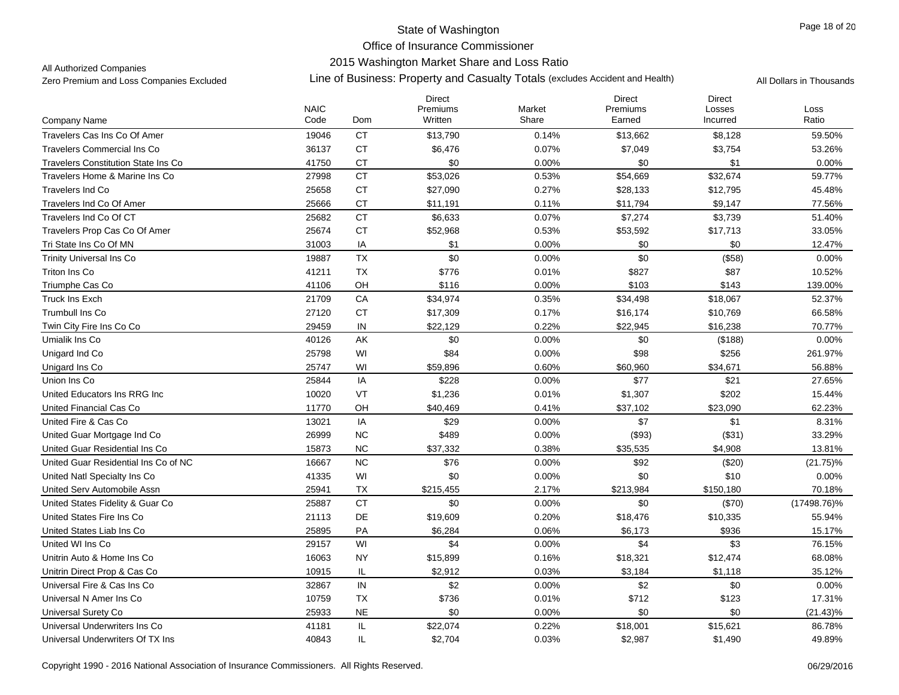State of Washington

Office of Insurance Commissioner

2015 Washington Market Share and Loss Ratio

All Authorized Companies

Zero Premium and Loss Companies Excluded

Line of Business: Property and Casualty Totals (excludes Accident and Health)

All Dollars in Thousands

| Company Name | NAIC Code | Dom | Direct Premiums Written | Market Share | Direct Premiums Earned | Direct Losses Incurred | Loss Ratio |
|---|---|---|---|---|---|---|---|
| Travelers Cas Ins Co Of Amer | 19046 | CT | $13,790 | 0.14% | $13,662 | $8,128 | 59.50% |
| Travelers Commercial Ins Co | 36137 | CT | $6,476 | 0.07% | $7,049 | $3,754 | 53.26% |
| Travelers Constitution State Ins Co | 41750 | CT | $0 | 0.00% | $0 | $1 | 0.00% |
| Travelers Home & Marine Ins Co | 27998 | CT | $53,026 | 0.53% | $54,669 | $32,674 | 59.77% |
| Travelers Ind Co | 25658 | CT | $27,090 | 0.27% | $28,133 | $12,795 | 45.48% |
| Travelers Ind Co Of Amer | 25666 | CT | $11,191 | 0.11% | $11,794 | $9,147 | 77.56% |
| Travelers Ind Co Of CT | 25682 | CT | $6,633 | 0.07% | $7,274 | $3,739 | 51.40% |
| Travelers Prop Cas Co Of Amer | 25674 | CT | $52,968 | 0.53% | $53,592 | $17,713 | 33.05% |
| Tri State Ins Co Of MN | 31003 | IA | $1 | 0.00% | $0 | $0 | 12.47% |
| Trinity Universal Ins Co | 19887 | TX | $0 | 0.00% | $0 | ($58) | 0.00% |
| Triton Ins Co | 41211 | TX | $776 | 0.01% | $827 | $87 | 10.52% |
| Triumphe Cas Co | 41106 | OH | $116 | 0.00% | $103 | $143 | 139.00% |
| Truck Ins Exch | 21709 | CA | $34,974 | 0.35% | $34,498 | $18,067 | 52.37% |
| Trumbull Ins Co | 27120 | CT | $17,309 | 0.17% | $16,174 | $10,769 | 66.58% |
| Twin City Fire Ins Co Co | 29459 | IN | $22,129 | 0.22% | $22,945 | $16,238 | 70.77% |
| Umialik Ins Co | 40126 | AK | $0 | 0.00% | $0 | ($188) | 0.00% |
| Unigard Ind Co | 25798 | WI | $84 | 0.00% | $98 | $256 | 261.97% |
| Unigard Ins Co | 25747 | WI | $59,896 | 0.60% | $60,960 | $34,671 | 56.88% |
| Union Ins Co | 25844 | IA | $228 | 0.00% | $77 | $21 | 27.65% |
| United Educators Ins RRG Inc | 10020 | VT | $1,236 | 0.01% | $1,307 | $202 | 15.44% |
| United Financial Cas Co | 11770 | OH | $40,469 | 0.41% | $37,102 | $23,090 | 62.23% |
| United Fire & Cas Co | 13021 | IA | $29 | 0.00% | $7 | $1 | 8.31% |
| United Guar Mortgage Ind Co | 26999 | NC | $489 | 0.00% | ($93) | ($31) | 33.29% |
| United Guar Residential Ins Co | 15873 | NC | $37,332 | 0.38% | $35,535 | $4,908 | 13.81% |
| United Guar Residential Ins Co of NC | 16667 | NC | $76 | 0.00% | $92 | ($20) | (21.75)% |
| United Natl Specialty Ins Co | 41335 | WI | $0 | 0.00% | $0 | $10 | 0.00% |
| United Serv Automobile Assn | 25941 | TX | $215,455 | 2.17% | $213,984 | $150,180 | 70.18% |
| United States Fidelity & Guar Co | 25887 | CT | $0 | 0.00% | $0 | ($70) | (17498.76)% |
| United States Fire Ins Co | 21113 | DE | $19,609 | 0.20% | $18,476 | $10,335 | 55.94% |
| United States Liab Ins Co | 25895 | PA | $6,284 | 0.06% | $6,173 | $936 | 15.17% |
| United WI Ins Co | 29157 | WI | $4 | 0.00% | $4 | $3 | 76.15% |
| Unitrin Auto & Home Ins Co | 16063 | NY | $15,899 | 0.16% | $18,321 | $12,474 | 68.08% |
| Unitrin Direct Prop & Cas Co | 10915 | IL | $2,912 | 0.03% | $3,184 | $1,118 | 35.12% |
| Universal Fire & Cas Ins Co | 32867 | IN | $2 | 0.00% | $2 | $0 | 0.00% |
| Universal N Amer Ins Co | 10759 | TX | $736 | 0.01% | $712 | $123 | 17.31% |
| Universal Surety Co | 25933 | NE | $0 | 0.00% | $0 | $0 | (21.43)% |
| Universal Underwriters Ins Co | 41181 | IL | $22,074 | 0.22% | $18,001 | $15,621 | 86.78% |
| Universal Underwriters Of TX Ins | 40843 | IL | $2,704 | 0.03% | $2,987 | $1,490 | 49.89% |

Copyright 1990 - 2016 National Association of Insurance Commissioners. All Rights Reserved.

06/29/2016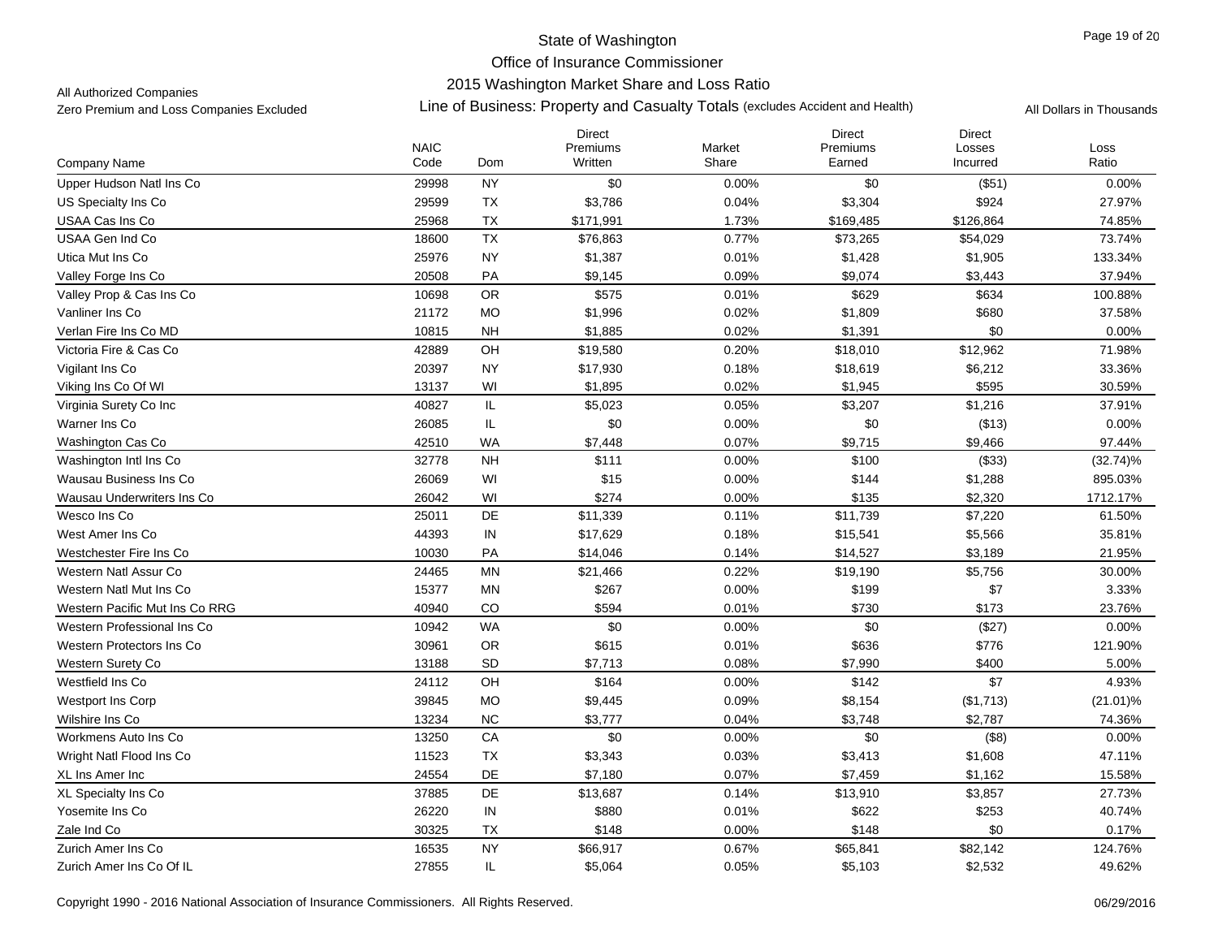# State of Washington
## Office of Insurance Commissioner
## 2015 Washington Market Share and Loss Ratio

All Authorized Companies
Zero Premium and Loss Companies Excluded

Line of Business: Property and Casualty Totals (excludes Accident and Health)

All Dollars in Thousands

| Company Name | NAIC Code | Dom | Direct Premiums Written | Market Share | Direct Premiums Earned | Direct Losses Incurred | Loss Ratio |
|---|---|---|---|---|---|---|---|
| Upper Hudson Natl Ins Co | 29998 | NY | $0 | 0.00% | $0 | ($51) | 0.00% |
| US Specialty Ins Co | 29599 | TX | $3,786 | 0.04% | $3,304 | $924 | 27.97% |
| USAA Cas Ins Co | 25968 | TX | $171,991 | 1.73% | $169,485 | $126,864 | 74.85% |
| USAA Gen Ind Co | 18600 | TX | $76,863 | 0.77% | $73,265 | $54,029 | 73.74% |
| Utica Mut Ins Co | 25976 | NY | $1,387 | 0.01% | $1,428 | $1,905 | 133.34% |
| Valley Forge Ins Co | 20508 | PA | $9,145 | 0.09% | $9,074 | $3,443 | 37.94% |
| Valley Prop & Cas Ins Co | 10698 | OR | $575 | 0.01% | $629 | $634 | 100.88% |
| Vanliner Ins Co | 21172 | MO | $1,996 | 0.02% | $1,809 | $680 | 37.58% |
| Verlan Fire Ins Co MD | 10815 | NH | $1,885 | 0.02% | $1,391 | $0 | 0.00% |
| Victoria Fire & Cas Co | 42889 | OH | $19,580 | 0.20% | $18,010 | $12,962 | 71.98% |
| Vigilant Ins Co | 20397 | NY | $17,930 | 0.18% | $18,619 | $6,212 | 33.36% |
| Viking Ins Co Of WI | 13137 | WI | $1,895 | 0.02% | $1,945 | $595 | 30.59% |
| Virginia Surety Co Inc | 40827 | IL | $5,023 | 0.05% | $3,207 | $1,216 | 37.91% |
| Warner Ins Co | 26085 | IL | $0 | 0.00% | $0 | ($13) | 0.00% |
| Washington Cas Co | 42510 | WA | $7,448 | 0.07% | $9,715 | $9,466 | 97.44% |
| Washington Intl Ins Co | 32778 | NH | $111 | 0.00% | $100 | ($33) | (32.74)% |
| Wausau Business Ins Co | 26069 | WI | $15 | 0.00% | $144 | $1,288 | 895.03% |
| Wausau Underwriters Ins Co | 26042 | WI | $274 | 0.00% | $135 | $2,320 | 1712.17% |
| Wesco Ins Co | 25011 | DE | $11,339 | 0.11% | $11,739 | $7,220 | 61.50% |
| West Amer Ins Co | 44393 | IN | $17,629 | 0.18% | $15,541 | $5,566 | 35.81% |
| Westchester Fire Ins Co | 10030 | PA | $14,046 | 0.14% | $14,527 | $3,189 | 21.95% |
| Western Natl Assur Co | 24465 | MN | $21,466 | 0.22% | $19,190 | $5,756 | 30.00% |
| Western Natl Mut Ins Co | 15377 | MN | $267 | 0.00% | $199 | $7 | 3.33% |
| Western Pacific Mut Ins Co RRG | 40940 | CO | $594 | 0.01% | $730 | $173 | 23.76% |
| Western Professional Ins Co | 10942 | WA | $0 | 0.00% | $0 | ($27) | 0.00% |
| Western Protectors Ins Co | 30961 | OR | $615 | 0.01% | $636 | $776 | 121.90% |
| Western Surety Co | 13188 | SD | $7,713 | 0.08% | $7,990 | $400 | 5.00% |
| Westfield Ins Co | 24112 | OH | $164 | 0.00% | $142 | $7 | 4.93% |
| Westport Ins Corp | 39845 | MO | $9,445 | 0.09% | $8,154 | ($1,713) | (21.01)% |
| Wilshire Ins Co | 13234 | NC | $3,777 | 0.04% | $3,748 | $2,787 | 74.36% |
| Workmens Auto Ins Co | 13250 | CA | $0 | 0.00% | $0 | ($8) | 0.00% |
| Wright Natl Flood Ins Co | 11523 | TX | $3,343 | 0.03% | $3,413 | $1,608 | 47.11% |
| XL Ins Amer Inc | 24554 | DE | $7,180 | 0.07% | $7,459 | $1,162 | 15.58% |
| XL Specialty Ins Co | 37885 | DE | $13,687 | 0.14% | $13,910 | $3,857 | 27.73% |
| Yosemite Ins Co | 26220 | IN | $880 | 0.01% | $622 | $253 | 40.74% |
| Zale Ind Co | 30325 | TX | $148 | 0.00% | $148 | $0 | 0.17% |
| Zurich Amer Ins Co | 16535 | NY | $66,917 | 0.67% | $65,841 | $82,142 | 124.76% |
| Zurich Amer Ins Co Of IL | 27855 | IL | $5,064 | 0.05% | $5,103 | $2,532 | 49.62% |

Copyright 1990 - 2016 National Association of Insurance Commissioners. All Rights Reserved.

06/29/2016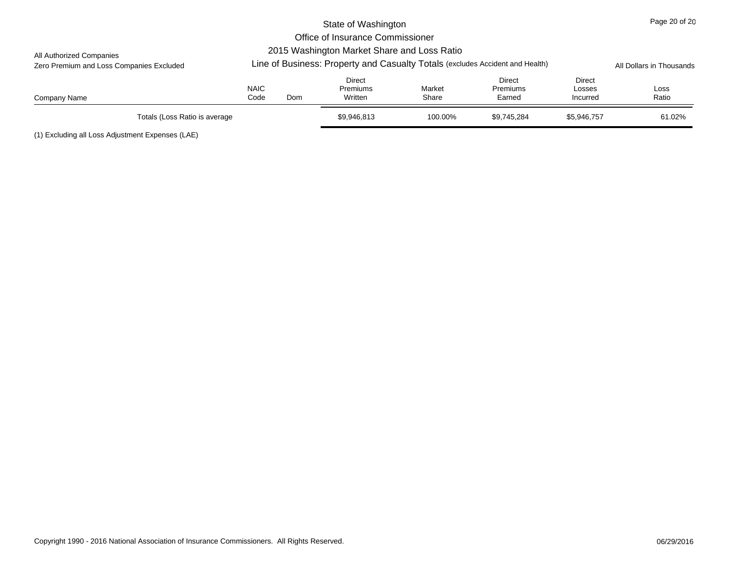State of Washington
Office of Insurance Commissioner
2015 Washington Market Share and Loss Ratio

All Authorized Companies
Zero Premium and Loss Companies Excluded

Line of Business: Property and Casualty Totals (excludes Accident and Health)

All Dollars in Thousands

| Company Name | NAIC Code | Dom | Direct Premiums Written | Market Share | Direct Premiums Earned | Direct Losses Incurred | Loss Ratio |
|---|---|---|---|---|---|---|---|
| Totals (Loss Ratio is average | | | $9,946,813 | 100.00% | $9,745,284 | $5,946,757 | 61.02% |

(1) Excluding all Loss Adjustment Expenses (LAE)

Copyright 1990 - 2016 National Association of Insurance Commissioners. All Rights Reserved.

06/29/2016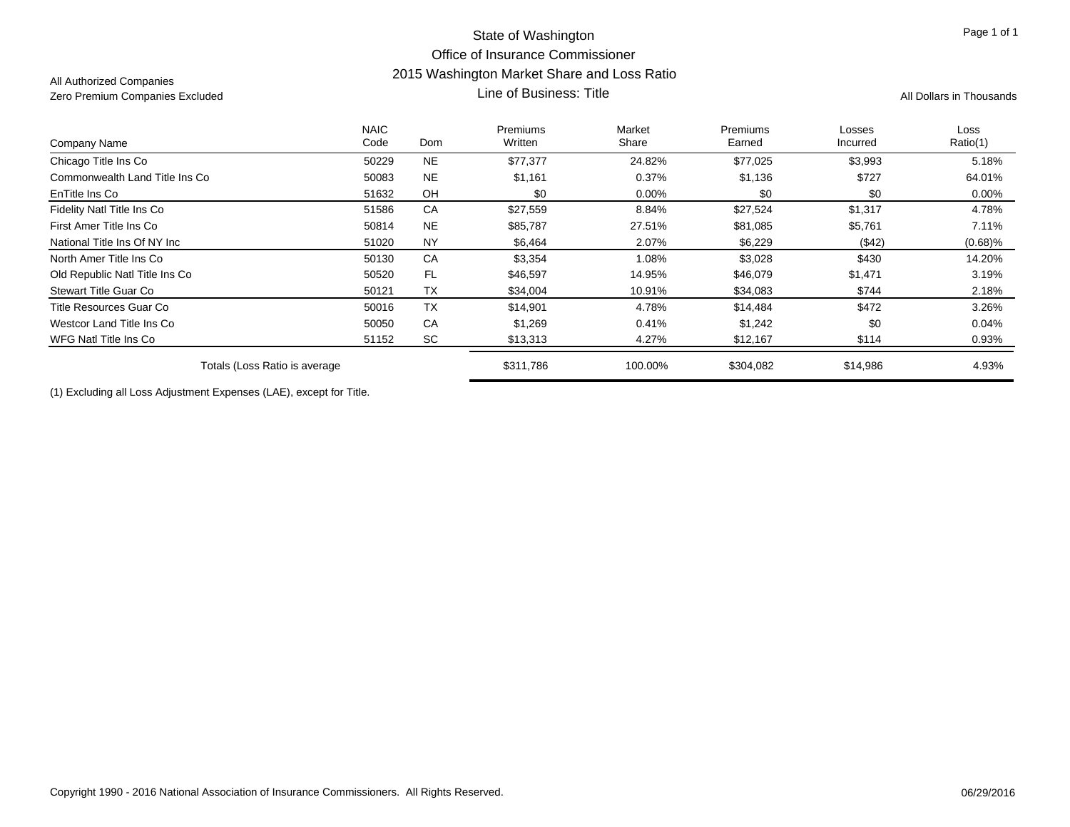State of Washington
Office of Insurance Commissioner
2015 Washington Market Share and Loss Ratio
Line of Business: Title

All Authorized Companies
Zero Premium Companies Excluded

All Dollars in Thousands

| Company Name | NAIC Code | Dom | Premiums Written | Market Share | Premiums Earned | Losses Incurred | Loss Ratio(1) |
|---|---|---|---|---|---|---|---|
| Chicago Title Ins Co | 50229 | NE | $77,377 | 24.82% | $77,025 | $3,993 | 5.18% |
| Commonwealth Land Title Ins Co | 50083 | NE | $1,161 | 0.37% | $1,136 | $727 | 64.01% |
| EnTitle Ins Co | 51632 | OH | $0 | 0.00% | $0 | $0 | 0.00% |
| Fidelity Natl Title Ins Co | 51586 | CA | $27,559 | 8.84% | $27,524 | $1,317 | 4.78% |
| First Amer Title Ins Co | 50814 | NE | $85,787 | 27.51% | $81,085 | $5,761 | 7.11% |
| National Title Ins Of NY Inc | 51020 | NY | $6,464 | 2.07% | $6,229 | ($42) | (0.68)% |
| North Amer Title Ins Co | 50130 | CA | $3,354 | 1.08% | $3,028 | $430 | 14.20% |
| Old Republic Natl Title Ins Co | 50520 | FL | $46,597 | 14.95% | $46,079 | $1,471 | 3.19% |
| Stewart Title Guar Co | 50121 | TX | $34,004 | 10.91% | $34,083 | $744 | 2.18% |
| Title Resources Guar Co | 50016 | TX | $14,901 | 4.78% | $14,484 | $472 | 3.26% |
| Westcor Land Title Ins Co | 50050 | CA | $1,269 | 0.41% | $1,242 | $0 | 0.04% |
| WFG Natl Title Ins Co | 51152 | SC | $13,313 | 4.27% | $12,167 | $114 | 0.93% |
| Totals (Loss Ratio is average | | | $311,786 | 100.00% | $304,082 | $14,986 | 4.93% |

(1) Excluding all Loss Adjustment Expenses (LAE), except for Title.

Copyright 1990 - 2016 National Association of Insurance Commissioners. All Rights Reserved.

06/29/2016